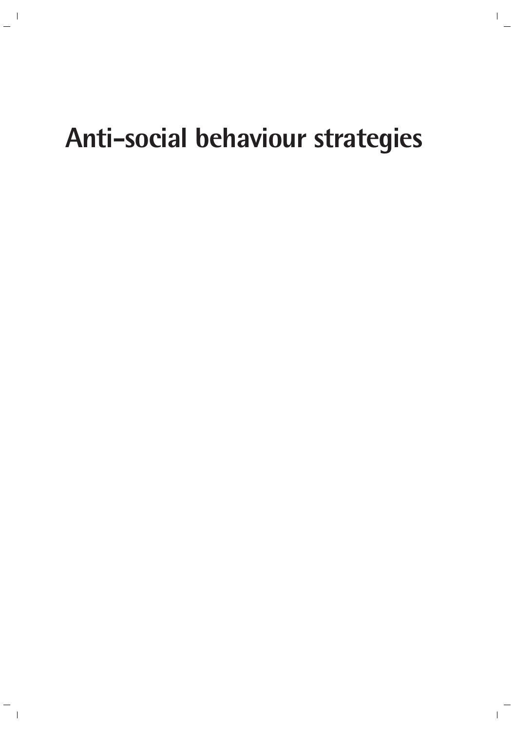# Anti-social behaviour strategies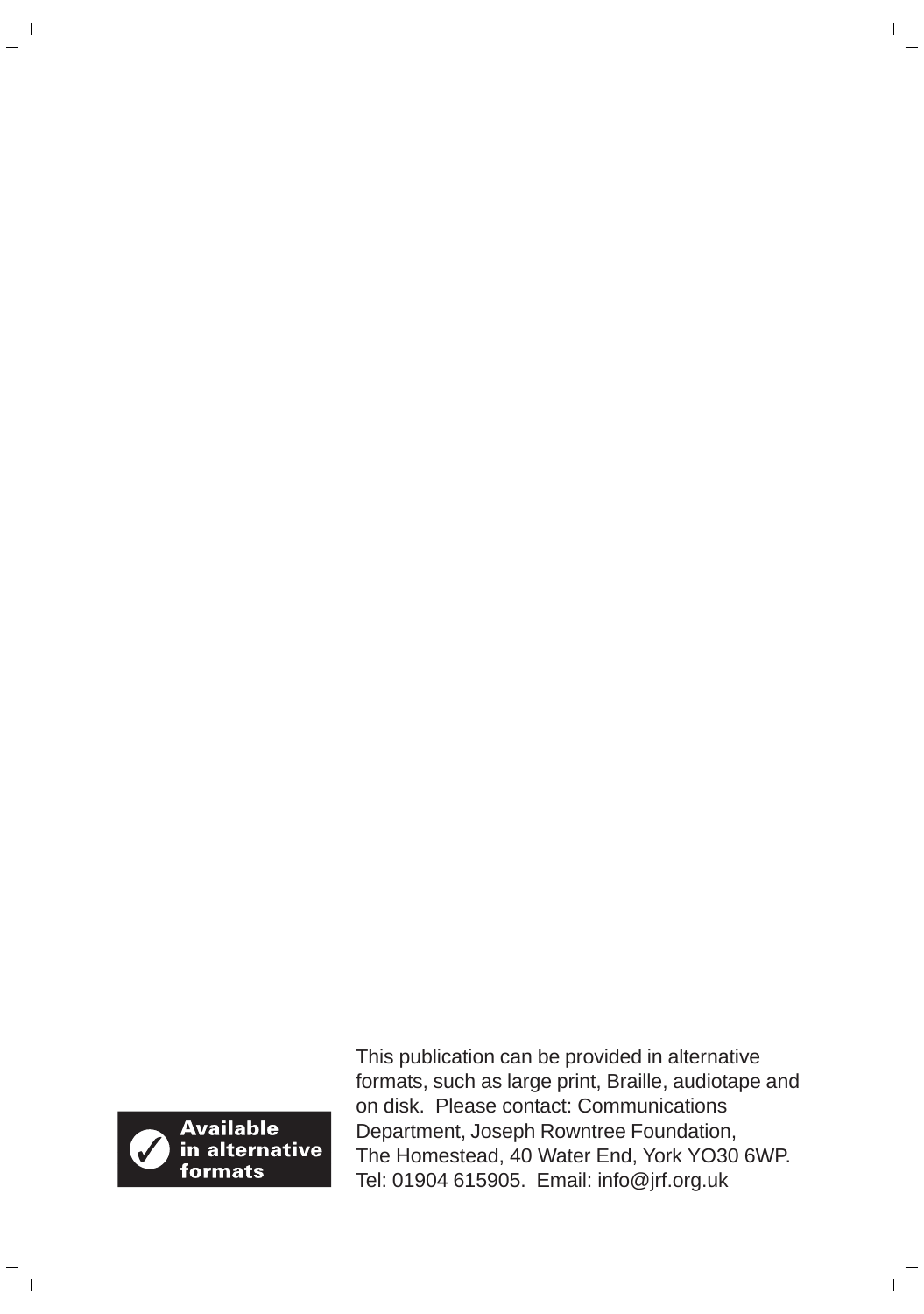**Available in alternative formats**

This publication can be provided in alternative formats, such as large print, Braille, audiotape and on disk. Please contact: Communications Department, Joseph Rowntree Foundation, The Homestead, 40 Water End, York YO30 6WP. Tel: 01904 615905. Email: info@jrf.org.uk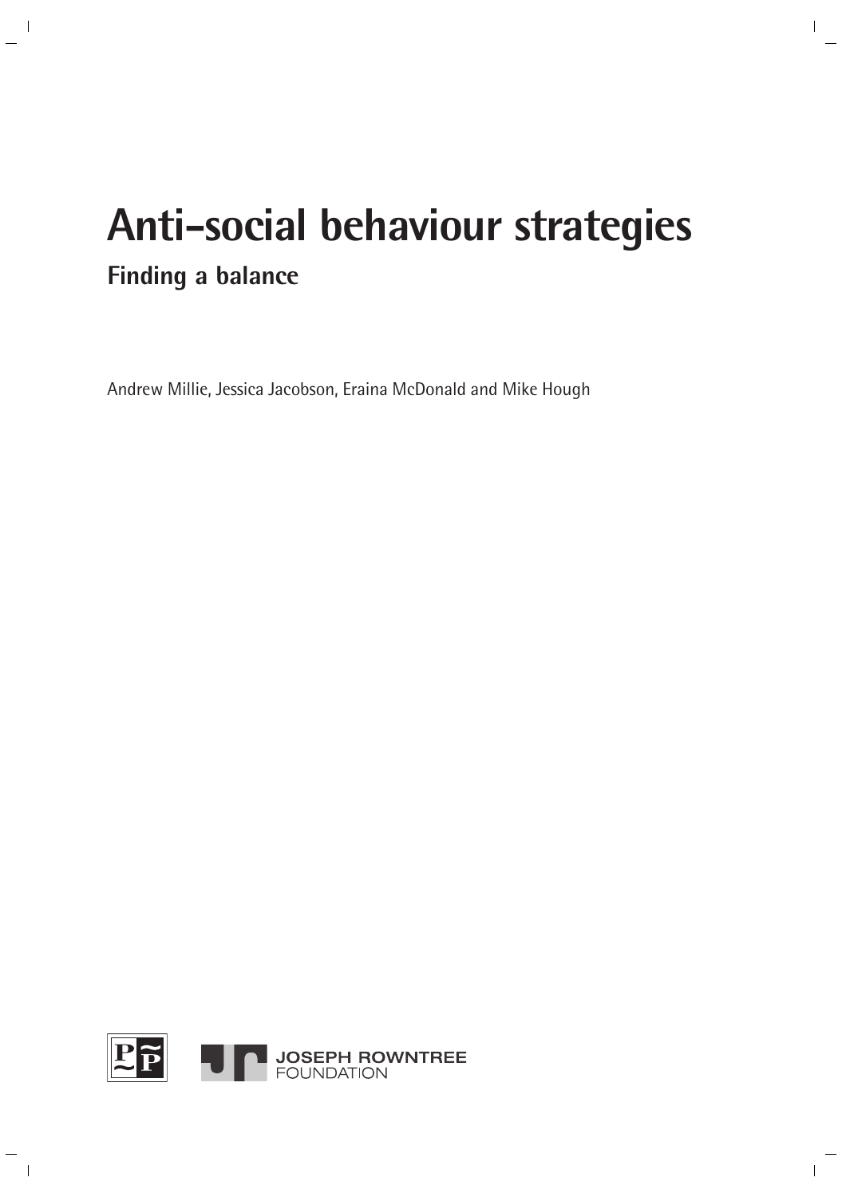# Anti-social behaviour strategies

## Finding a balance

Andrew Millie, Jessica Jacobson, Eraina McDonald and Mike Hough

JOSEPH ROWNTREE FOUNDATION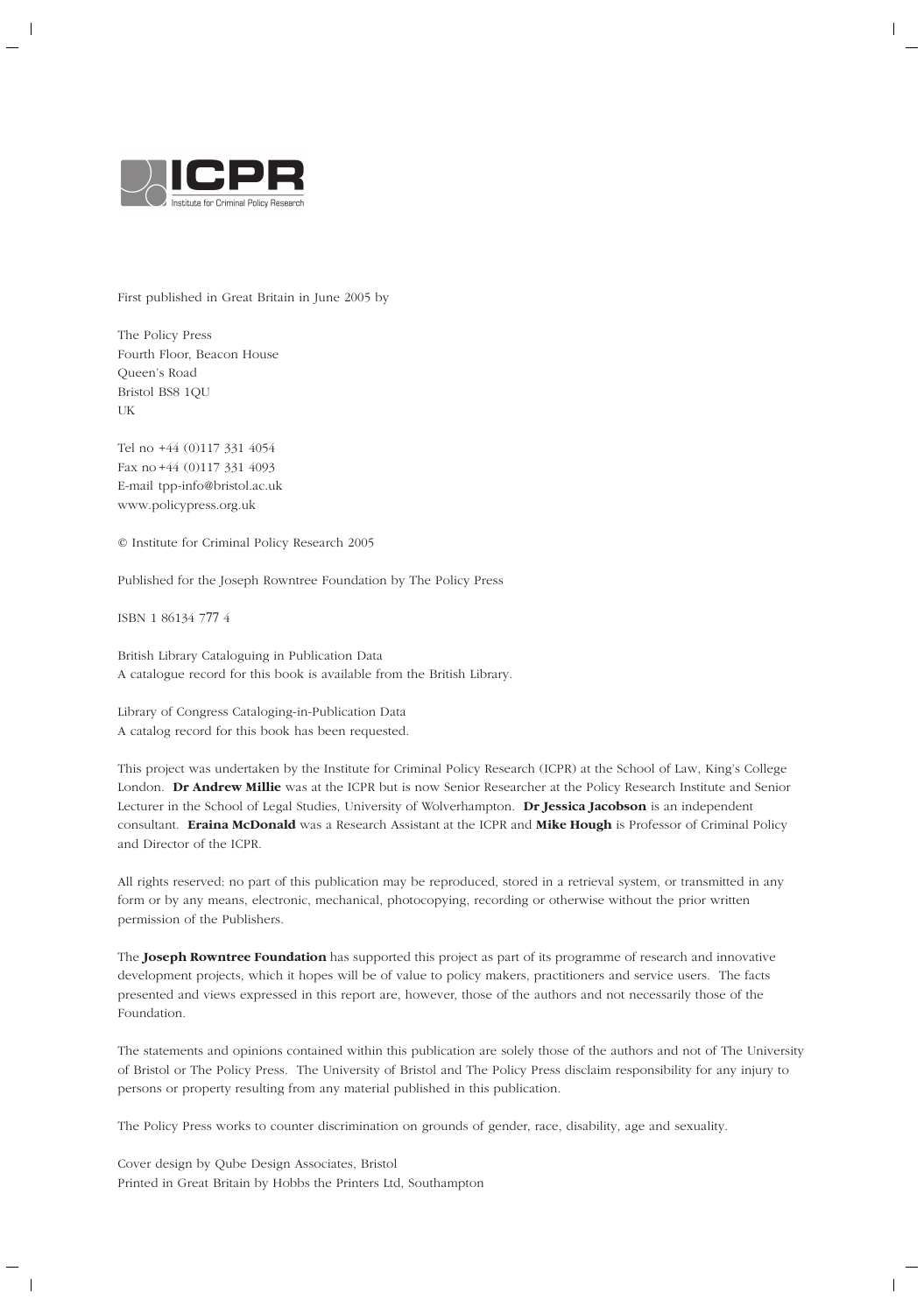ICPR

Institute for Criminal Policy Research

First published in Great Britain in June 2005 by

The Policy Press
Fourth Floor, Beacon House
Queen's Road
Bristol BS8 1QU
UK

Tel no +44 (0)117 331 4054
Fax no +44 (0)117 331 4093
E-mail tpp-info@bristol.ac.uk
www.policypress.org.uk

© Institute for Criminal Policy Research 2005

Published for the Joseph Rowntree Foundation by The Policy Press

ISBN 1 86134 777 4

British Library Cataloguing in Publication Data
A catalogue record for this book is available from the British Library.

Library of Congress Cataloging-in-Publication Data
A catalog record for this book has been requested.

This project was undertaken by the Institute for Criminal Policy Research (ICPR) at the School of Law, King's College London. **Dr Andrew Millie** was at the ICPR but is now Senior Researcher at the Policy Research Institute and Senior Lecturer in the School of Legal Studies, University of Wolverhampton. **Dr Jessica Jacobson** is an independent consultant. **Eraina McDonald** was a Research Assistant at the ICPR and **Mike Hough** is Professor of Criminal Policy and Director of the ICPR.

All rights reserved: no part of this publication may be reproduced, stored in a retrieval system, or transmitted in any form or by any means, electronic, mechanical, photocopying, recording or otherwise without the prior written permission of the Publishers.

The **Joseph Rowntree Foundation** has supported this project as part of its programme of research and innovative development projects, which it hopes will be of value to policy makers, practitioners and service users. The facts presented and views expressed in this report are, however, those of the authors and not necessarily those of the Foundation.

The statements and opinions contained within this publication are solely those of the authors and not of The University of Bristol or The Policy Press. The University of Bristol and The Policy Press disclaim responsibility for any injury to persons or property resulting from any material published in this publication.

The Policy Press works to counter discrimination on grounds of gender, race, disability, age and sexuality.

Cover design by Qube Design Associates, Bristol
Printed in Great Britain by Hobbs the Printers Ltd, Southampton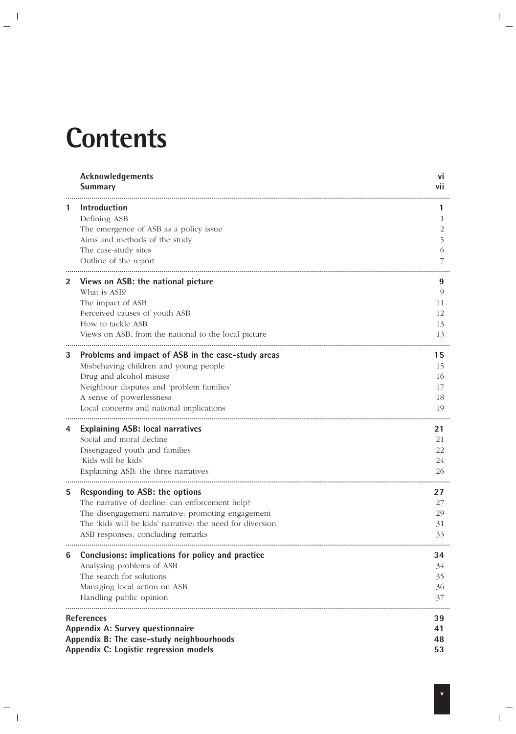# Contents

| | | |
|---|---|---|
| | **Acknowledgements** | **vi** |
| | **Summary** | **vii** |
| **1** | **Introduction** | **1** |
| | Defining ASB | 1 |
| | The emergence of ASB as a policy issue | 2 |
| | Aims and methods of the study | 5 |
| | The case-study sites | 6 |
| | Outline of the report | 7 |
| **2** | **Views on ASB: the national picture** | **9** |
| | What is ASB? | 9 |
| | The impact of ASB | 11 |
| | Perceived causes of youth ASB | 12 |
| | How to tackle ASB | 13 |
| | Views on ASB: from the national to the local picture | 13 |
| **3** | **Problems and impact of ASB in the case-study areas** | **15** |
| | Misbehaving children and young people | 15 |
| | Drug and alcohol misuse | 16 |
| | Neighbour disputes and 'problem families' | 17 |
| | A sense of powerlessness | 18 |
| | Local concerns and national implications | 19 |
| **4** | **Explaining ASB: local narratives** | **21** |
| | Social and moral decline | 21 |
| | Disengaged youth and families | 22 |
| | 'Kids will be kids' | 24 |
| | Explaining ASB: the three narratives | 26 |
| **5** | **Responding to ASB: the options** | **27** |
| | The narrative of decline: can enforcement help? | 27 |
| | The disengagement narrative: promoting engagement | 29 |
| | The 'kids will be kids' narrative: the need for diversion | 31 |
| | ASB responses: concluding remarks | 33 |
| **6** | **Conclusions: implications for policy and practice** | **34** |
| | Analysing problems of ASB | 34 |
| | The search for solutions | 35 |
| | Managing local action on ASB | 36 |
| | Handling public opinion | 37 |
| | **References** | **39** |
| | **Appendix A: Survey questionnaire** | **41** |
| | **Appendix B: The case-study neighbourhoods** | **48** |
| | **Appendix C: Logistic regression models** | **53** |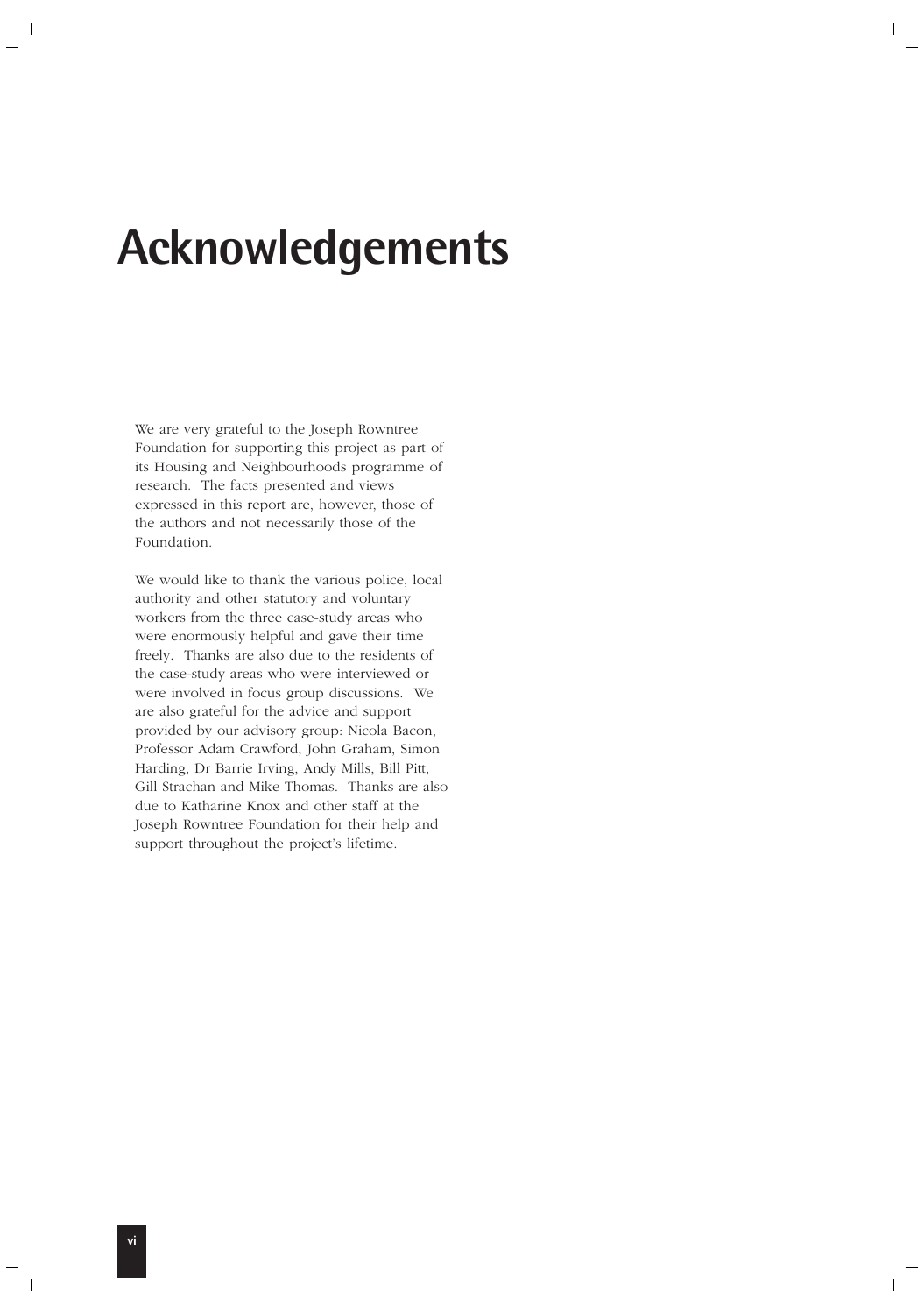# Acknowledgements

We are very grateful to the Joseph Rowntree Foundation for supporting this project as part of its Housing and Neighbourhoods programme of research. The facts presented and views expressed in this report are, however, those of the authors and not necessarily those of the Foundation.

We would like to thank the various police, local authority and other statutory and voluntary workers from the three case-study areas who were enormously helpful and gave their time freely. Thanks are also due to the residents of the case-study areas who were interviewed or were involved in focus group discussions. We are also grateful for the advice and support provided by our advisory group: Nicola Bacon, Professor Adam Crawford, John Graham, Simon Harding, Dr Barrie Irving, Andy Mills, Bill Pitt, Gill Strachan and Mike Thomas. Thanks are also due to Katharine Knox and other staff at the Joseph Rowntree Foundation for their help and support throughout the project's lifetime.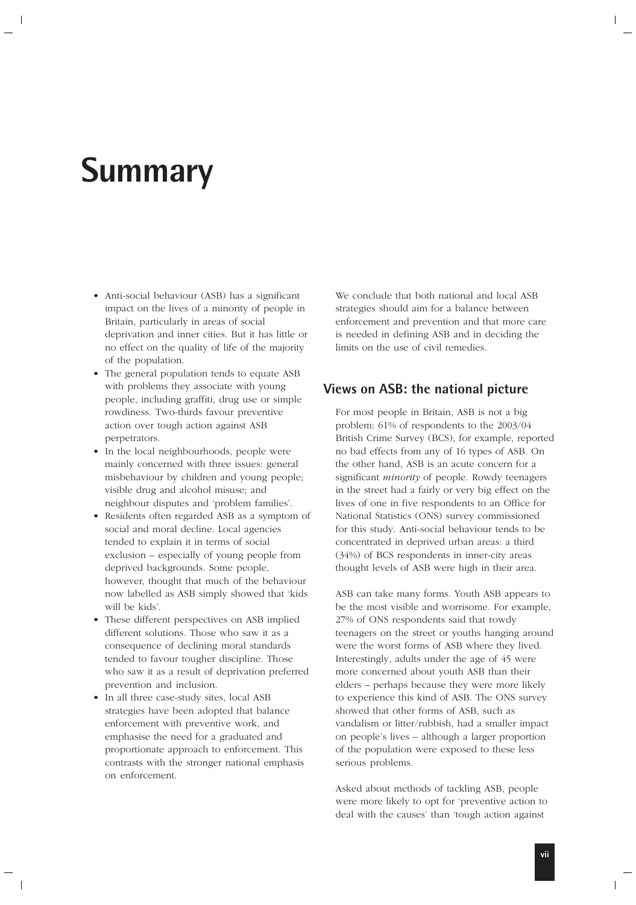# Summary

- Anti-social behaviour (ASB) has a significant impact on the lives of a minority of people in Britain, particularly in areas of social deprivation and inner cities. But it has little or no effect on the quality of life of the majority of the population.
- The general population tends to equate ASB with problems they associate with young people, including graffiti, drug use or simple rowdiness. Two-thirds favour preventive action over tough action against ASB perpetrators.
- In the local neighbourhoods, people were mainly concerned with three issues: general misbehaviour by children and young people; visible drug and alcohol misuse; and neighbour disputes and 'problem families'.
- Residents often regarded ASB as a symptom of social and moral decline. Local agencies tended to explain it in terms of social exclusion – especially of young people from deprived backgrounds. Some people, however, thought that much of the behaviour now labelled as ASB simply showed that 'kids will be kids'.
- These different perspectives on ASB implied different solutions. Those who saw it as a consequence of declining moral standards tended to favour tougher discipline. Those who saw it as a result of deprivation preferred prevention and inclusion.
- In all three case-study sites, local ASB strategies have been adopted that balance enforcement with preventive work, and emphasise the need for a graduated and proportionate approach to enforcement. This contrasts with the stronger national emphasis on enforcement.

We conclude that both national and local ASB strategies should aim for a balance between enforcement and prevention and that more care is needed in defining ASB and in deciding the limits on the use of civil remedies.

## Views on ASB: the national picture

For most people in Britain, ASB is not a big problem: 61% of respondents to the 2003/04 British Crime Survey (BCS), for example, reported no bad effects from any of 16 types of ASB. On the other hand, ASB is an acute concern for a significant *minority* of people. Rowdy teenagers in the street had a fairly or very big effect on the lives of one in five respondents to an Office for National Statistics (ONS) survey commissioned for this study. Anti-social behaviour tends to be concentrated in deprived urban areas: a third (34%) of BCS respondents in inner-city areas thought levels of ASB were high in their area.

ASB can take many forms. Youth ASB appears to be the most visible and worrisome. For example, 27% of ONS respondents said that rowdy teenagers on the street or youths hanging around were the worst forms of ASB where they lived. Interestingly, adults under the age of 45 were more concerned about youth ASB than their elders – perhaps because they were more likely to experience this kind of ASB. The ONS survey showed that other forms of ASB, such as vandalism or litter/rubbish, had a smaller impact on people's lives – although a larger proportion of the population were exposed to these less serious problems.

Asked about methods of tackling ASB, people were more likely to opt for 'preventive action to deal with the causes' than 'tough action against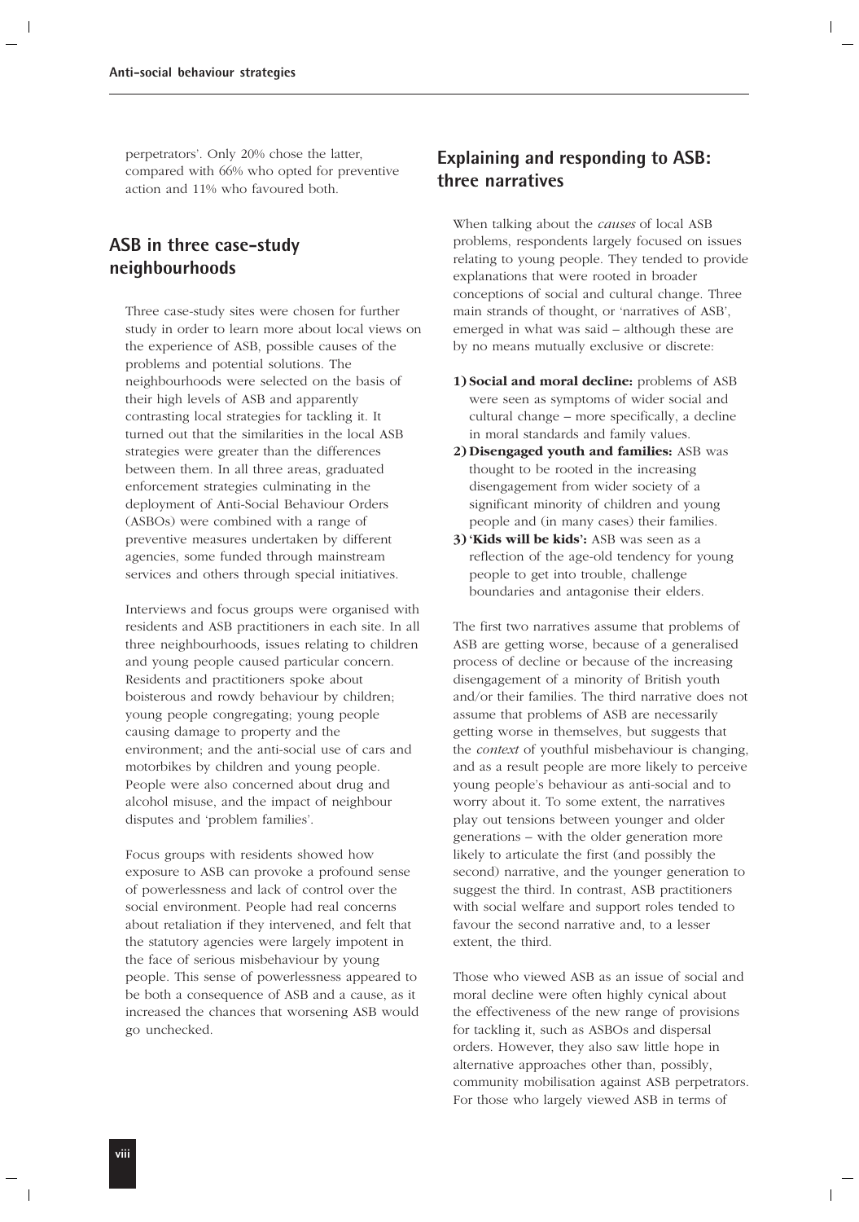perpetrators'. Only 20% chose the latter, compared with 66% who opted for preventive action and 11% who favoured both.

## ASB in three case-study neighbourhoods

Three case-study sites were chosen for further study in order to learn more about local views on the experience of ASB, possible causes of the problems and potential solutions. The neighbourhoods were selected on the basis of their high levels of ASB and apparently contrasting local strategies for tackling it. It turned out that the similarities in the local ASB strategies were greater than the differences between them. In all three areas, graduated enforcement strategies culminating in the deployment of Anti-Social Behaviour Orders (ASBOs) were combined with a range of preventive measures undertaken by different agencies, some funded through mainstream services and others through special initiatives.

Interviews and focus groups were organised with residents and ASB practitioners in each site. In all three neighbourhoods, issues relating to children and young people caused particular concern. Residents and practitioners spoke about boisterous and rowdy behaviour by children; young people congregating; young people causing damage to property and the environment; and the anti-social use of cars and motorbikes by children and young people. People were also concerned about drug and alcohol misuse, and the impact of neighbour disputes and 'problem families'.

Focus groups with residents showed how exposure to ASB can provoke a profound sense of powerlessness and lack of control over the social environment. People had real concerns about retaliation if they intervened, and felt that the statutory agencies were largely impotent in the face of serious misbehaviour by young people. This sense of powerlessness appeared to be both a consequence of ASB and a cause, as it increased the chances that worsening ASB would go unchecked.

## Explaining and responding to ASB: three narratives

When talking about the *causes* of local ASB problems, respondents largely focused on issues relating to young people. They tended to provide explanations that were rooted in broader conceptions of social and cultural change. Three main strands of thought, or 'narratives of ASB', emerged in what was said – although these are by no means mutually exclusive or discrete:

1) **Social and moral decline:** problems of ASB were seen as symptoms of wider social and cultural change – more specifically, a decline in moral standards and family values.
2) **Disengaged youth and families:** ASB was thought to be rooted in the increasing disengagement from wider society of a significant minority of children and young people and (in many cases) their families.
3) **'Kids will be kids':** ASB was seen as a reflection of the age-old tendency for young people to get into trouble, challenge boundaries and antagonise their elders.

The first two narratives assume that problems of ASB are getting worse, because of a generalised process of decline or because of the increasing disengagement of a minority of British youth and/or their families. The third narrative does not assume that problems of ASB are necessarily getting worse in themselves, but suggests that the *context* of youthful misbehaviour is changing, and as a result people are more likely to perceive young people's behaviour as anti-social and to worry about it. To some extent, the narratives play out tensions between younger and older generations – with the older generation more likely to articulate the first (and possibly the second) narrative, and the younger generation to suggest the third. In contrast, ASB practitioners with social welfare and support roles tended to favour the second narrative and, to a lesser extent, the third.

Those who viewed ASB as an issue of social and moral decline were often highly cynical about the effectiveness of the new range of provisions for tackling it, such as ASBOs and dispersal orders. However, they also saw little hope in alternative approaches other than, possibly, community mobilisation against ASB perpetrators. For those who largely viewed ASB in terms of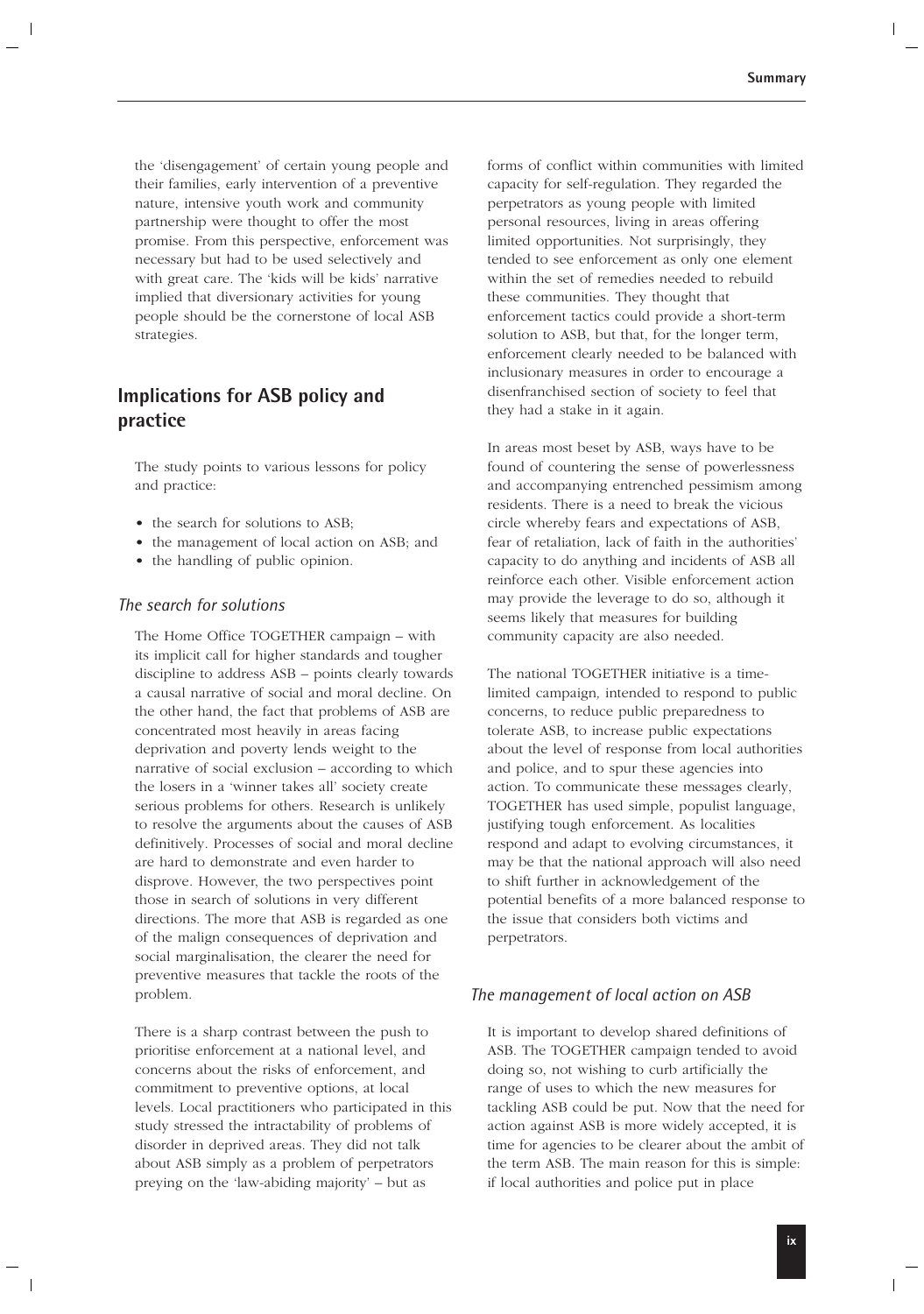the 'disengagement' of certain young people and their families, early intervention of a preventive nature, intensive youth work and community partnership were thought to offer the most promise. From this perspective, enforcement was necessary but had to be used selectively and with great care. The 'kids will be kids' narrative implied that diversionary activities for young people should be the cornerstone of local ASB strategies.

## Implications for ASB policy and practice

The study points to various lessons for policy and practice:

- the search for solutions to ASB;
- the management of local action on ASB; and
- the handling of public opinion.

### *The search for solutions*

The Home Office TOGETHER campaign – with its implicit call for higher standards and tougher discipline to address ASB – points clearly towards a causal narrative of social and moral decline. On the other hand, the fact that problems of ASB are concentrated most heavily in areas facing deprivation and poverty lends weight to the narrative of social exclusion – according to which the losers in a 'winner takes all' society create serious problems for others. Research is unlikely to resolve the arguments about the causes of ASB definitively. Processes of social and moral decline are hard to demonstrate and even harder to disprove. However, the two perspectives point those in search of solutions in very different directions. The more that ASB is regarded as one of the malign consequences of deprivation and social marginalisation, the clearer the need for preventive measures that tackle the roots of the problem.

There is a sharp contrast between the push to prioritise enforcement at a national level, and concerns about the risks of enforcement, and commitment to preventive options, at local levels. Local practitioners who participated in this study stressed the intractability of problems of disorder in deprived areas. They did not talk about ASB simply as a problem of perpetrators preying on the 'law-abiding majority' – but as forms of conflict within communities with limited capacity for self-regulation. They regarded the perpetrators as young people with limited personal resources, living in areas offering limited opportunities. Not surprisingly, they tended to see enforcement as only one element within the set of remedies needed to rebuild these communities. They thought that enforcement tactics could provide a short-term solution to ASB, but that, for the longer term, enforcement clearly needed to be balanced with inclusionary measures in order to encourage a disenfranchised section of society to feel that they had a stake in it again.

In areas most beset by ASB, ways have to be found of countering the sense of powerlessness and accompanying entrenched pessimism among residents. There is a need to break the vicious circle whereby fears and expectations of ASB, fear of retaliation, lack of faith in the authorities' capacity to do anything and incidents of ASB all reinforce each other. Visible enforcement action may provide the leverage to do so, although it seems likely that measures for building community capacity are also needed.

The national TOGETHER initiative is a time-limited campaign, intended to respond to public concerns, to reduce public preparedness to tolerate ASB, to increase public expectations about the level of response from local authorities and police, and to spur these agencies into action. To communicate these messages clearly, TOGETHER has used simple, populist language, justifying tough enforcement. As localities respond and adapt to evolving circumstances, it may be that the national approach will also need to shift further in acknowledgement of the potential benefits of a more balanced response to the issue that considers both victims and perpetrators.

### *The management of local action on ASB*

It is important to develop shared definitions of ASB. The TOGETHER campaign tended to avoid doing so, not wishing to curb artificially the range of uses to which the new measures for tackling ASB could be put. Now that the need for action against ASB is more widely accepted, it is time for agencies to be clearer about the ambit of the term ASB. The main reason for this is simple: if local authorities and police put in place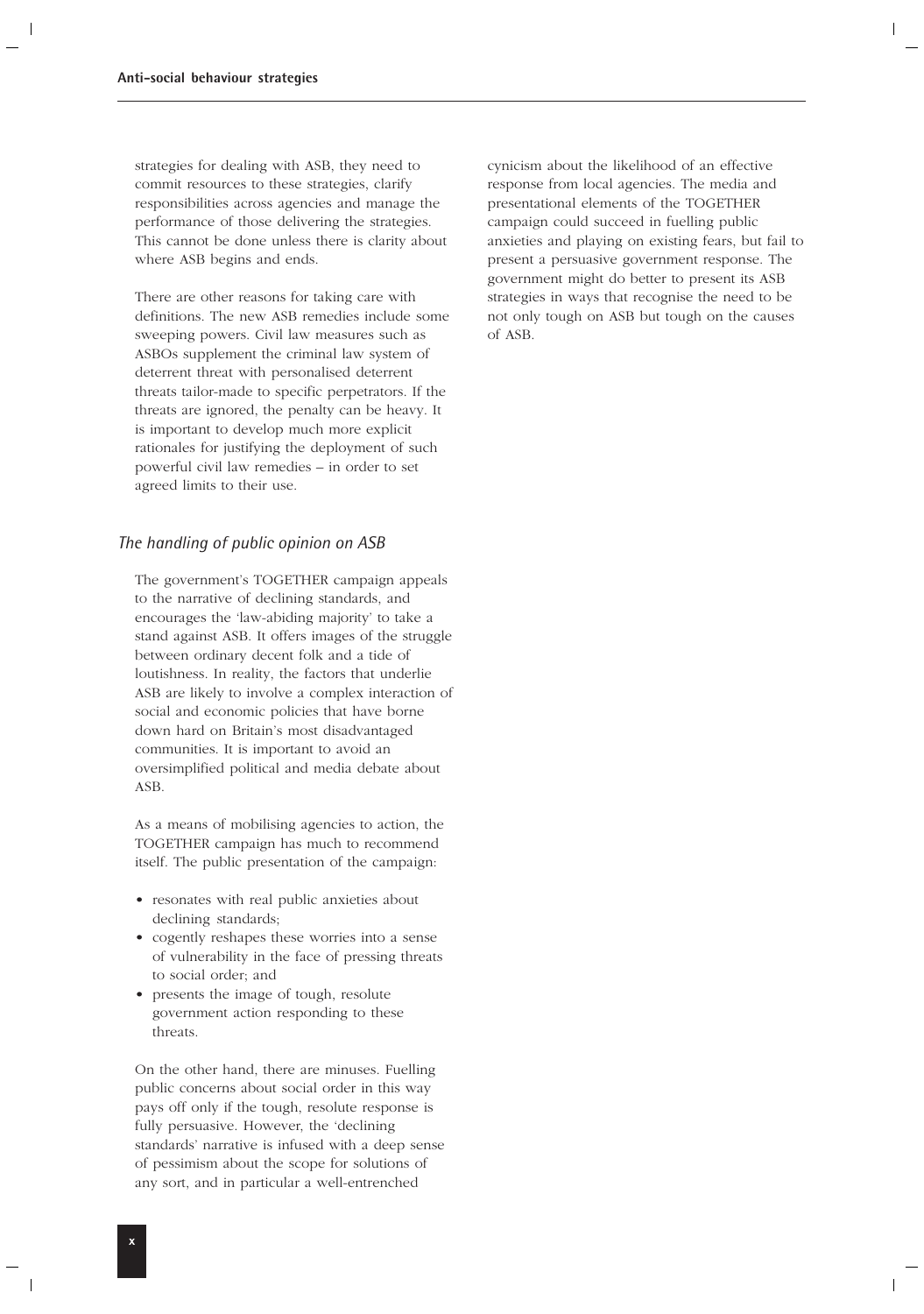strategies for dealing with ASB, they need to commit resources to these strategies, clarify responsibilities across agencies and manage the performance of those delivering the strategies. This cannot be done unless there is clarity about where ASB begins and ends.

There are other reasons for taking care with definitions. The new ASB remedies include some sweeping powers. Civil law measures such as ASBOs supplement the criminal law system of deterrent threat with personalised deterrent threats tailor-made to specific perpetrators. If the threats are ignored, the penalty can be heavy. It is important to develop much more explicit rationales for justifying the deployment of such powerful civil law remedies – in order to set agreed limits to their use.

### *The handling of public opinion on ASB*

The government's TOGETHER campaign appeals to the narrative of declining standards, and encourages the 'law-abiding majority' to take a stand against ASB. It offers images of the struggle between ordinary decent folk and a tide of loutishness. In reality, the factors that underlie ASB are likely to involve a complex interaction of social and economic policies that have borne down hard on Britain's most disadvantaged communities. It is important to avoid an oversimplified political and media debate about ASB.

As a means of mobilising agencies to action, the TOGETHER campaign has much to recommend itself. The public presentation of the campaign:

- resonates with real public anxieties about declining standards;
- cogently reshapes these worries into a sense of vulnerability in the face of pressing threats to social order; and
- presents the image of tough, resolute government action responding to these threats.

On the other hand, there are minuses. Fuelling public concerns about social order in this way pays off only if the tough, resolute response is fully persuasive. However, the 'declining standards' narrative is infused with a deep sense of pessimism about the scope for solutions of any sort, and in particular a well-entrenched cynicism about the likelihood of an effective response from local agencies. The media and presentational elements of the TOGETHER campaign could succeed in fuelling public anxieties and playing on existing fears, but fail to present a persuasive government response. The government might do better to present its ASB strategies in ways that recognise the need to be not only tough on ASB but tough on the causes of ASB.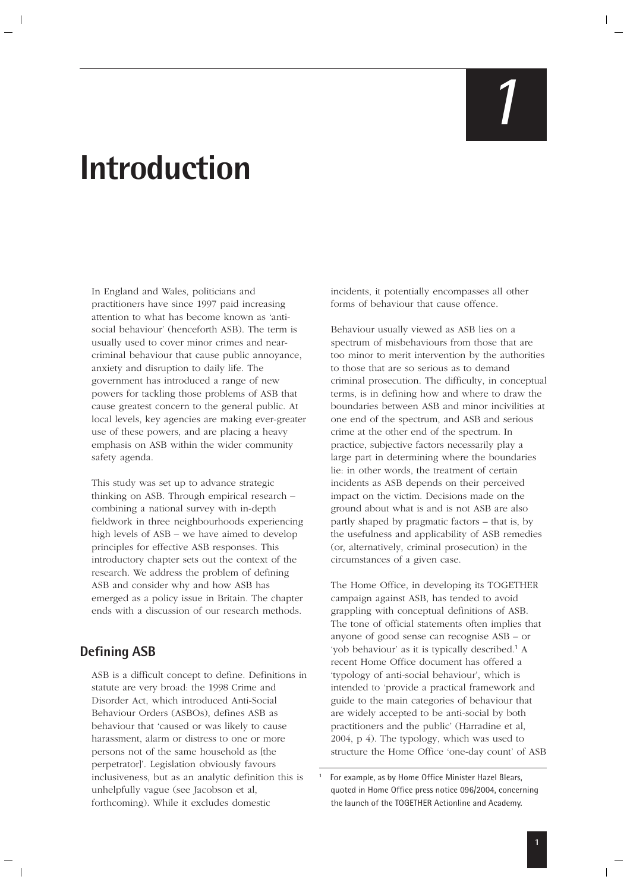# 1

# Introduction

In England and Wales, politicians and practitioners have since 1997 paid increasing attention to what has become known as 'anti-social behaviour' (henceforth ASB). The term is usually used to cover minor crimes and near-criminal behaviour that cause public annoyance, anxiety and disruption to daily life. The government has introduced a range of new powers for tackling those problems of ASB that cause greatest concern to the general public. At local levels, key agencies are making ever-greater use of these powers, and are placing a heavy emphasis on ASB within the wider community safety agenda.

This study was set up to advance strategic thinking on ASB. Through empirical research – combining a national survey with in-depth fieldwork in three neighbourhoods experiencing high levels of ASB – we have aimed to develop principles for effective ASB responses. This introductory chapter sets out the context of the research. We address the problem of defining ASB and consider why and how ASB has emerged as a policy issue in Britain. The chapter ends with a discussion of our research methods.

## Defining ASB

ASB is a difficult concept to define. Definitions in statute are very broad: the 1998 Crime and Disorder Act, which introduced Anti-Social Behaviour Orders (ASBOs), defines ASB as behaviour that 'caused or was likely to cause harassment, alarm or distress to one or more persons not of the same household as [the perpetrator]'. Legislation obviously favours inclusiveness, but as an analytic definition this is unhelpfully vague (see Jacobson et al, forthcoming). While it excludes domestic incidents, it potentially encompasses all other forms of behaviour that cause offence.

Behaviour usually viewed as ASB lies on a spectrum of misbehaviours from those that are too minor to merit intervention by the authorities to those that are so serious as to demand criminal prosecution. The difficulty, in conceptual terms, is in defining how and where to draw the boundaries between ASB and minor incivilities at one end of the spectrum, and ASB and serious crime at the other end of the spectrum. In practice, subjective factors necessarily play a large part in determining where the boundaries lie: in other words, the treatment of certain incidents as ASB depends on their perceived impact on the victim. Decisions made on the ground about what is and is not ASB are also partly shaped by pragmatic factors – that is, by the usefulness and applicability of ASB remedies (or, alternatively, criminal prosecution) in the circumstances of a given case.

The Home Office, in developing its TOGETHER campaign against ASB, has tended to avoid grappling with conceptual definitions of ASB. The tone of official statements often implies that anyone of good sense can recognise ASB – or 'yob behaviour' as it is typically described.[1] A recent Home Office document has offered a 'typology of anti-social behaviour', which is intended to 'provide a practical framework and guide to the main categories of behaviour that are widely accepted to be anti-social by both practitioners and the public' (Harradine et al, 2004, p 4). The typology, which was used to structure the Home Office 'one-day count' of ASB

[1] For example, as by Home Office Minister Hazel Blears, quoted in Home Office press notice 096/2004, concerning the launch of the TOGETHER Actionline and Academy.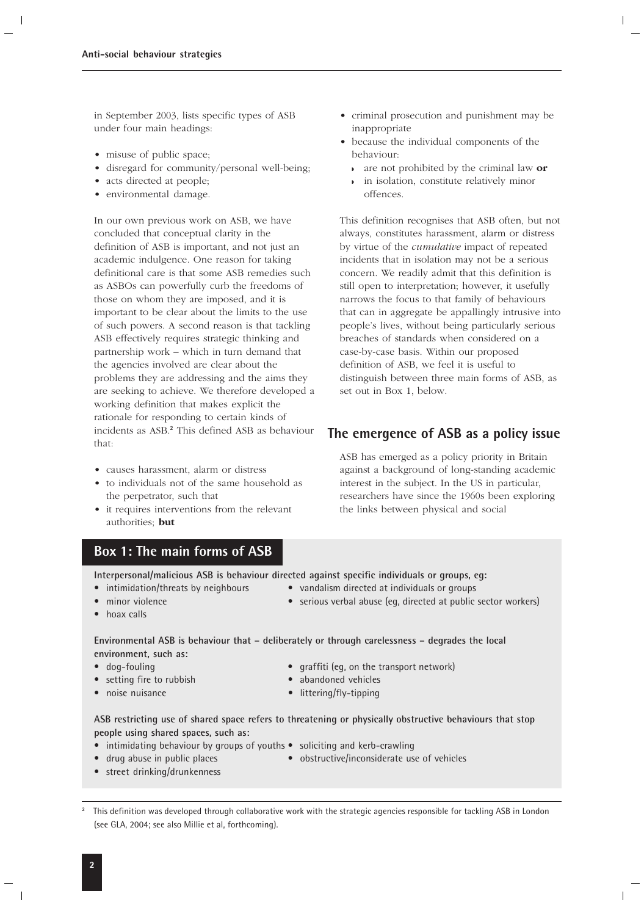in September 2003, lists specific types of ASB under four main headings:

- misuse of public space;
- disregard for community/personal well-being;
- acts directed at people;
- environmental damage.

In our own previous work on ASB, we have concluded that conceptual clarity in the definition of ASB is important, and not just an academic indulgence. One reason for taking definitional care is that some ASB remedies such as ASBOs can powerfully curb the freedoms of those on whom they are imposed, and it is important to be clear about the limits to the use of such powers. A second reason is that tackling ASB effectively requires strategic thinking and partnership work – which in turn demand that the agencies involved are clear about the problems they are addressing and the aims they are seeking to achieve. We therefore developed a working definition that makes explicit the rationale for responding to certain kinds of incidents as ASB.[2] This defined ASB as behaviour that:

- causes harassment, alarm or distress
- to individuals not of the same household as the perpetrator, such that
- it requires interventions from the relevant authorities; **but**
- criminal prosecution and punishment may be inappropriate
- because the individual components of the behaviour:
  - are not prohibited by the criminal law **or**
  - in isolation, constitute relatively minor offences.

This definition recognises that ASB often, but not always, constitutes harassment, alarm or distress by virtue of the *cumulative* impact of repeated incidents that in isolation may not be a serious concern. We readily admit that this definition is still open to interpretation; however, it usefully narrows the focus to that family of behaviours that can in aggregate be appallingly intrusive into people's lives, without being particularly serious breaches of standards when considered on a case-by-case basis. Within our proposed definition of ASB, we feel it is useful to distinguish between three main forms of ASB, as set out in Box 1, below.

## The emergence of ASB as a policy issue

ASB has emerged as a policy priority in Britain against a background of long-standing academic interest in the subject. In the US in particular, researchers have since the 1960s been exploring the links between physical and social

### Box 1: The main forms of ASB

**Interpersonal/malicious ASB is behaviour directed against specific individuals or groups, eg:**

- intimidation/threats by neighbours
- minor violence
- hoax calls
- vandalism directed at individuals or groups
- serious verbal abuse (eg, directed at public sector workers)

**Environmental ASB is behaviour that – deliberately or through carelessness – degrades the local environment, such as:**

- dog-fouling
- setting fire to rubbish
- noise nuisance
- graffiti (eg, on the transport network)
- abandoned vehicles
- littering/fly-tipping

**ASB restricting use of shared space refers to threatening or physically obstructive behaviours that stop people using shared spaces, such as:**

- intimidating behaviour by groups of youths
- drug abuse in public places
- street drinking/drunkenness
- soliciting and kerb-crawling
- obstructive/inconsiderate use of vehicles

[2] This definition was developed through collaborative work with the strategic agencies responsible for tackling ASB in London (see GLA, 2004; see also Millie et al, forthcoming).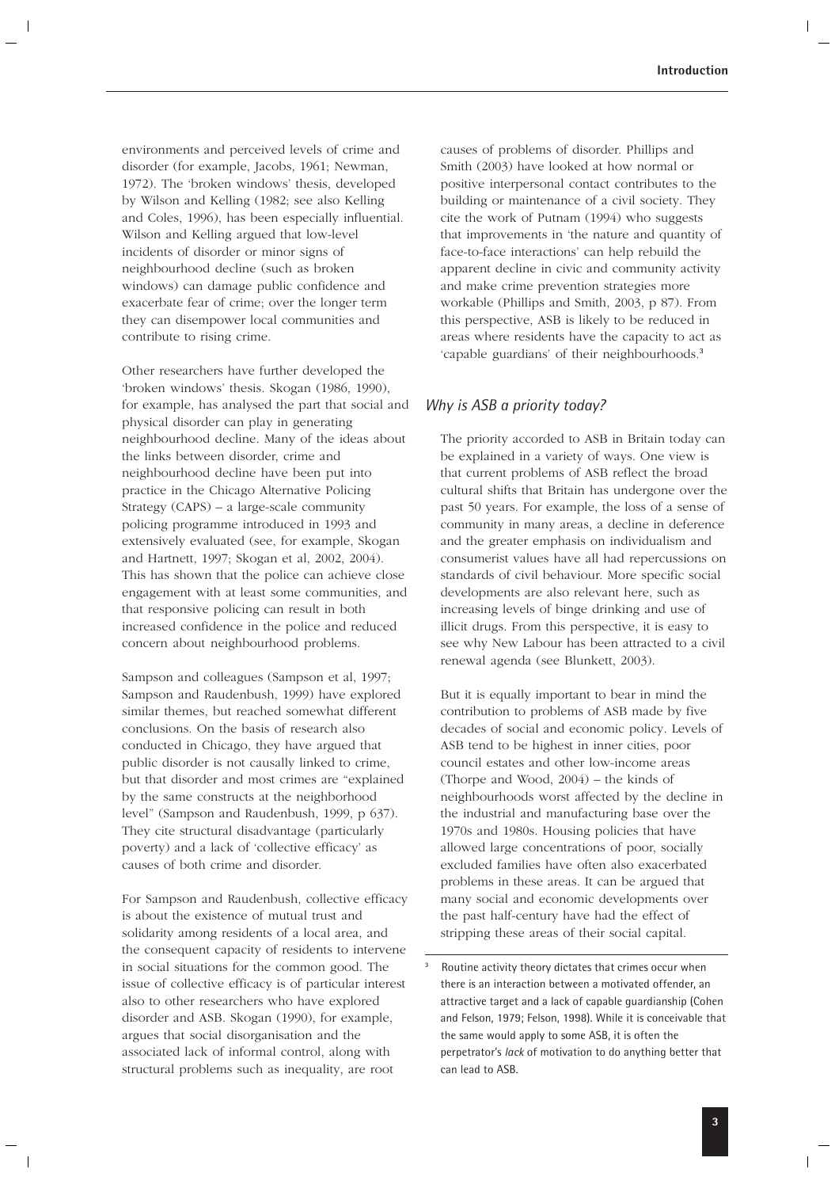environments and perceived levels of crime and disorder (for example, Jacobs, 1961; Newman, 1972). The 'broken windows' thesis, developed by Wilson and Kelling (1982; see also Kelling and Coles, 1996), has been especially influential. Wilson and Kelling argued that low-level incidents of disorder or minor signs of neighbourhood decline (such as broken windows) can damage public confidence and exacerbate fear of crime; over the longer term they can disempower local communities and contribute to rising crime.

Other researchers have further developed the 'broken windows' thesis. Skogan (1986, 1990), for example, has analysed the part that social and physical disorder can play in generating neighbourhood decline. Many of the ideas about the links between disorder, crime and neighbourhood decline have been put into practice in the Chicago Alternative Policing Strategy (CAPS) – a large-scale community policing programme introduced in 1993 and extensively evaluated (see, for example, Skogan and Hartnett, 1997; Skogan et al, 2002, 2004). This has shown that the police can achieve close engagement with at least some communities, and that responsive policing can result in both increased confidence in the police and reduced concern about neighbourhood problems.

Sampson and colleagues (Sampson et al, 1997; Sampson and Raudenbush, 1999) have explored similar themes, but reached somewhat different conclusions. On the basis of research also conducted in Chicago, they have argued that public disorder is not causally linked to crime, but that disorder and most crimes are "explained by the same constructs at the neighborhood level" (Sampson and Raudenbush, 1999, p 637). They cite structural disadvantage (particularly poverty) and a lack of 'collective efficacy' as causes of both crime and disorder.

For Sampson and Raudenbush, collective efficacy is about the existence of mutual trust and solidarity among residents of a local area, and the consequent capacity of residents to intervene in social situations for the common good. The issue of collective efficacy is of particular interest also to other researchers who have explored disorder and ASB. Skogan (1990), for example, argues that social disorganisation and the associated lack of informal control, along with structural problems such as inequality, are root causes of problems of disorder. Phillips and Smith (2003) have looked at how normal or positive interpersonal contact contributes to the building or maintenance of a civil society. They cite the work of Putnam (1994) who suggests that improvements in 'the nature and quantity of face-to-face interactions' can help rebuild the apparent decline in civic and community activity and make crime prevention strategies more workable (Phillips and Smith, 2003, p 87). From this perspective, ASB is likely to be reduced in areas where residents have the capacity to act as 'capable guardians' of their neighbourhoods.[3]

### *Why is ASB a priority today?*

The priority accorded to ASB in Britain today can be explained in a variety of ways. One view is that current problems of ASB reflect the broad cultural shifts that Britain has undergone over the past 50 years. For example, the loss of a sense of community in many areas, a decline in deference and the greater emphasis on individualism and consumerist values have all had repercussions on standards of civil behaviour. More specific social developments are also relevant here, such as increasing levels of binge drinking and use of illicit drugs. From this perspective, it is easy to see why New Labour has been attracted to a civil renewal agenda (see Blunkett, 2003).

But it is equally important to bear in mind the contribution to problems of ASB made by five decades of social and economic policy. Levels of ASB tend to be highest in inner cities, poor council estates and other low-income areas (Thorpe and Wood, 2004) – the kinds of neighbourhoods worst affected by the decline in the industrial and manufacturing base over the 1970s and 1980s. Housing policies that have allowed large concentrations of poor, socially excluded families have often also exacerbated problems in these areas. It can be argued that many social and economic developments over the past half-century have had the effect of stripping these areas of their social capital.

[3] Routine activity theory dictates that crimes occur when there is an interaction between a motivated offender, an attractive target and a lack of capable guardianship (Cohen and Felson, 1979; Felson, 1998). While it is conceivable that the same would apply to some ASB, it is often the perpetrator's *lack* of motivation to do anything better that can lead to ASB.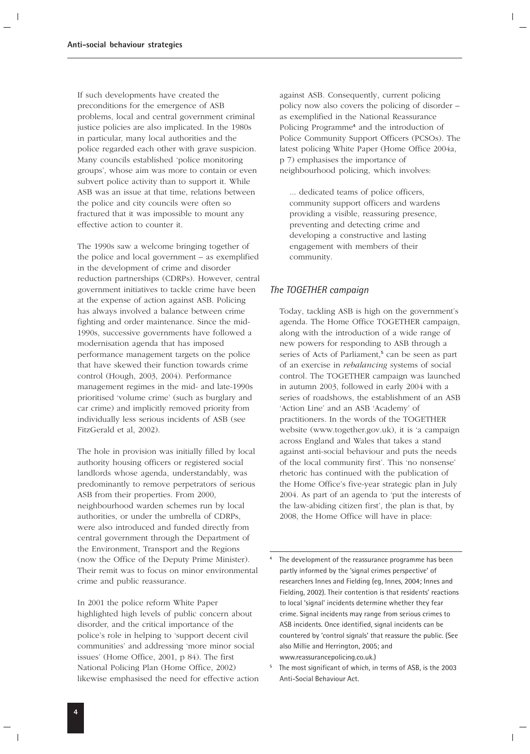If such developments have created the preconditions for the emergence of ASB problems, local and central government criminal justice policies are also implicated. In the 1980s in particular, many local authorities and the police regarded each other with grave suspicion. Many councils established 'police monitoring groups', whose aim was more to contain or even subvert police activity than to support it. While ASB was an issue at that time, relations between the police and city councils were often so fractured that it was impossible to mount any effective action to counter it.

The 1990s saw a welcome bringing together of the police and local government – as exemplified in the development of crime and disorder reduction partnerships (CDRPs). However, central government initiatives to tackle crime have been at the expense of action against ASB. Policing has always involved a balance between crime fighting and order maintenance. Since the mid-1990s, successive governments have followed a modernisation agenda that has imposed performance management targets on the police that have skewed their function towards crime control (Hough, 2003, 2004). Performance management regimes in the mid- and late-1990s prioritised 'volume crime' (such as burglary and car crime) and implicitly removed priority from individually less serious incidents of ASB (see FitzGerald et al, 2002).

The hole in provision was initially filled by local authority housing officers or registered social landlords whose agenda, understandably, was predominantly to remove perpetrators of serious ASB from their properties. From 2000, neighbourhood warden schemes run by local authorities, or under the umbrella of CDRPs, were also introduced and funded directly from central government through the Department of the Environment, Transport and the Regions (now the Office of the Deputy Prime Minister). Their remit was to focus on minor environmental crime and public reassurance.

In 2001 the police reform White Paper highlighted high levels of public concern about disorder, and the critical importance of the police's role in helping to 'support decent civil communities' and addressing 'more minor social issues' (Home Office, 2001, p 84). The first National Policing Plan (Home Office, 2002) likewise emphasised the need for effective action against ASB. Consequently, current policing policy now also covers the policing of disorder – as exemplified in the National Reassurance Policing Programme[4] and the introduction of Police Community Support Officers (PCSOs). The latest policing White Paper (Home Office 2004a, p 7) emphasises the importance of neighbourhood policing, which involves:

> ... dedicated teams of police officers, community support officers and wardens providing a visible, reassuring presence, preventing and detecting crime and developing a constructive and lasting engagement with members of their community.

### *The TOGETHER campaign*

Today, tackling ASB is high on the government's agenda. The Home Office TOGETHER campaign, along with the introduction of a wide range of new powers for responding to ASB through a series of Acts of Parliament,[5] can be seen as part of an exercise in *rebalancing* systems of social control. The TOGETHER campaign was launched in autumn 2003, followed in early 2004 with a series of roadshows, the establishment of an ASB 'Action Line' and an ASB 'Academy' of practitioners. In the words of the TOGETHER website (www.together.gov.uk), it is 'a campaign across England and Wales that takes a stand against anti-social behaviour and puts the needs of the local community first'. This 'no nonsense' rhetoric has continued with the publication of the Home Office's five-year strategic plan in July 2004. As part of an agenda to 'put the interests of the law-abiding citizen first', the plan is that, by 2008, the Home Office will have in place:

---

[4] The development of the reassurance programme has been partly informed by the 'signal crimes perspective' of researchers Innes and Fielding (eg, Innes, 2004; Innes and Fielding, 2002). Their contention is that residents' reactions to local 'signal' incidents determine whether they fear crime. Signal incidents may range from serious crimes to ASB incidents. Once identified, signal incidents can be countered by 'control signals' that reassure the public. (See also Millie and Herrington, 2005; and www.reassurancepolicing.co.uk.)

[5] The most significant of which, in terms of ASB, is the 2003 Anti-Social Behaviour Act.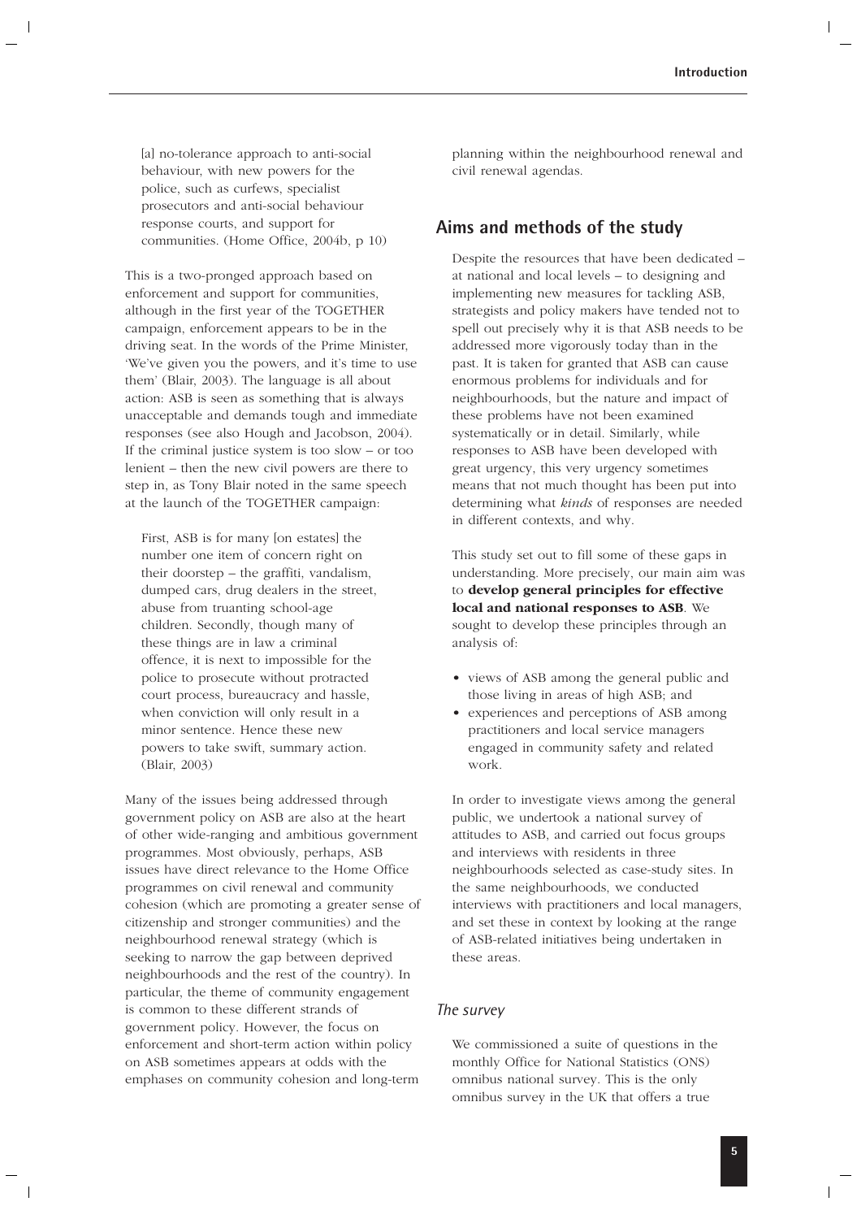[a] no-tolerance approach to anti-social behaviour, with new powers for the police, such as curfews, specialist prosecutors and anti-social behaviour response courts, and support for communities. (Home Office, 2004b, p 10)

This is a two-pronged approach based on enforcement and support for communities, although in the first year of the TOGETHER campaign, enforcement appears to be in the driving seat. In the words of the Prime Minister, 'We've given you the powers, and it's time to use them' (Blair, 2003). The language is all about action: ASB is seen as something that is always unacceptable and demands tough and immediate responses (see also Hough and Jacobson, 2004). If the criminal justice system is too slow – or too lenient – then the new civil powers are there to step in, as Tony Blair noted in the same speech at the launch of the TOGETHER campaign:

First, ASB is for many [on estates] the number one item of concern right on their doorstep – the graffiti, vandalism, dumped cars, drug dealers in the street, abuse from truanting school-age children. Secondly, though many of these things are in law a criminal offence, it is next to impossible for the police to prosecute without protracted court process, bureaucracy and hassle, when conviction will only result in a minor sentence. Hence these new powers to take swift, summary action. (Blair, 2003)

Many of the issues being addressed through government policy on ASB are also at the heart of other wide-ranging and ambitious government programmes. Most obviously, perhaps, ASB issues have direct relevance to the Home Office programmes on civil renewal and community cohesion (which are promoting a greater sense of citizenship and stronger communities) and the neighbourhood renewal strategy (which is seeking to narrow the gap between deprived neighbourhoods and the rest of the country). In particular, the theme of community engagement is common to these different strands of government policy. However, the focus on enforcement and short-term action within policy on ASB sometimes appears at odds with the emphases on community cohesion and long-term planning within the neighbourhood renewal and civil renewal agendas.

## Aims and methods of the study

Despite the resources that have been dedicated – at national and local levels – to designing and implementing new measures for tackling ASB, strategists and policy makers have tended not to spell out precisely why it is that ASB needs to be addressed more vigorously today than in the past. It is taken for granted that ASB can cause enormous problems for individuals and for neighbourhoods, but the nature and impact of these problems have not been examined systematically or in detail. Similarly, while responses to ASB have been developed with great urgency, this very urgency sometimes means that not much thought has been put into determining what *kinds* of responses are needed in different contexts, and why.

This study set out to fill some of these gaps in understanding. More precisely, our main aim was to **develop general principles for effective local and national responses to ASB**. We sought to develop these principles through an analysis of:

- views of ASB among the general public and those living in areas of high ASB; and
- experiences and perceptions of ASB among practitioners and local service managers engaged in community safety and related work.

In order to investigate views among the general public, we undertook a national survey of attitudes to ASB, and carried out focus groups and interviews with residents in three neighbourhoods selected as case-study sites. In the same neighbourhoods, we conducted interviews with practitioners and local managers, and set these in context by looking at the range of ASB-related initiatives being undertaken in these areas.

### *The survey*

We commissioned a suite of questions in the monthly Office for National Statistics (ONS) omnibus national survey. This is the only omnibus survey in the UK that offers a true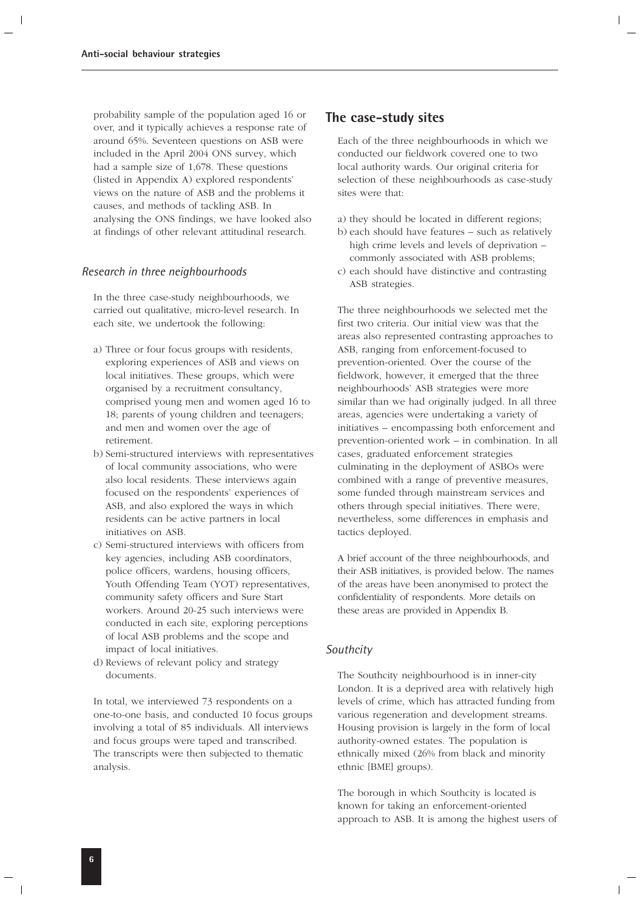probability sample of the population aged 16 or over, and it typically achieves a response rate of around 65%. Seventeen questions on ASB were included in the April 2004 ONS survey, which had a sample size of 1,678. These questions (listed in Appendix A) explored respondents' views on the nature of ASB and the problems it causes, and methods of tackling ASB. In analysing the ONS findings, we have looked also at findings of other relevant attitudinal research.

### *Research in three neighbourhoods*

In the three case-study neighbourhoods, we carried out qualitative, micro-level research. In each site, we undertook the following:

a) Three or four focus groups with residents, exploring experiences of ASB and views on local initiatives. These groups, which were organised by a recruitment consultancy, comprised young men and women aged 16 to 18; parents of young children and teenagers; and men and women over the age of retirement.
b) Semi-structured interviews with representatives of local community associations, who were also local residents. These interviews again focused on the respondents' experiences of ASB, and also explored the ways in which residents can be active partners in local initiatives on ASB.
c) Semi-structured interviews with officers from key agencies, including ASB coordinators, police officers, wardens, housing officers, Youth Offending Team (YOT) representatives, community safety officers and Sure Start workers. Around 20-25 such interviews were conducted in each site, exploring perceptions of local ASB problems and the scope and impact of local initiatives.
d) Reviews of relevant policy and strategy documents.

In total, we interviewed 73 respondents on a one-to-one basis, and conducted 10 focus groups involving a total of 85 individuals. All interviews and focus groups were taped and transcribed. The transcripts were then subjected to thematic analysis.

## The case-study sites

Each of the three neighbourhoods in which we conducted our fieldwork covered one to two local authority wards. Our original criteria for selection of these neighbourhoods as case-study sites were that:

a) they should be located in different regions;
b) each should have features – such as relatively high crime levels and levels of deprivation – commonly associated with ASB problems;
c) each should have distinctive and contrasting ASB strategies.

The three neighbourhoods we selected met the first two criteria. Our initial view was that the areas also represented contrasting approaches to ASB, ranging from enforcement-focused to prevention-oriented. Over the course of the fieldwork, however, it emerged that the three neighbourhoods' ASB strategies were more similar than we had originally judged. In all three areas, agencies were undertaking a variety of initiatives – encompassing both enforcement and prevention-oriented work – in combination. In all cases, graduated enforcement strategies culminating in the deployment of ASBOs were combined with a range of preventive measures, some funded through mainstream services and others through special initiatives. There were, nevertheless, some differences in emphasis and tactics deployed.

A brief account of the three neighbourhoods, and their ASB initiatives, is provided below. The names of the areas have been anonymised to protect the confidentiality of respondents. More details on these areas are provided in Appendix B.

### *Southcity*

The Southcity neighbourhood is in inner-city London. It is a deprived area with relatively high levels of crime, which has attracted funding from various regeneration and development streams. Housing provision is largely in the form of local authority-owned estates. The population is ethnically mixed (26% from black and minority ethnic [BME] groups).

The borough in which Southcity is located is known for taking an enforcement-oriented approach to ASB. It is among the highest users of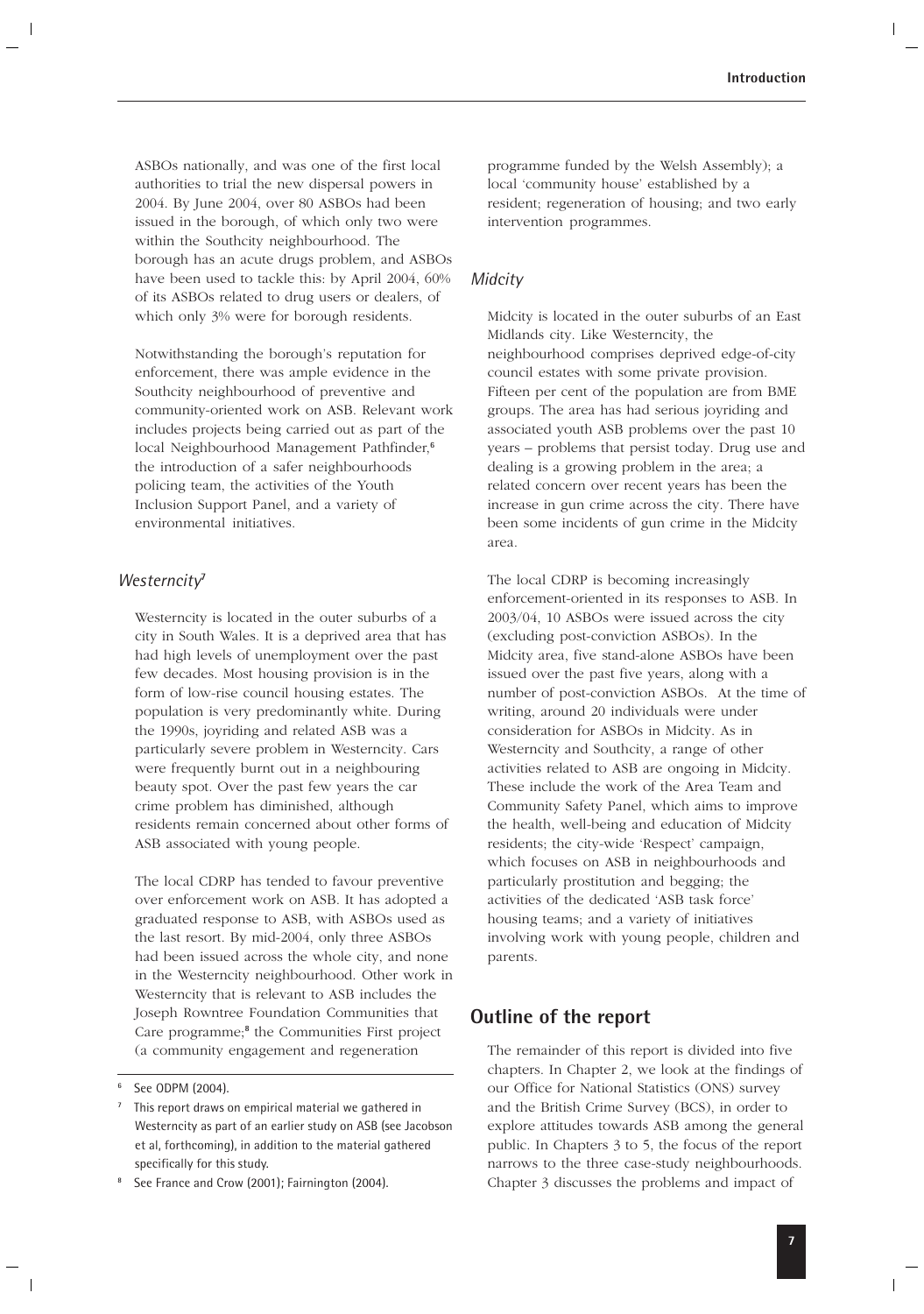ASBOs nationally, and was one of the first local authorities to trial the new dispersal powers in 2004. By June 2004, over 80 ASBOs had been issued in the borough, of which only two were within the Southcity neighbourhood. The borough has an acute drugs problem, and ASBOs have been used to tackle this: by April 2004, 60% of its ASBOs related to drug users or dealers, of which only 3% were for borough residents.

Notwithstanding the borough's reputation for enforcement, there was ample evidence in the Southcity neighbourhood of preventive and community-oriented work on ASB. Relevant work includes projects being carried out as part of the local Neighbourhood Management Pathfinder,[6] the introduction of a safer neighbourhoods policing team, the activities of the Youth Inclusion Support Panel, and a variety of environmental initiatives.

### *Westerncity*[7]

Westerncity is located in the outer suburbs of a city in South Wales. It is a deprived area that has had high levels of unemployment over the past few decades. Most housing provision is in the form of low-rise council housing estates. The population is very predominantly white. During the 1990s, joyriding and related ASB was a particularly severe problem in Westerncity. Cars were frequently burnt out in a neighbouring beauty spot. Over the past few years the car crime problem has diminished, although residents remain concerned about other forms of ASB associated with young people.

The local CDRP has tended to favour preventive over enforcement work on ASB. It has adopted a graduated response to ASB, with ASBOs used as the last resort. By mid-2004, only three ASBOs had been issued across the whole city, and none in the Westerncity neighbourhood. Other work in Westerncity that is relevant to ASB includes the Joseph Rowntree Foundation Communities that Care programme;[8] the Communities First project (a community engagement and regeneration programme funded by the Welsh Assembly); a local 'community house' established by a resident; regeneration of housing; and two early intervention programmes.

### *Midcity*

Midcity is located in the outer suburbs of an East Midlands city. Like Westerncity, the neighbourhood comprises deprived edge-of-city council estates with some private provision. Fifteen per cent of the population are from BME groups. The area has had serious joyriding and associated youth ASB problems over the past 10 years – problems that persist today. Drug use and dealing is a growing problem in the area; a related concern over recent years has been the increase in gun crime across the city. There have been some incidents of gun crime in the Midcity area.

The local CDRP is becoming increasingly enforcement-oriented in its responses to ASB. In 2003/04, 10 ASBOs were issued across the city (excluding post-conviction ASBOs). In the Midcity area, five stand-alone ASBOs have been issued over the past five years, along with a number of post-conviction ASBOs. At the time of writing, around 20 individuals were under consideration for ASBOs in Midcity. As in Westerncity and Southcity, a range of other activities related to ASB are ongoing in Midcity. These include the work of the Area Team and Community Safety Panel, which aims to improve the health, well-being and education of Midcity residents; the city-wide 'Respect' campaign, which focuses on ASB in neighbourhoods and particularly prostitution and begging; the activities of the dedicated 'ASB task force' housing teams; and a variety of initiatives involving work with young people, children and parents.

## Outline of the report

The remainder of this report is divided into five chapters. In Chapter 2, we look at the findings of our Office for National Statistics (ONS) survey and the British Crime Survey (BCS), in order to explore attitudes towards ASB among the general public. In Chapters 3 to 5, the focus of the report narrows to the three case-study neighbourhoods. Chapter 3 discusses the problems and impact of

---

[6] See ODPM (2004).

[7] This report draws on empirical material we gathered in Westerncity as part of an earlier study on ASB (see Jacobson et al, forthcoming), in addition to the material gathered specifically for this study.

[8] See France and Crow (2001); Fairnington (2004).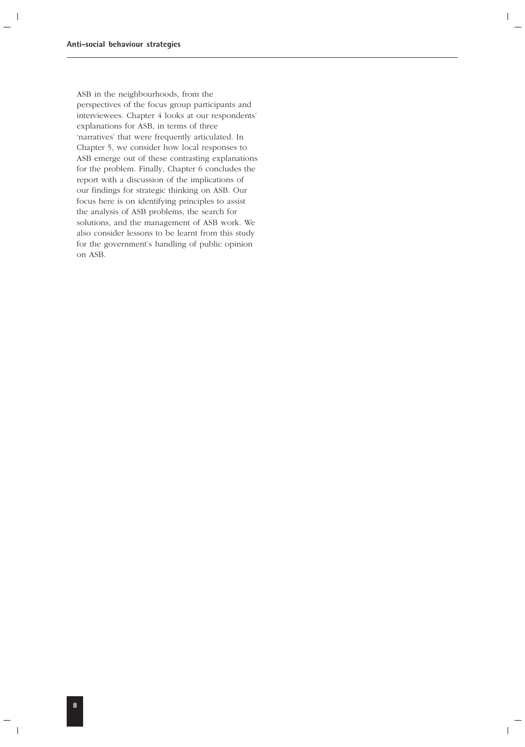ASB in the neighbourhoods, from the perspectives of the focus group participants and interviewees. Chapter 4 looks at our respondents' explanations for ASB, in terms of three 'narratives' that were frequently articulated. In Chapter 5, we consider how local responses to ASB emerge out of these contrasting explanations for the problem. Finally, Chapter 6 concludes the report with a discussion of the implications of our findings for strategic thinking on ASB. Our focus here is on identifying principles to assist the analysis of ASB problems, the search for solutions, and the management of ASB work. We also consider lessons to be learnt from this study for the government's handling of public opinion on ASB.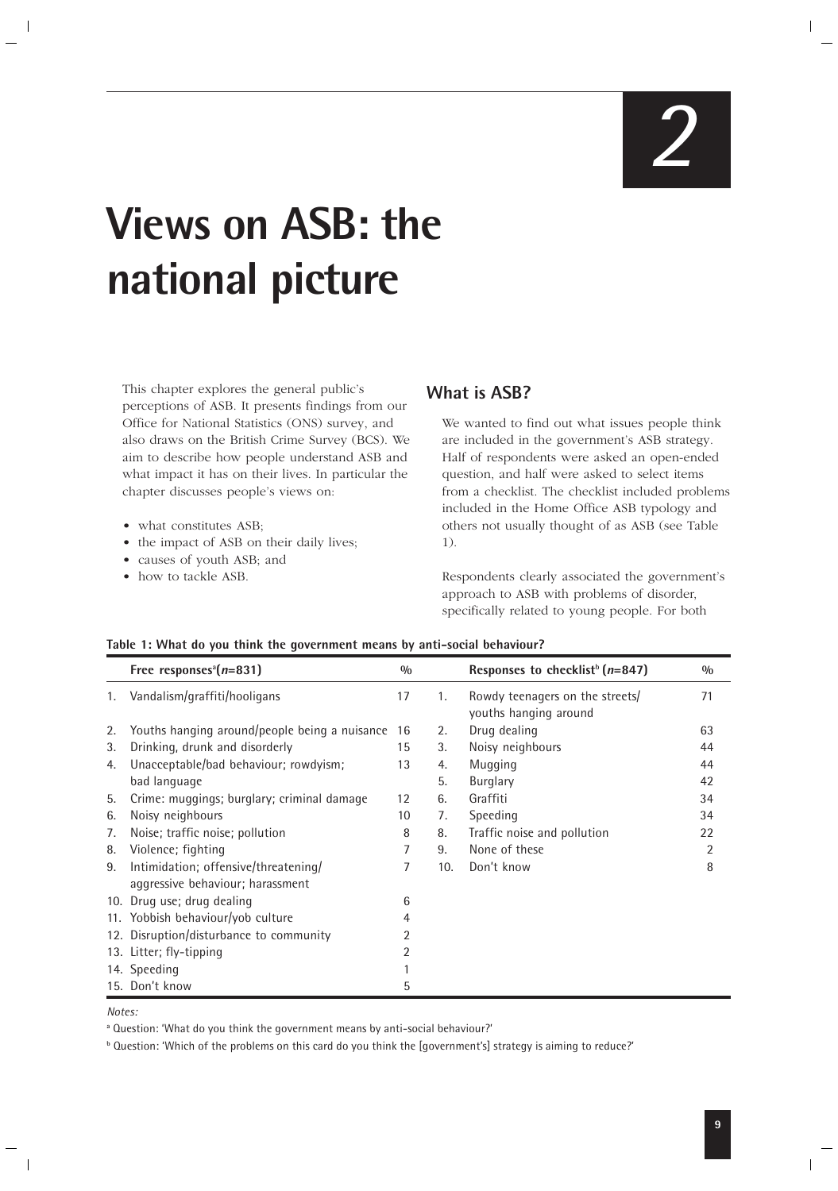# 2

# Views on ASB: the national picture

This chapter explores the general public's perceptions of ASB. It presents findings from our Office for National Statistics (ONS) survey, and also draws on the British Crime Survey (BCS). We aim to describe how people understand ASB and what impact it has on their lives. In particular the chapter discusses people's views on:

- what constitutes ASB;
- the impact of ASB on their daily lives;
- causes of youth ASB; and
- how to tackle ASB.

## What is ASB?

We wanted to find out what issues people think are included in the government's ASB strategy. Half of respondents were asked an open-ended question, and half were asked to select items from a checklist. The checklist included problems included in the Home Office ASB typology and others not usually thought of as ASB (see Table 1).

Respondents clearly associated the government's approach to ASB with problems of disorder, specifically related to young people. For both

**Table 1: What do you think the government means by anti-social behaviour?**

| | Free responses[a] ($n$=831) | % | | Responses to checklist[b] ($n$=847) | % |
|---|---|---|---|---|---|
| 1. | Vandalism/graffiti/hooligans | 17 | 1. | Rowdy teenagers on the streets/ youths hanging around | 71 |
| 2. | Youths hanging around/people being a nuisance | 16 | 2. | Drug dealing | 63 |
| 3. | Drinking, drunk and disorderly | 15 | 3. | Noisy neighbours | 44 |
| 4. | Unacceptable/bad behaviour; rowdyism; bad language | 13 | 4. | Mugging | 44 |
| | | | 5. | Burglary | 42 |
| 5. | Crime: muggings; burglary; criminal damage | 12 | 6. | Graffiti | 34 |
| 6. | Noisy neighbours | 10 | 7. | Speeding | 34 |
| 7. | Noise; traffic noise; pollution | 8 | 8. | Traffic noise and pollution | 22 |
| 8. | Violence; fighting | 7 | 9. | None of these | 2 |
| 9. | Intimidation; offensive/threatening/ aggressive behaviour; harassment | 7 | 10. | Don't know | 8 |
| 10. | Drug use; drug dealing | 6 | | | |
| 11. | Yobbish behaviour/yob culture | 4 | | | |
| 12. | Disruption/disturbance to community | 2 | | | |
| 13. | Litter; fly-tipping | 2 | | | |
| 14. | Speeding | 1 | | | |
| 15. | Don't know | 5 | | | |

*Notes:*

[a] Question: 'What do you think the government means by anti-social behaviour?'

[b] Question: 'Which of the problems on this card do you think the [government's] strategy is aiming to reduce?'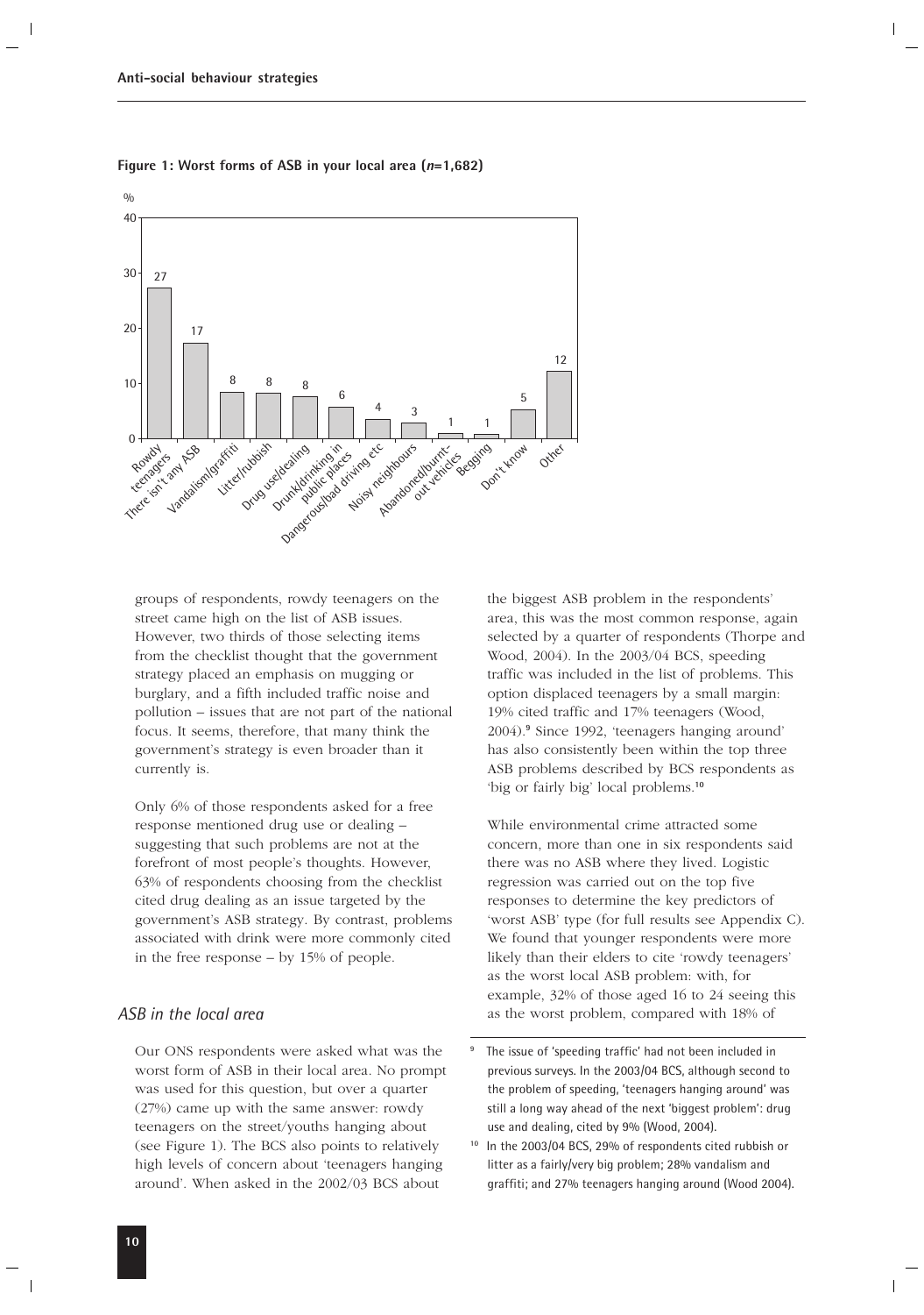**Figure 1: Worst forms of ASB in your local area (*n*=1,682)**

| Response | % |
| --- | --- |
| Rowdy teenagers | 27 |
| There isn't any ASB | 17 |
| Vandalism/graffiti | 8 |
| Litter/rubbish | 8 |
| Drug use/dealing | 8 |
| Drunk/drinking in public places | 6 |
| Dangerous/bad driving etc | 4 |
| Noisy neighbours | 3 |
| Abandoned/burnt-out vehicles | 1 |
| Begging | 1 |
| Don't know | 5 |
| Other | 12 |

groups of respondents, rowdy teenagers on the street came high on the list of ASB issues. However, two thirds of those selecting items from the checklist thought that the government strategy placed an emphasis on mugging or burglary, and a fifth included traffic noise and pollution – issues that are not part of the national focus. It seems, therefore, that many think the government's strategy is even broader than it currently is.

Only 6% of those respondents asked for a free response mentioned drug use or dealing – suggesting that such problems are not at the forefront of most people's thoughts. However, 63% of respondents choosing from the checklist cited drug dealing as an issue targeted by the government's ASB strategy. By contrast, problems associated with drink were more commonly cited in the free response – by 15% of people.

### *ASB in the local area*

Our ONS respondents were asked what was the worst form of ASB in their local area. No prompt was used for this question, but over a quarter (27%) came up with the same answer: rowdy teenagers on the street/youths hanging about (see Figure 1). The BCS also points to relatively high levels of concern about 'teenagers hanging around'. When asked in the 2002/03 BCS about the biggest ASB problem in the respondents' area, this was the most common response, again selected by a quarter of respondents (Thorpe and Wood, 2004). In the 2003/04 BCS, speeding traffic was included in the list of problems. This option displaced teenagers by a small margin: 19% cited traffic and 17% teenagers (Wood, 2004).[9] Since 1992, 'teenagers hanging around' has also consistently been within the top three ASB problems described by BCS respondents as 'big or fairly big' local problems.[10]

While environmental crime attracted some concern, more than one in six respondents said there was no ASB where they lived. Logistic regression was carried out on the top five responses to determine the key predictors of 'worst ASB' type (for full results see Appendix C). We found that younger respondents were more likely than their elders to cite 'rowdy teenagers' as the worst local ASB problem: with, for example, 32% of those aged 16 to 24 seeing this as the worst problem, compared with 18% of

[9] The issue of 'speeding traffic' had not been included in previous surveys. In the 2003/04 BCS, although second to the problem of speeding, 'teenagers hanging around' was still a long way ahead of the next 'biggest problem': drug use and dealing, cited by 9% (Wood, 2004).

[10] In the 2003/04 BCS, 29% of respondents cited rubbish or litter as a fairly/very big problem; 28% vandalism and graffiti; and 27% teenagers hanging around (Wood 2004).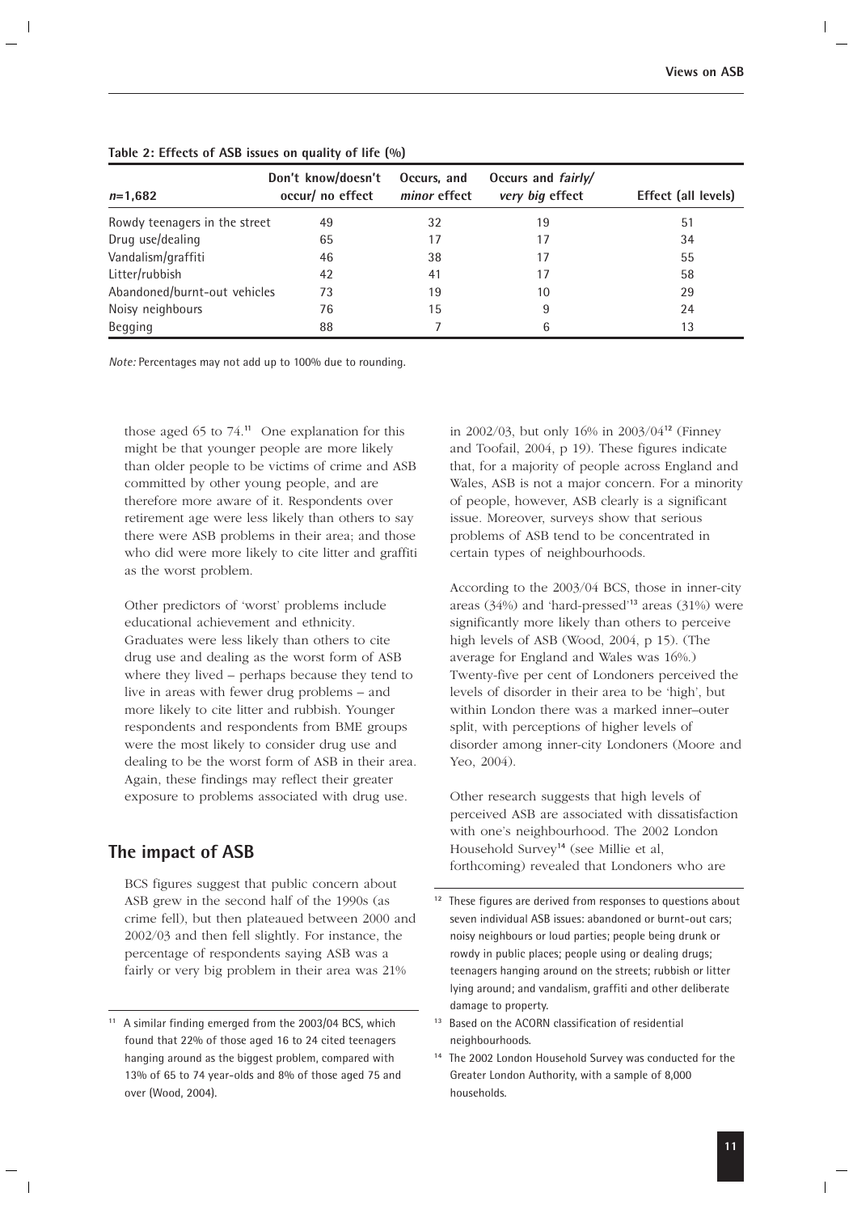**Table 2: Effects of ASB issues on quality of life (%)**

| *n*=1,682 | Don't know/doesn't occur/ no effect | Occurs, and *minor* effect | Occurs and *fairly/ very big* effect | Effect (all levels) |
|---|---|---|---|---|
| Rowdy teenagers in the street | 49 | 32 | 19 | 51 |
| Drug use/dealing | 65 | 17 | 17 | 34 |
| Vandalism/graffiti | 46 | 38 | 17 | 55 |
| Litter/rubbish | 42 | 41 | 17 | 58 |
| Abandoned/burnt-out vehicles | 73 | 19 | 10 | 29 |
| Noisy neighbours | 76 | 15 | 9 | 24 |
| Begging | 88 | 7 | 6 | 13 |

*Note:* Percentages may not add up to 100% due to rounding.

those aged 65 to 74.[11] One explanation for this might be that younger people are more likely than older people to be victims of crime and ASB committed by other young people, and are therefore more aware of it. Respondents over retirement age were less likely than others to say there were ASB problems in their area; and those who did were more likely to cite litter and graffiti as the worst problem.

Other predictors of 'worst' problems include educational achievement and ethnicity. Graduates were less likely than others to cite drug use and dealing as the worst form of ASB where they lived – perhaps because they tend to live in areas with fewer drug problems – and more likely to cite litter and rubbish. Younger respondents and respondents from BME groups were the most likely to consider drug use and dealing to be the worst form of ASB in their area. Again, these findings may reflect their greater exposure to problems associated with drug use.

## The impact of ASB

BCS figures suggest that public concern about ASB grew in the second half of the 1990s (as crime fell), but then plateaued between 2000 and 2002/03 and then fell slightly. For instance, the percentage of respondents saying ASB was a fairly or very big problem in their area was 21% in 2002/03, but only 16% in 2003/04[12] (Finney and Toofail, 2004, p 19). These figures indicate that, for a majority of people across England and Wales, ASB is not a major concern. For a minority of people, however, ASB clearly is a significant issue. Moreover, surveys show that serious problems of ASB tend to be concentrated in certain types of neighbourhoods.

According to the 2003/04 BCS, those in inner-city areas (34%) and 'hard-pressed'[13] areas (31%) were significantly more likely than others to perceive high levels of ASB (Wood, 2004, p 15). (The average for England and Wales was 16%.) Twenty-five per cent of Londoners perceived the levels of disorder in their area to be 'high', but within London there was a marked inner–outer split, with perceptions of higher levels of disorder among inner-city Londoners (Moore and Yeo, 2004).

Other research suggests that high levels of perceived ASB are associated with dissatisfaction with one's neighbourhood. The 2002 London Household Survey[14] (see Millie et al, forthcoming) revealed that Londoners who are

[11] A similar finding emerged from the 2003/04 BCS, which found that 22% of those aged 16 to 24 cited teenagers hanging around as the biggest problem, compared with 13% of 65 to 74 year-olds and 8% of those aged 75 and over (Wood, 2004).

[12] These figures are derived from responses to questions about seven individual ASB issues: abandoned or burnt-out cars; noisy neighbours or loud parties; people being drunk or rowdy in public places; people using or dealing drugs; teenagers hanging around on the streets; rubbish or litter lying around; and vandalism, graffiti and other deliberate damage to property.

[13] Based on the ACORN classification of residential neighbourhoods.

[14] The 2002 London Household Survey was conducted for the Greater London Authority, with a sample of 8,000 households.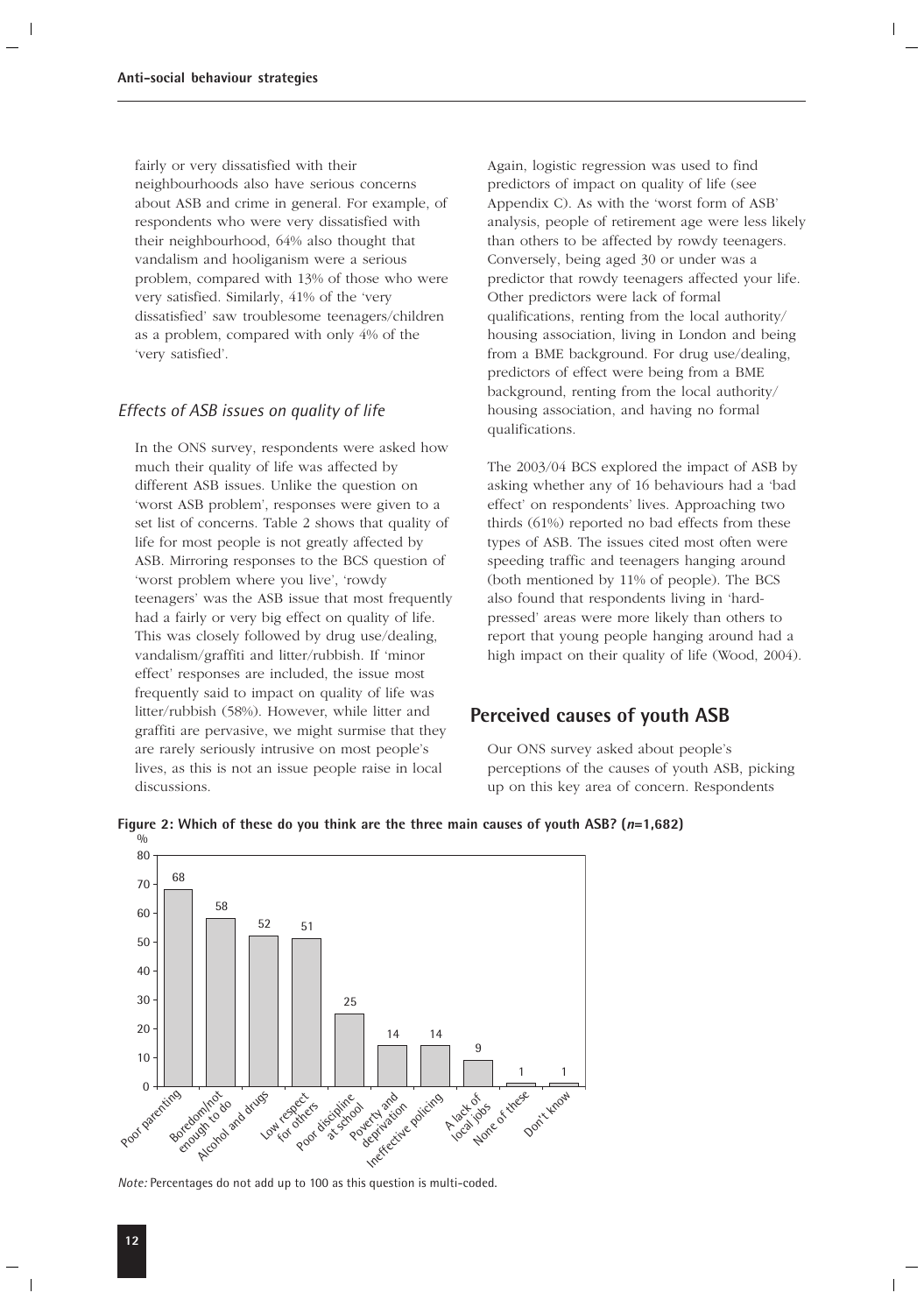fairly or very dissatisfied with their neighbourhoods also have serious concerns about ASB and crime in general. For example, of respondents who were very dissatisfied with their neighbourhood, 64% also thought that vandalism and hooliganism were a serious problem, compared with 13% of those who were very satisfied. Similarly, 41% of the 'very dissatisfied' saw troublesome teenagers/children as a problem, compared with only 4% of the 'very satisfied'.

### *Effects of ASB issues on quality of life*

In the ONS survey, respondents were asked how much their quality of life was affected by different ASB issues. Unlike the question on 'worst ASB problem', responses were given to a set list of concerns. Table 2 shows that quality of life for most people is not greatly affected by ASB. Mirroring responses to the BCS question of 'worst problem where you live', 'rowdy teenagers' was the ASB issue that most frequently had a fairly or very big effect on quality of life. This was closely followed by drug use/dealing, vandalism/graffiti and litter/rubbish. If 'minor effect' responses are included, the issue most frequently said to impact on quality of life was litter/rubbish (58%). However, while litter and graffiti are pervasive, we might surmise that they are rarely seriously intrusive on most people's lives, as this is not an issue people raise in local discussions.

Again, logistic regression was used to find predictors of impact on quality of life (see Appendix C). As with the 'worst form of ASB' analysis, people of retirement age were less likely than others to be affected by rowdy teenagers. Conversely, being aged 30 or under was a predictor that rowdy teenagers affected your life. Other predictors were lack of formal qualifications, renting from the local authority/ housing association, living in London and being from a BME background. For drug use/dealing, predictors of effect were being from a BME background, renting from the local authority/ housing association, and having no formal qualifications.

The 2003/04 BCS explored the impact of ASB by asking whether any of 16 behaviours had a 'bad effect' on respondents' lives. Approaching two thirds (61%) reported no bad effects from these types of ASB. The issues cited most often were speeding traffic and teenagers hanging around (both mentioned by 11% of people). The BCS also found that respondents living in 'hard-pressed' areas were more likely than others to report that young people hanging around had a high impact on their quality of life (Wood, 2004).

## Perceived causes of youth ASB

Our ONS survey asked about people's perceptions of the causes of youth ASB, picking up on this key area of concern. Respondents

**Figure 2: Which of these do you think are the three main causes of youth ASB? (*n*=1,682)**

| Cause | % |
|---|---|
| Poor parenting | 68 |
| Boredom/not enough to do | 58 |
| Alcohol and drugs | 52 |
| Low respect for others | 51 |
| Poor discipline at school | 25 |
| Poverty and deprivation | 14 |
| Ineffective policing | 14 |
| A lack of local jobs | 9 |
| None of these | 1 |
| Don't know | 1 |

*Note:* Percentages do not add up to 100 as this question is multi-coded.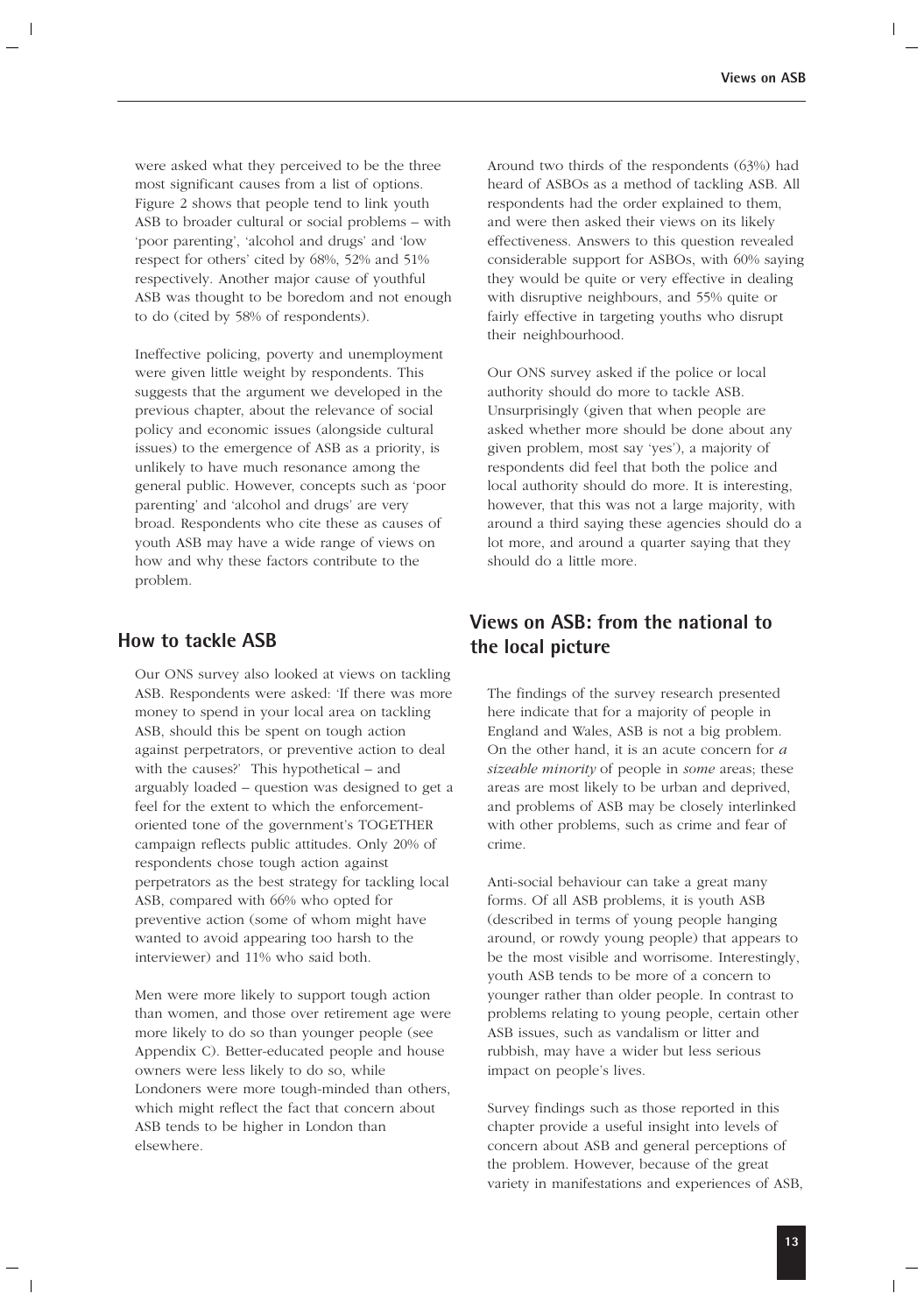were asked what they perceived to be the three most significant causes from a list of options. Figure 2 shows that people tend to link youth ASB to broader cultural or social problems – with 'poor parenting', 'alcohol and drugs' and 'low respect for others' cited by 68%, 52% and 51% respectively. Another major cause of youthful ASB was thought to be boredom and not enough to do (cited by 58% of respondents).

Ineffective policing, poverty and unemployment were given little weight by respondents. This suggests that the argument we developed in the previous chapter, about the relevance of social policy and economic issues (alongside cultural issues) to the emergence of ASB as a priority, is unlikely to have much resonance among the general public. However, concepts such as 'poor parenting' and 'alcohol and drugs' are very broad. Respondents who cite these as causes of youth ASB may have a wide range of views on how and why these factors contribute to the problem.

## How to tackle ASB

Our ONS survey also looked at views on tackling ASB. Respondents were asked: 'If there was more money to spend in your local area on tackling ASB, should this be spent on tough action against perpetrators, or preventive action to deal with the causes?' This hypothetical – and arguably loaded – question was designed to get a feel for the extent to which the enforcement-oriented tone of the government's TOGETHER campaign reflects public attitudes. Only 20% of respondents chose tough action against perpetrators as the best strategy for tackling local ASB, compared with 66% who opted for preventive action (some of whom might have wanted to avoid appearing too harsh to the interviewer) and 11% who said both.

Men were more likely to support tough action than women, and those over retirement age were more likely to do so than younger people (see Appendix C). Better-educated people and house owners were less likely to do so, while Londoners were more tough-minded than others, which might reflect the fact that concern about ASB tends to be higher in London than elsewhere.

Around two thirds of the respondents (63%) had heard of ASBOs as a method of tackling ASB. All respondents had the order explained to them, and were then asked their views on its likely effectiveness. Answers to this question revealed considerable support for ASBOs, with 60% saying they would be quite or very effective in dealing with disruptive neighbours, and 55% quite or fairly effective in targeting youths who disrupt their neighbourhood.

Our ONS survey asked if the police or local authority should do more to tackle ASB. Unsurprisingly (given that when people are asked whether more should be done about any given problem, most say 'yes'), a majority of respondents did feel that both the police and local authority should do more. It is interesting, however, that this was not a large majority, with around a third saying these agencies should do a lot more, and around a quarter saying that they should do a little more.

## Views on ASB: from the national to the local picture

The findings of the survey research presented here indicate that for a majority of people in England and Wales, ASB is not a big problem. On the other hand, it is an acute concern for *a sizeable minority* of people in *some* areas; these areas are most likely to be urban and deprived, and problems of ASB may be closely interlinked with other problems, such as crime and fear of crime.

Anti-social behaviour can take a great many forms. Of all ASB problems, it is youth ASB (described in terms of young people hanging around, or rowdy young people) that appears to be the most visible and worrisome. Interestingly, youth ASB tends to be more of a concern to younger rather than older people. In contrast to problems relating to young people, certain other ASB issues, such as vandalism or litter and rubbish, may have a wider but less serious impact on people's lives.

Survey findings such as those reported in this chapter provide a useful insight into levels of concern about ASB and general perceptions of the problem. However, because of the great variety in manifestations and experiences of ASB,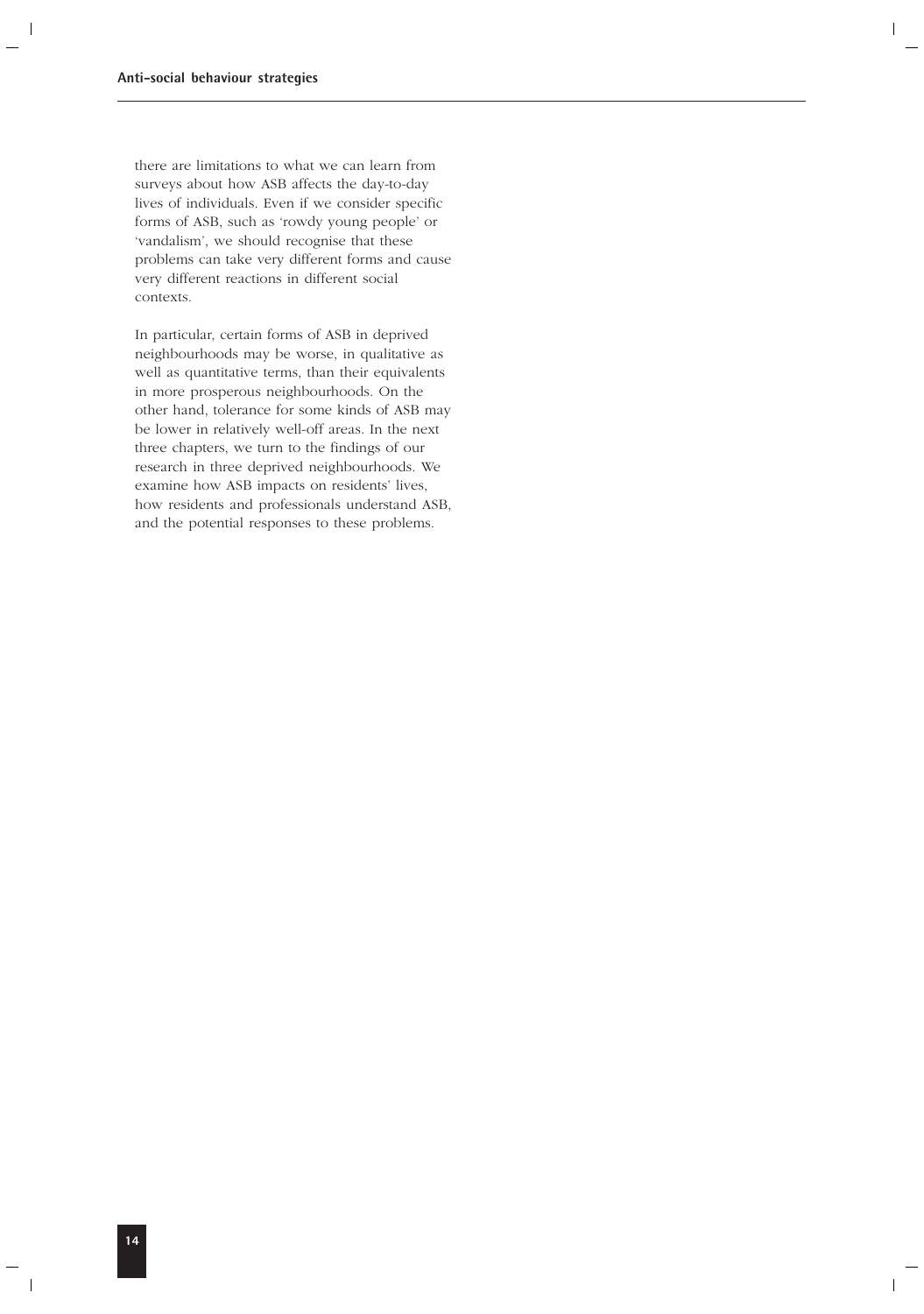there are limitations to what we can learn from surveys about how ASB affects the day-to-day lives of individuals. Even if we consider specific forms of ASB, such as 'rowdy young people' or 'vandalism', we should recognise that these problems can take very different forms and cause very different reactions in different social contexts.

In particular, certain forms of ASB in deprived neighbourhoods may be worse, in qualitative as well as quantitative terms, than their equivalents in more prosperous neighbourhoods. On the other hand, tolerance for some kinds of ASB may be lower in relatively well-off areas. In the next three chapters, we turn to the findings of our research in three deprived neighbourhoods. We examine how ASB impacts on residents' lives, how residents and professionals understand ASB, and the potential responses to these problems.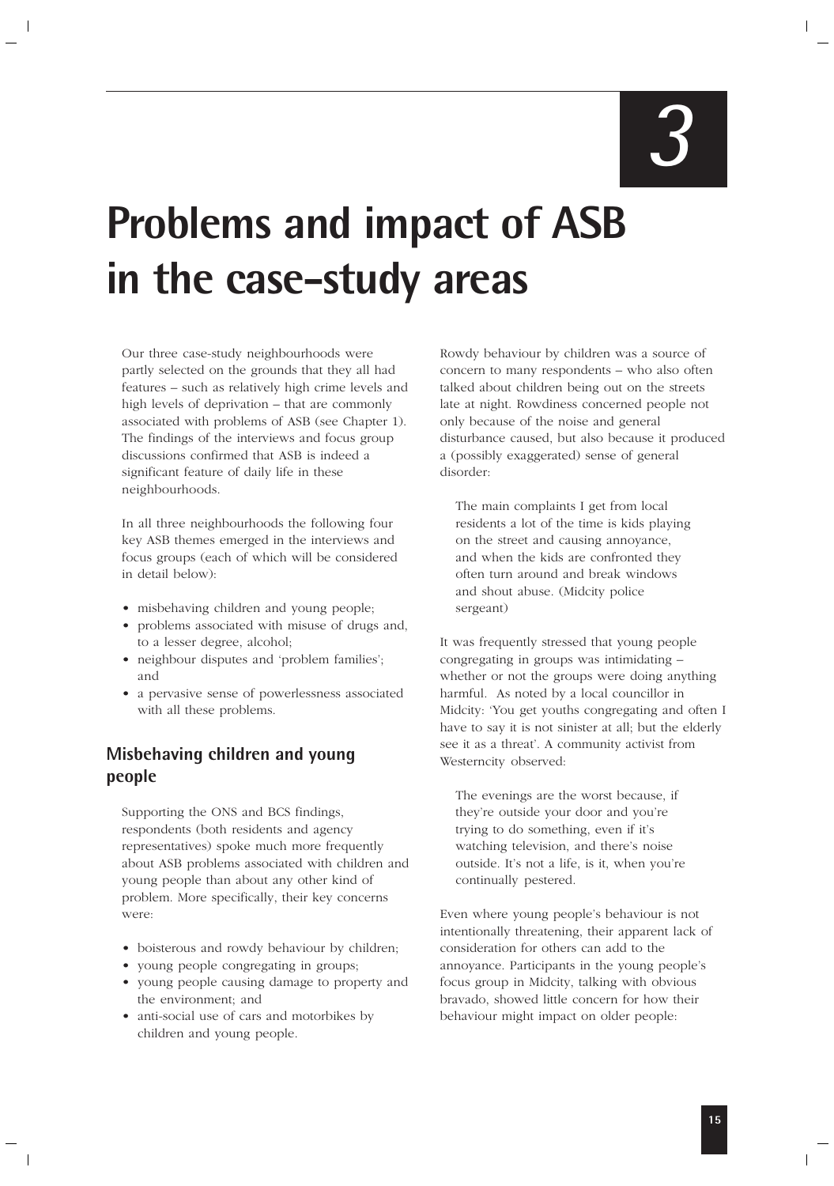# 3

# Problems and impact of ASB in the case-study areas

Our three case-study neighbourhoods were partly selected on the grounds that they all had features – such as relatively high crime levels and high levels of deprivation – that are commonly associated with problems of ASB (see Chapter 1). The findings of the interviews and focus group discussions confirmed that ASB is indeed a significant feature of daily life in these neighbourhoods.

In all three neighbourhoods the following four key ASB themes emerged in the interviews and focus groups (each of which will be considered in detail below):

- misbehaving children and young people;
- problems associated with misuse of drugs and, to a lesser degree, alcohol;
- neighbour disputes and 'problem families'; and
- a pervasive sense of powerlessness associated with all these problems.

## Misbehaving children and young people

Supporting the ONS and BCS findings, respondents (both residents and agency representatives) spoke much more frequently about ASB problems associated with children and young people than about any other kind of problem. More specifically, their key concerns were:

- boisterous and rowdy behaviour by children;
- young people congregating in groups;
- young people causing damage to property and the environment; and
- anti-social use of cars and motorbikes by children and young people.

Rowdy behaviour by children was a source of concern to many respondents – who also often talked about children being out on the streets late at night. Rowdiness concerned people not only because of the noise and general disturbance caused, but also because it produced a (possibly exaggerated) sense of general disorder:

> The main complaints I get from local residents a lot of the time is kids playing on the street and causing annoyance, and when the kids are confronted they often turn around and break windows and shout abuse. (Midcity police sergeant)

It was frequently stressed that young people congregating in groups was intimidating – whether or not the groups were doing anything harmful. As noted by a local councillor in Midcity: 'You get youths congregating and often I have to say it is not sinister at all; but the elderly see it as a threat'. A community activist from Westerncity observed:

> The evenings are the worst because, if they're outside your door and you're trying to do something, even if it's watching television, and there's noise outside. It's not a life, is it, when you're continually pestered.

Even where young people's behaviour is not intentionally threatening, their apparent lack of consideration for others can add to the annoyance. Participants in the young people's focus group in Midcity, talking with obvious bravado, showed little concern for how their behaviour might impact on older people: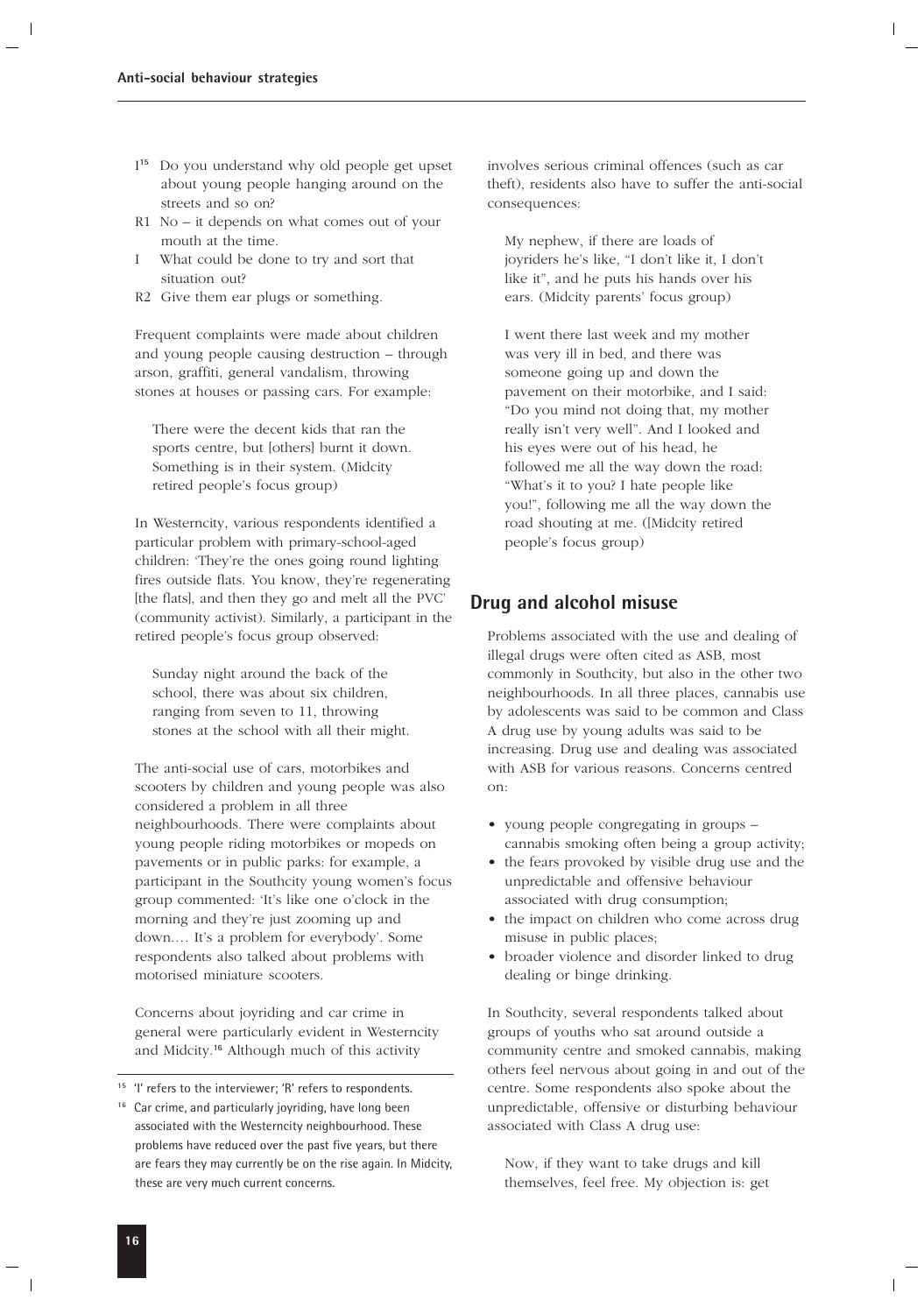- I[15] Do you understand why old people get upset about young people hanging around on the streets and so on?
- R1 No – it depends on what comes out of your mouth at the time.
- I What could be done to try and sort that situation out?
- R2 Give them ear plugs or something.

Frequent complaints were made about children and young people causing destruction – through arson, graffiti, general vandalism, throwing stones at houses or passing cars. For example:

> There were the decent kids that ran the sports centre, but [others] burnt it down. Something is in their system. (Midcity retired people's focus group)

In Westerncity, various respondents identified a particular problem with primary-school-aged children: 'They're the ones going round lighting fires outside flats. You know, they're regenerating [the flats], and then they go and melt all the PVC' (community activist). Similarly, a participant in the retired people's focus group observed:

> Sunday night around the back of the school, there was about six children, ranging from seven to 11, throwing stones at the school with all their might.

The anti-social use of cars, motorbikes and scooters by children and young people was also considered a problem in all three neighbourhoods. There were complaints about young people riding motorbikes or mopeds on pavements or in public parks: for example, a participant in the Southcity young women's focus group commented: 'It's like one o'clock in the morning and they're just zooming up and down.… It's a problem for everybody'. Some respondents also talked about problems with motorised miniature scooters.

Concerns about joyriding and car crime in general were particularly evident in Westerncity and Midcity.[16] Although much of this activity involves serious criminal offences (such as car theft), residents also have to suffer the anti-social consequences:

> My nephew, if there are loads of joyriders he's like, "I don't like it, I don't like it", and he puts his hands over his ears. (Midcity parents' focus group)

> I went there last week and my mother was very ill in bed, and there was someone going up and down the pavement on their motorbike, and I said: "Do you mind not doing that, my mother really isn't very well". And I looked and his eyes were out of his head, he followed me all the way down the road: "What's it to you? I hate people like you!", following me all the way down the road shouting at me. ([Midcity retired people's focus group)

## Drug and alcohol misuse

Problems associated with the use and dealing of illegal drugs were often cited as ASB, most commonly in Southcity, but also in the other two neighbourhoods. In all three places, cannabis use by adolescents was said to be common and Class A drug use by young adults was said to be increasing. Drug use and dealing was associated with ASB for various reasons. Concerns centred on:

- young people congregating in groups – cannabis smoking often being a group activity;
- the fears provoked by visible drug use and the unpredictable and offensive behaviour associated with drug consumption;
- the impact on children who come across drug misuse in public places;
- broader violence and disorder linked to drug dealing or binge drinking.

In Southcity, several respondents talked about groups of youths who sat around outside a community centre and smoked cannabis, making others feel nervous about going in and out of the centre. Some respondents also spoke about the unpredictable, offensive or disturbing behaviour associated with Class A drug use:

> Now, if they want to take drugs and kill themselves, feel free. My objection is: get

---

[15] 'I' refers to the interviewer; 'R' refers to respondents.

[16] Car crime, and particularly joyriding, have long been associated with the Westerncity neighbourhood. These problems have reduced over the past five years, but there are fears they may currently be on the rise again. In Midcity, these are very much current concerns.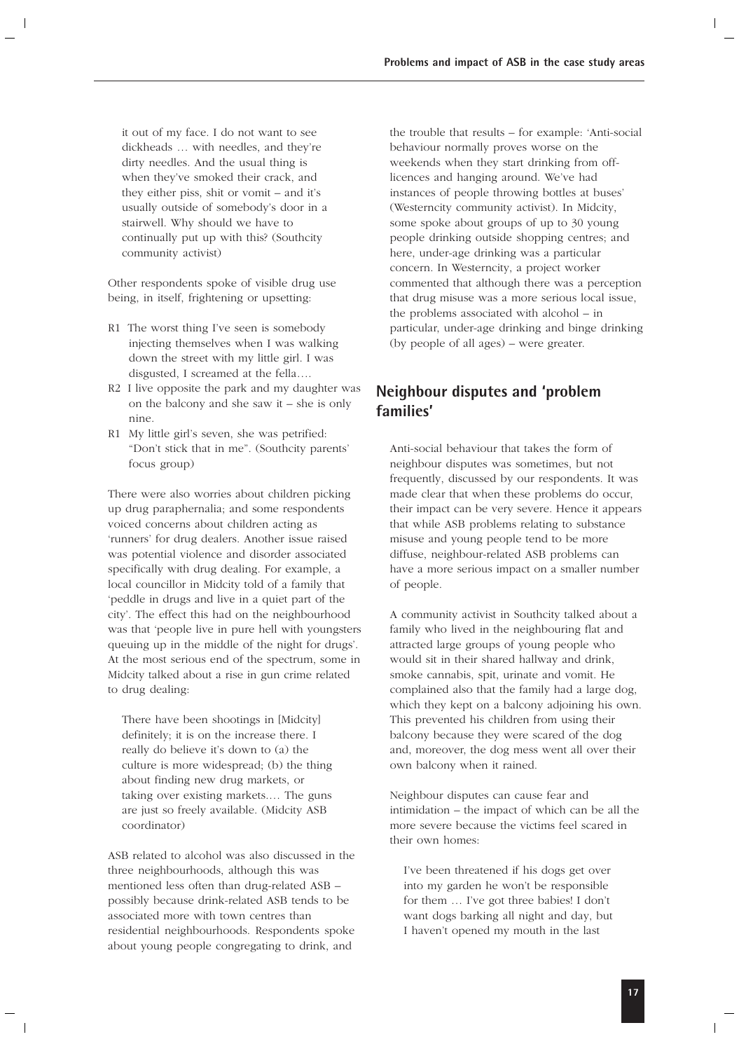> it out of my face. I do not want to see dickheads … with needles, and they're dirty needles. And the usual thing is when they've smoked their crack, and they either piss, shit or vomit – and it's usually outside of somebody's door in a stairwell. Why should we have to continually put up with this? (Southcity community activist)

Other respondents spoke of visible drug use being, in itself, frightening or upsetting:

> R1 The worst thing I've seen is somebody injecting themselves when I was walking down the street with my little girl. I was disgusted, I screamed at the fella….
>
> R2 I live opposite the park and my daughter was on the balcony and she saw it – she is only nine.
>
> R1 My little girl's seven, she was petrified: "Don't stick that in me". (Southcity parents' focus group)

There were also worries about children picking up drug paraphernalia; and some respondents voiced concerns about children acting as 'runners' for drug dealers. Another issue raised was potential violence and disorder associated specifically with drug dealing. For example, a local councillor in Midcity told of a family that 'peddle in drugs and live in a quiet part of the city'. The effect this had on the neighbourhood was that 'people live in pure hell with youngsters queuing up in the middle of the night for drugs'. At the most serious end of the spectrum, some in Midcity talked about a rise in gun crime related to drug dealing:

> There have been shootings in [Midcity] definitely; it is on the increase there. I really do believe it's down to (a) the culture is more widespread; (b) the thing about finding new drug markets, or taking over existing markets.… The guns are just so freely available. (Midcity ASB coordinator)

ASB related to alcohol was also discussed in the three neighbourhoods, although this was mentioned less often than drug-related ASB – possibly because drink-related ASB tends to be associated more with town centres than residential neighbourhoods. Respondents spoke about young people congregating to drink, and the trouble that results – for example: 'Anti-social behaviour normally proves worse on the weekends when they start drinking from off-licences and hanging around. We've had instances of people throwing bottles at buses' (Westerncity community activist). In Midcity, some spoke about groups of up to 30 young people drinking outside shopping centres; and here, under-age drinking was a particular concern. In Westerncity, a project worker commented that although there was a perception that drug misuse was a more serious local issue, the problems associated with alcohol – in particular, under-age drinking and binge drinking (by people of all ages) – were greater.

## Neighbour disputes and 'problem families'

Anti-social behaviour that takes the form of neighbour disputes was sometimes, but not frequently, discussed by our respondents. It was made clear that when these problems do occur, their impact can be very severe. Hence it appears that while ASB problems relating to substance misuse and young people tend to be more diffuse, neighbour-related ASB problems can have a more serious impact on a smaller number of people.

A community activist in Southcity talked about a family who lived in the neighbouring flat and attracted large groups of young people who would sit in their shared hallway and drink, smoke cannabis, spit, urinate and vomit. He complained also that the family had a large dog, which they kept on a balcony adjoining his own. This prevented his children from using their balcony because they were scared of the dog and, moreover, the dog mess went all over their own balcony when it rained.

Neighbour disputes can cause fear and intimidation – the impact of which can be all the more severe because the victims feel scared in their own homes:

> I've been threatened if his dogs get over into my garden he won't be responsible for them … I've got three babies! I don't want dogs barking all night and day, but I haven't opened my mouth in the last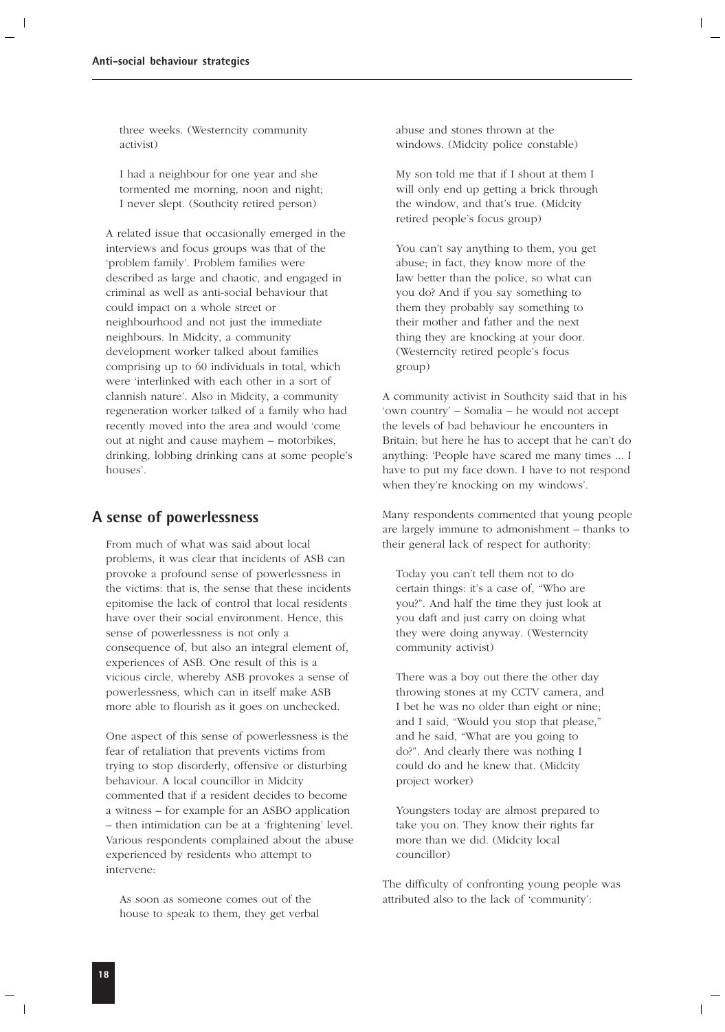three weeks. (Westerncity community activist)

I had a neighbour for one year and she tormented me morning, noon and night; I never slept. (Southcity retired person)

A related issue that occasionally emerged in the interviews and focus groups was that of the 'problem family'. Problem families were described as large and chaotic, and engaged in criminal as well as anti-social behaviour that could impact on a whole street or neighbourhood and not just the immediate neighbours. In Midcity, a community development worker talked about families comprising up to 60 individuals in total, which were 'interlinked with each other in a sort of clannish nature'. Also in Midcity, a community regeneration worker talked of a family who had recently moved into the area and would 'come out at night and cause mayhem – motorbikes, drinking, lobbing drinking cans at some people's houses'.

## A sense of powerlessness

From much of what was said about local problems, it was clear that incidents of ASB can provoke a profound sense of powerlessness in the victims: that is, the sense that these incidents epitomise the lack of control that local residents have over their social environment. Hence, this sense of powerlessness is not only a consequence of, but also an integral element of, experiences of ASB. One result of this is a vicious circle, whereby ASB provokes a sense of powerlessness, which can in itself make ASB more able to flourish as it goes on unchecked.

One aspect of this sense of powerlessness is the fear of retaliation that prevents victims from trying to stop disorderly, offensive or disturbing behaviour. A local councillor in Midcity commented that if a resident decides to become a witness – for example for an ASBO application – then intimidation can be at a 'frightening' level. Various respondents complained about the abuse experienced by residents who attempt to intervene:

As soon as someone comes out of the house to speak to them, they get verbal abuse and stones thrown at the windows. (Midcity police constable)

My son told me that if I shout at them I will only end up getting a brick through the window, and that's true. (Midcity retired people's focus group)

You can't say anything to them, you get abuse; in fact, they know more of the law better than the police, so what can you do? And if you say something to them they probably say something to their mother and father and the next thing they are knocking at your door. (Westerncity retired people's focus group)

A community activist in Southcity said that in his 'own country' – Somalia – he would not accept the levels of bad behaviour he encounters in Britain; but here he has to accept that he can't do anything: 'People have scared me many times ... I have to put my face down. I have to not respond when they're knocking on my windows'.

Many respondents commented that young people are largely immune to admonishment – thanks to their general lack of respect for authority:

Today you can't tell them not to do certain things: it's a case of, "Who are you?". And half the time they just look at you daft and just carry on doing what they were doing anyway. (Westerncity community activist)

There was a boy out there the other day throwing stones at my CCTV camera, and I bet he was no older than eight or nine; and I said, "Would you stop that please," and he said, "What are you going to do?". And clearly there was nothing I could do and he knew that. (Midcity project worker)

Youngsters today are almost prepared to take you on. They know their rights far more than we did. (Midcity local councillor)

The difficulty of confronting young people was attributed also to the lack of 'community':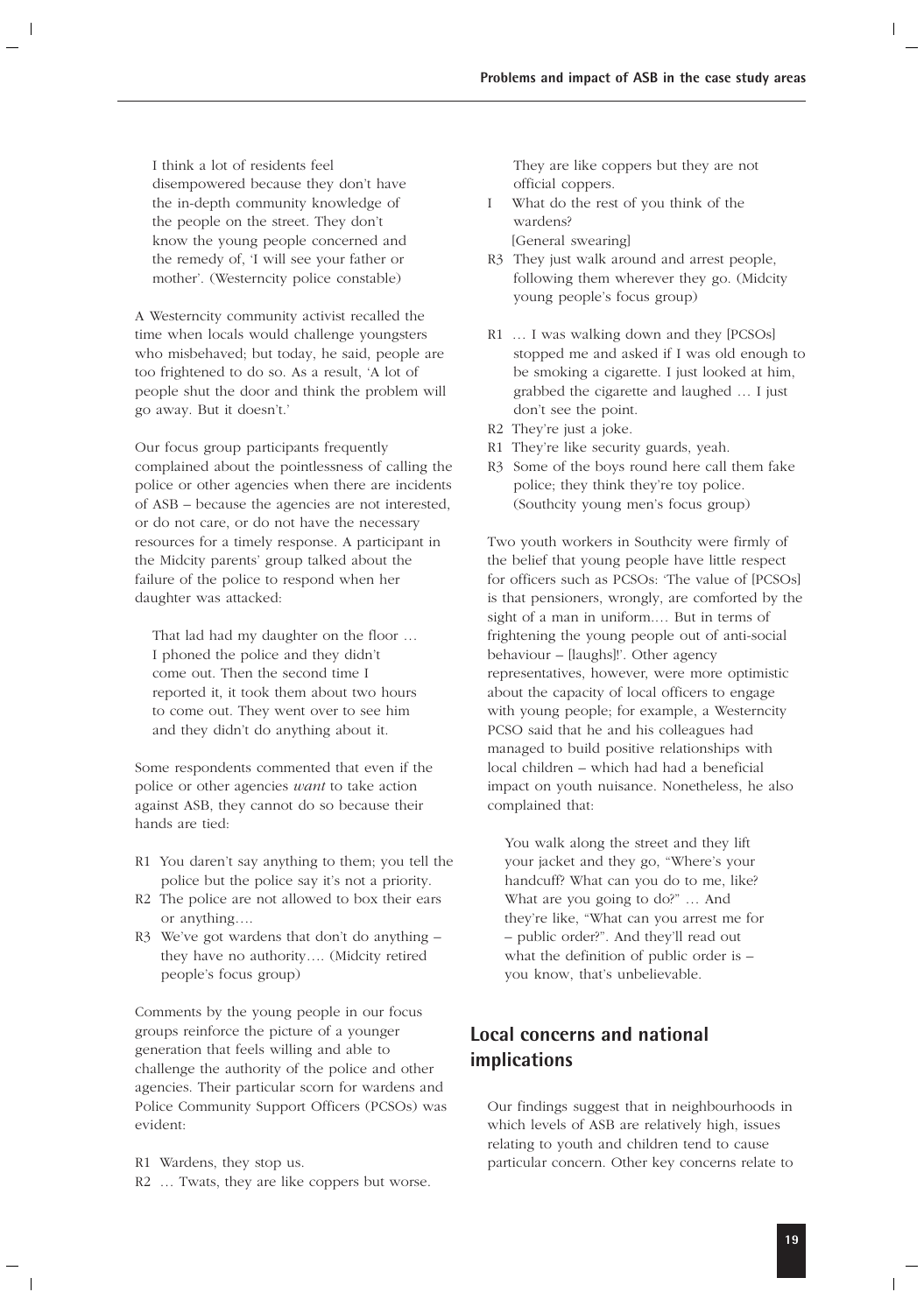I think a lot of residents feel disempowered because they don't have the in-depth community knowledge of the people on the street. They don't know the young people concerned and the remedy of, 'I will see your father or mother'. (Westerncity police constable)

A Westerncity community activist recalled the time when locals would challenge youngsters who misbehaved; but today, he said, people are too frightened to do so. As a result, 'A lot of people shut the door and think the problem will go away. But it doesn't.'

Our focus group participants frequently complained about the pointlessness of calling the police or other agencies when there are incidents of ASB – because the agencies are not interested, or do not care, or do not have the necessary resources for a timely response. A participant in the Midcity parents' group talked about the failure of the police to respond when her daughter was attacked:

That lad had my daughter on the floor … I phoned the police and they didn't come out. Then the second time I reported it, it took them about two hours to come out. They went over to see him and they didn't do anything about it.

Some respondents commented that even if the police or other agencies *want* to take action against ASB, they cannot do so because their hands are tied:

R1 You daren't say anything to them; you tell the police but the police say it's not a priority.
R2 The police are not allowed to box their ears or anything….
R3 We've got wardens that don't do anything – they have no authority…. (Midcity retired people's focus group)

Comments by the young people in our focus groups reinforce the picture of a younger generation that feels willing and able to challenge the authority of the police and other agencies. Their particular scorn for wardens and Police Community Support Officers (PCSOs) was evident:

R1 Wardens, they stop us.
R2 … Twats, they are like coppers but worse. They are like coppers but they are not official coppers.
I What do the rest of you think of the wardens?
[General swearing]
R3 They just walk around and arrest people, following them wherever they go. (Midcity young people's focus group)

R1 … I was walking down and they [PCSOs] stopped me and asked if I was old enough to be smoking a cigarette. I just looked at him, grabbed the cigarette and laughed … I just don't see the point.
R2 They're just a joke.
R1 They're like security guards, yeah.
R3 Some of the boys round here call them fake police; they think they're toy police. (Southcity young men's focus group)

Two youth workers in Southcity were firmly of the belief that young people have little respect for officers such as PCSOs: 'The value of [PCSOs] is that pensioners, wrongly, are comforted by the sight of a man in uniform.… But in terms of frightening the young people out of anti-social behaviour – [laughs]!'. Other agency representatives, however, were more optimistic about the capacity of local officers to engage with young people; for example, a Westerncity PCSO said that he and his colleagues had managed to build positive relationships with local children – which had had a beneficial impact on youth nuisance. Nonetheless, he also complained that:

You walk along the street and they lift your jacket and they go, "Where's your handcuff? What can you do to me, like? What are you going to do?" … And they're like, "What can you arrest me for – public order?". And they'll read out what the definition of public order is – you know, that's unbelievable.

## Local concerns and national implications

Our findings suggest that in neighbourhoods in which levels of ASB are relatively high, issues relating to youth and children tend to cause particular concern. Other key concerns relate to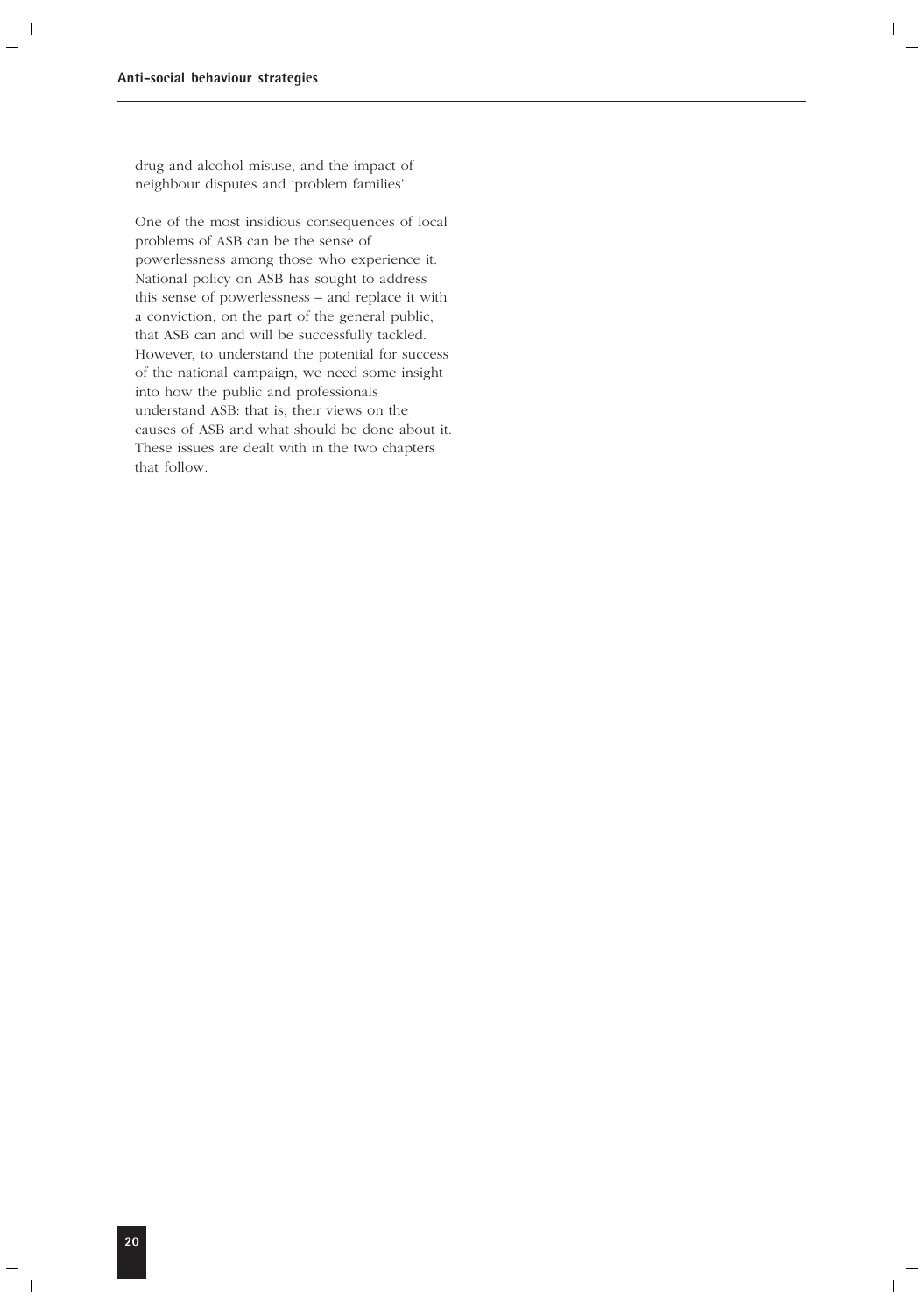drug and alcohol misuse, and the impact of neighbour disputes and 'problem families'.

One of the most insidious consequences of local problems of ASB can be the sense of powerlessness among those who experience it. National policy on ASB has sought to address this sense of powerlessness – and replace it with a conviction, on the part of the general public, that ASB can and will be successfully tackled. However, to understand the potential for success of the national campaign, we need some insight into how the public and professionals understand ASB: that is, their views on the causes of ASB and what should be done about it. These issues are dealt with in the two chapters that follow.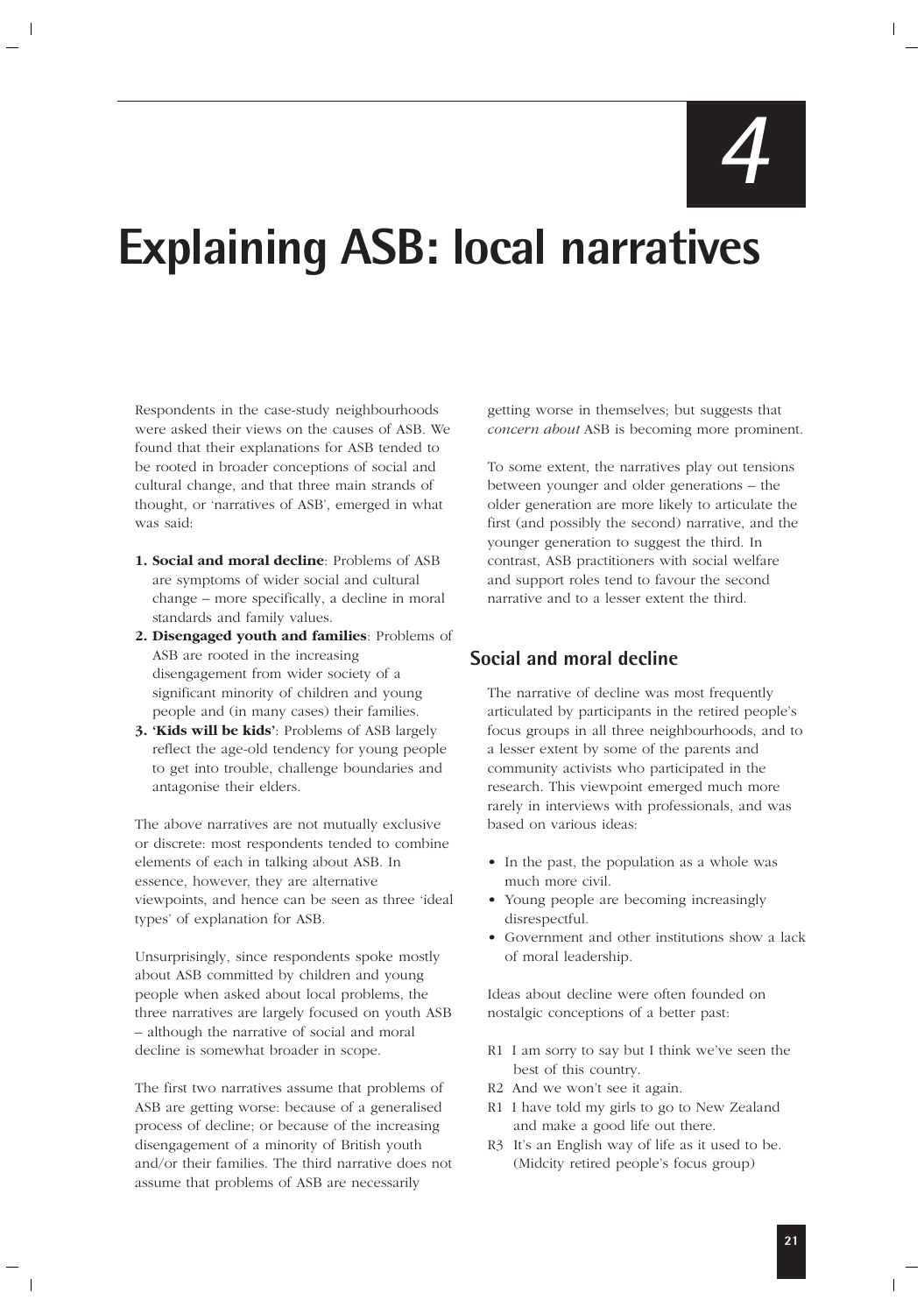# 4

# Explaining ASB: local narratives

Respondents in the case-study neighbourhoods were asked their views on the causes of ASB. We found that their explanations for ASB tended to be rooted in broader conceptions of social and cultural change, and that three main strands of thought, or 'narratives of ASB', emerged in what was said:

1. **Social and moral decline**: Problems of ASB are symptoms of wider social and cultural change – more specifically, a decline in moral standards and family values.
2. **Disengaged youth and families**: Problems of ASB are rooted in the increasing disengagement from wider society of a significant minority of children and young people and (in many cases) their families.
3. **'Kids will be kids'**: Problems of ASB largely reflect the age-old tendency for young people to get into trouble, challenge boundaries and antagonise their elders.

The above narratives are not mutually exclusive or discrete: most respondents tended to combine elements of each in talking about ASB. In essence, however, they are alternative viewpoints, and hence can be seen as three 'ideal types' of explanation for ASB.

Unsurprisingly, since respondents spoke mostly about ASB committed by children and young people when asked about local problems, the three narratives are largely focused on youth ASB – although the narrative of social and moral decline is somewhat broader in scope.

The first two narratives assume that problems of ASB are getting worse: because of a generalised process of decline; or because of the increasing disengagement of a minority of British youth and/or their families. The third narrative does not assume that problems of ASB are necessarily getting worse in themselves; but suggests that *concern about* ASB is becoming more prominent.

To some extent, the narratives play out tensions between younger and older generations – the older generation are more likely to articulate the first (and possibly the second) narrative, and the younger generation to suggest the third. In contrast, ASB practitioners with social welfare and support roles tend to favour the second narrative and to a lesser extent the third.

## Social and moral decline

The narrative of decline was most frequently articulated by participants in the retired people's focus groups in all three neighbourhoods, and to a lesser extent by some of the parents and community activists who participated in the research. This viewpoint emerged much more rarely in interviews with professionals, and was based on various ideas:

- In the past, the population as a whole was much more civil.
- Young people are becoming increasingly disrespectful.
- Government and other institutions show a lack of moral leadership.

Ideas about decline were often founded on nostalgic conceptions of a better past:

R1 I am sorry to say but I think we've seen the best of this country.
R2 And we won't see it again.
R1 I have told my girls to go to New Zealand and make a good life out there.
R3 It's an English way of life as it used to be.
(Midcity retired people's focus group)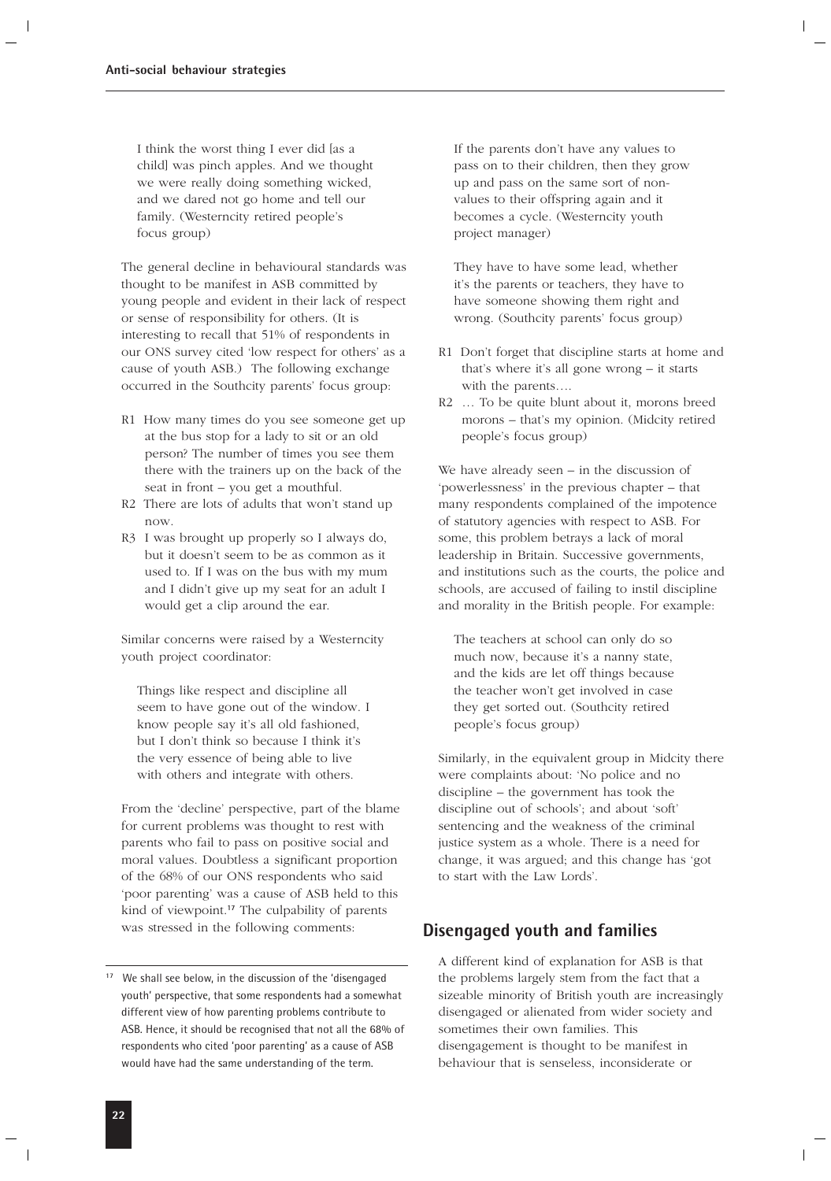I think the worst thing I ever did [as a child] was pinch apples. And we thought we were really doing something wicked, and we dared not go home and tell our family. (Westerncity retired people's focus group)

The general decline in behavioural standards was thought to be manifest in ASB committed by young people and evident in their lack of respect or sense of responsibility for others. (It is interesting to recall that 51% of respondents in our ONS survey cited 'low respect for others' as a cause of youth ASB.) The following exchange occurred in the Southcity parents' focus group:

R1 How many times do you see someone get up at the bus stop for a lady to sit or an old person? The number of times you see them there with the trainers up on the back of the seat in front – you get a mouthful.

R2 There are lots of adults that won't stand up now.

R3 I was brought up properly so I always do, but it doesn't seem to be as common as it used to. If I was on the bus with my mum and I didn't give up my seat for an adult I would get a clip around the ear.

Similar concerns were raised by a Westerncity youth project coordinator:

Things like respect and discipline all seem to have gone out of the window. I know people say it's all old fashioned, but I don't think so because I think it's the very essence of being able to live with others and integrate with others.

From the 'decline' perspective, part of the blame for current problems was thought to rest with parents who fail to pass on positive social and moral values. Doubtless a significant proportion of the 68% of our ONS respondents who said 'poor parenting' was a cause of ASB held to this kind of viewpoint.[17] The culpability of parents was stressed in the following comments:

If the parents don't have any values to pass on to their children, then they grow up and pass on the same sort of non-values to their offspring again and it becomes a cycle. (Westerncity youth project manager)

They have to have some lead, whether it's the parents or teachers, they have to have someone showing them right and wrong. (Southcity parents' focus group)

R1 Don't forget that discipline starts at home and that's where it's all gone wrong – it starts with the parents….

R2 … To be quite blunt about it, morons breed morons – that's my opinion. (Midcity retired people's focus group)

We have already seen – in the discussion of 'powerlessness' in the previous chapter – that many respondents complained of the impotence of statutory agencies with respect to ASB. For some, this problem betrays a lack of moral leadership in Britain. Successive governments, and institutions such as the courts, the police and schools, are accused of failing to instil discipline and morality in the British people. For example:

The teachers at school can only do so much now, because it's a nanny state, and the kids are let off things because the teacher won't get involved in case they get sorted out. (Southcity retired people's focus group)

Similarly, in the equivalent group in Midcity there were complaints about: 'No police and no discipline – the government has took the discipline out of schools'; and about 'soft' sentencing and the weakness of the criminal justice system as a whole. There is a need for change, it was argued; and this change has 'got to start with the Law Lords'.

## Disengaged youth and families

A different kind of explanation for ASB is that the problems largely stem from the fact that a sizeable minority of British youth are increasingly disengaged or alienated from wider society and sometimes their own families. This disengagement is thought to be manifest in behaviour that is senseless, inconsiderate or

---

[17] We shall see below, in the discussion of the 'disengaged youth' perspective, that some respondents had a somewhat different view of how parenting problems contribute to ASB. Hence, it should be recognised that not all the 68% of respondents who cited 'poor parenting' as a cause of ASB would have had the same understanding of the term.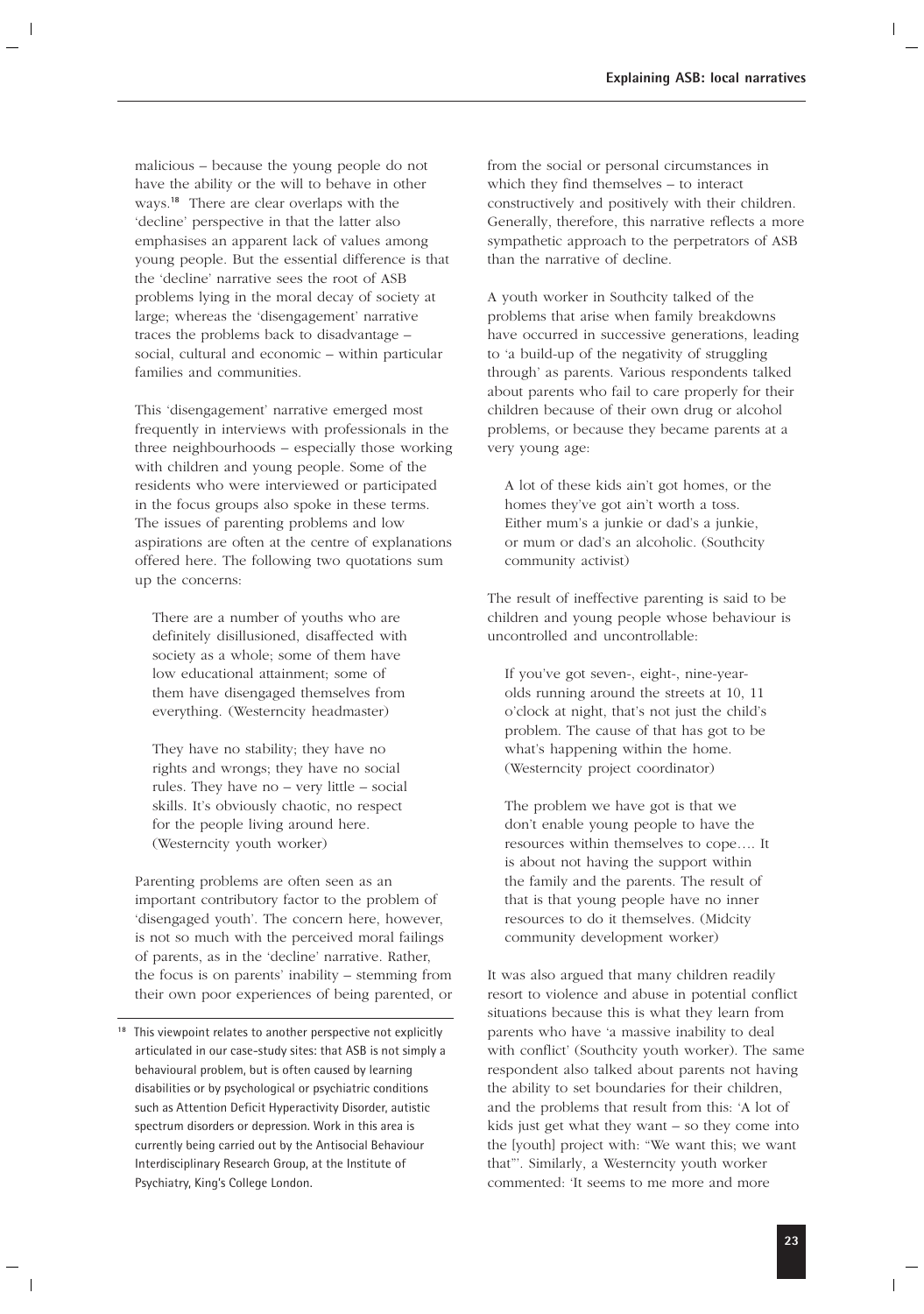malicious – because the young people do not have the ability or the will to behave in other ways.[18] There are clear overlaps with the 'decline' perspective in that the latter also emphasises an apparent lack of values among young people. But the essential difference is that the 'decline' narrative sees the root of ASB problems lying in the moral decay of society at large; whereas the 'disengagement' narrative traces the problems back to disadvantage – social, cultural and economic – within particular families and communities.

This 'disengagement' narrative emerged most frequently in interviews with professionals in the three neighbourhoods – especially those working with children and young people. Some of the residents who were interviewed or participated in the focus groups also spoke in these terms. The issues of parenting problems and low aspirations are often at the centre of explanations offered here. The following two quotations sum up the concerns:

> There are a number of youths who are definitely disillusioned, disaffected with society as a whole; some of them have low educational attainment; some of them have disengaged themselves from everything. (Westerncity headmaster)

> They have no stability; they have no rights and wrongs; they have no social rules. They have no – very little – social skills. It's obviously chaotic, no respect for the people living around here. (Westerncity youth worker)

Parenting problems are often seen as an important contributory factor to the problem of 'disengaged youth'. The concern here, however, is not so much with the perceived moral failings of parents, as in the 'decline' narrative. Rather, the focus is on parents' inability – stemming from their own poor experiences of being parented, or from the social or personal circumstances in which they find themselves – to interact constructively and positively with their children. Generally, therefore, this narrative reflects a more sympathetic approach to the perpetrators of ASB than the narrative of decline.

A youth worker in Southcity talked of the problems that arise when family breakdowns have occurred in successive generations, leading to 'a build-up of the negativity of struggling through' as parents. Various respondents talked about parents who fail to care properly for their children because of their own drug or alcohol problems, or because they became parents at a very young age:

> A lot of these kids ain't got homes, or the homes they've got ain't worth a toss. Either mum's a junkie or dad's a junkie, or mum or dad's an alcoholic. (Southcity community activist)

The result of ineffective parenting is said to be children and young people whose behaviour is uncontrolled and uncontrollable:

> If you've got seven-, eight-, nine-year-olds running around the streets at 10, 11 o'clock at night, that's not just the child's problem. The cause of that has got to be what's happening within the home. (Westerncity project coordinator)

> The problem we have got is that we don't enable young people to have the resources within themselves to cope…. It is about not having the support within the family and the parents. The result of that is that young people have no inner resources to do it themselves. (Midcity community development worker)

It was also argued that many children readily resort to violence and abuse in potential conflict situations because this is what they learn from parents who have 'a massive inability to deal with conflict' (Southcity youth worker). The same respondent also talked about parents not having the ability to set boundaries for their children, and the problems that result from this: 'A lot of kids just get what they want – so they come into the [youth] project with: "We want this; we want that"'. Similarly, a Westerncity youth worker commented: 'It seems to me more and more

---

[18] This viewpoint relates to another perspective not explicitly articulated in our case-study sites: that ASB is not simply a behavioural problem, but is often caused by learning disabilities or by psychological or psychiatric conditions such as Attention Deficit Hyperactivity Disorder, autistic spectrum disorders or depression. Work in this area is currently being carried out by the Antisocial Behaviour Interdisciplinary Research Group, at the Institute of Psychiatry, King's College London.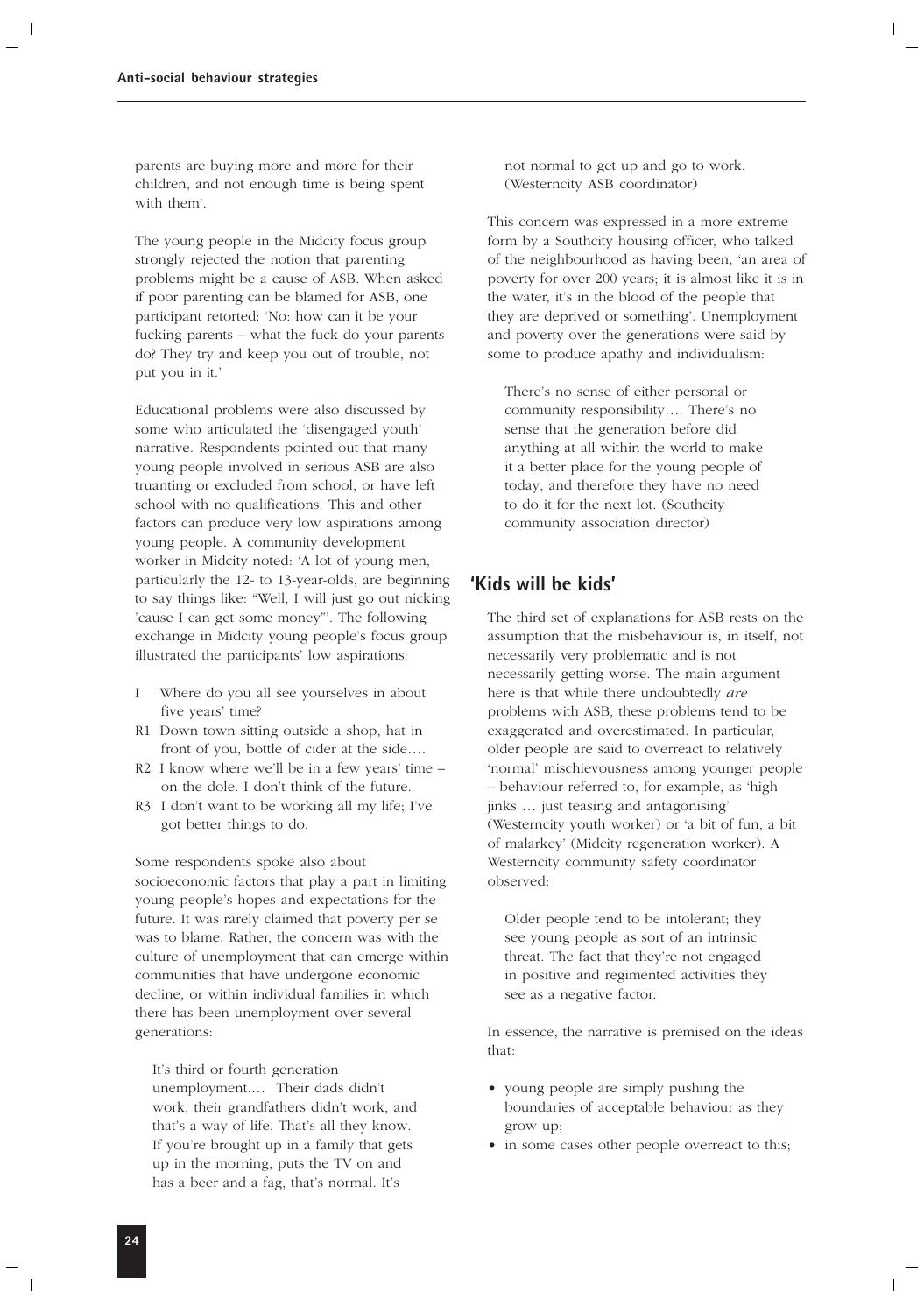parents are buying more and more for their children, and not enough time is being spent with them'.

The young people in the Midcity focus group strongly rejected the notion that parenting problems might be a cause of ASB. When asked if poor parenting can be blamed for ASB, one participant retorted: 'No: how can it be your fucking parents – what the fuck do your parents do? They try and keep you out of trouble, not put you in it.'

Educational problems were also discussed by some who articulated the 'disengaged youth' narrative. Respondents pointed out that many young people involved in serious ASB are also truanting or excluded from school, or have left school with no qualifications. This and other factors can produce very low aspirations among young people. A community development worker in Midcity noted: 'A lot of young men, particularly the 12- to 13-year-olds, are beginning to say things like: "Well, I will just go out nicking 'cause I can get some money"'. The following exchange in Midcity young people's focus group illustrated the participants' low aspirations:

I Where do you all see yourselves in about five years' time?

R1 Down town sitting outside a shop, hat in front of you, bottle of cider at the side….

R2 I know where we'll be in a few years' time – on the dole. I don't think of the future.

R3 I don't want to be working all my life; I've got better things to do.

Some respondents spoke also about socioeconomic factors that play a part in limiting young people's hopes and expectations for the future. It was rarely claimed that poverty per se was to blame. Rather, the concern was with the culture of unemployment that can emerge within communities that have undergone economic decline, or within individual families in which there has been unemployment over several generations:

> It's third or fourth generation unemployment.… Their dads didn't work, their grandfathers didn't work, and that's a way of life. That's all they know. If you're brought up in a family that gets up in the morning, puts the TV on and has a beer and a fag, that's normal. It's not normal to get up and go to work. (Westerncity ASB coordinator)

This concern was expressed in a more extreme form by a Southcity housing officer, who talked of the neighbourhood as having been, 'an area of poverty for over 200 years; it is almost like it is in the water, it's in the blood of the people that they are deprived or something'. Unemployment and poverty over the generations were said by some to produce apathy and individualism:

> There's no sense of either personal or community responsibility…. There's no sense that the generation before did anything at all within the world to make it a better place for the young people of today, and therefore they have no need to do it for the next lot. (Southcity community association director)

## 'Kids will be kids'

The third set of explanations for ASB rests on the assumption that the misbehaviour is, in itself, not necessarily very problematic and is not necessarily getting worse. The main argument here is that while there undoubtedly *are* problems with ASB, these problems tend to be exaggerated and overestimated. In particular, older people are said to overreact to relatively 'normal' mischievousness among younger people – behaviour referred to, for example, as 'high jinks … just teasing and antagonising' (Westerncity youth worker) or 'a bit of fun, a bit of malarkey' (Midcity regeneration worker). A Westerncity community safety coordinator observed:

> Older people tend to be intolerant; they see young people as sort of an intrinsic threat. The fact that they're not engaged in positive and regimented activities they see as a negative factor.

In essence, the narrative is premised on the ideas that:

- young people are simply pushing the boundaries of acceptable behaviour as they grow up;
- in some cases other people overreact to this;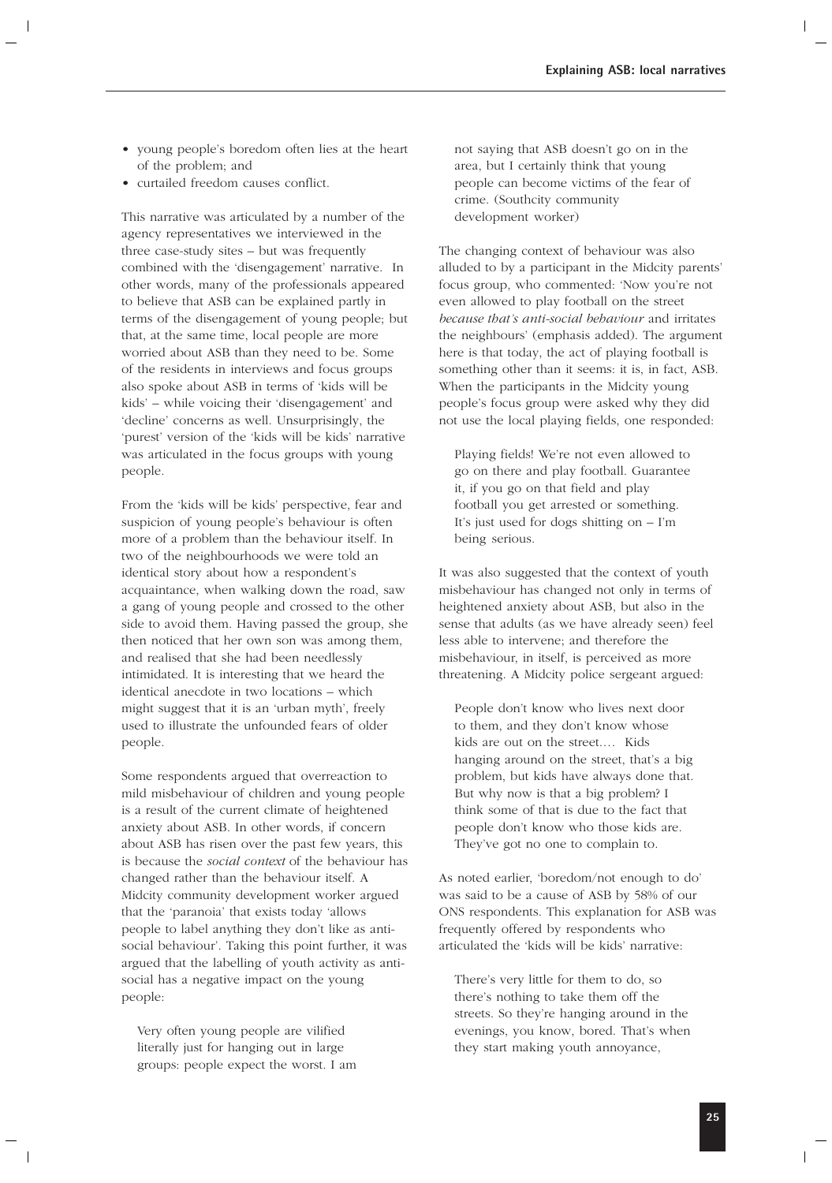- young people's boredom often lies at the heart of the problem; and
- curtailed freedom causes conflict.

This narrative was articulated by a number of the agency representatives we interviewed in the three case-study sites – but was frequently combined with the 'disengagement' narrative. In other words, many of the professionals appeared to believe that ASB can be explained partly in terms of the disengagement of young people; but that, at the same time, local people are more worried about ASB than they need to be. Some of the residents in interviews and focus groups also spoke about ASB in terms of 'kids will be kids' – while voicing their 'disengagement' and 'decline' concerns as well. Unsurprisingly, the 'purest' version of the 'kids will be kids' narrative was articulated in the focus groups with young people.

From the 'kids will be kids' perspective, fear and suspicion of young people's behaviour is often more of a problem than the behaviour itself. In two of the neighbourhoods we were told an identical story about how a respondent's acquaintance, when walking down the road, saw a gang of young people and crossed to the other side to avoid them. Having passed the group, she then noticed that her own son was among them, and realised that she had been needlessly intimidated. It is interesting that we heard the identical anecdote in two locations – which might suggest that it is an 'urban myth', freely used to illustrate the unfounded fears of older people.

Some respondents argued that overreaction to mild misbehaviour of children and young people is a result of the current climate of heightened anxiety about ASB. In other words, if concern about ASB has risen over the past few years, this is because the *social context* of the behaviour has changed rather than the behaviour itself. A Midcity community development worker argued that the 'paranoia' that exists today 'allows people to label anything they don't like as anti-social behaviour'. Taking this point further, it was argued that the labelling of youth activity as anti-social has a negative impact on the young people:

> Very often young people are vilified literally just for hanging out in large groups: people expect the worst. I am not saying that ASB doesn't go on in the area, but I certainly think that young people can become victims of the fear of crime. (Southcity community development worker)

The changing context of behaviour was also alluded to by a participant in the Midcity parents' focus group, who commented: 'Now you're not even allowed to play football on the street *because that's anti-social behaviour* and irritates the neighbours' (emphasis added). The argument here is that today, the act of playing football is something other than it seems: it is, in fact, ASB. When the participants in the Midcity young people's focus group were asked why they did not use the local playing fields, one responded:

> Playing fields! We're not even allowed to go on there and play football. Guarantee it, if you go on that field and play football you get arrested or something. It's just used for dogs shitting on – I'm being serious.

It was also suggested that the context of youth misbehaviour has changed not only in terms of heightened anxiety about ASB, but also in the sense that adults (as we have already seen) feel less able to intervene; and therefore the misbehaviour, in itself, is perceived as more threatening. A Midcity police sergeant argued:

> People don't know who lives next door to them, and they don't know whose kids are out on the street.... Kids hanging around on the street, that's a big problem, but kids have always done that. But why now is that a big problem? I think some of that is due to the fact that people don't know who those kids are. They've got no one to complain to.

As noted earlier, 'boredom/not enough to do' was said to be a cause of ASB by 58% of our ONS respondents. This explanation for ASB was frequently offered by respondents who articulated the 'kids will be kids' narrative:

> There's very little for them to do, so there's nothing to take them off the streets. So they're hanging around in the evenings, you know, bored. That's when they start making youth annoyance,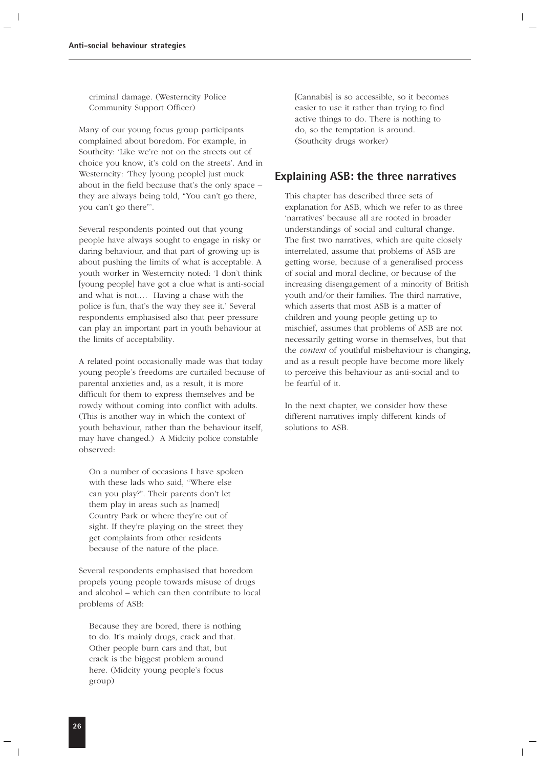> criminal damage. (Westerncity Police Community Support Officer)

Many of our young focus group participants complained about boredom. For example, in Southcity: 'Like we're not on the streets out of choice you know, it's cold on the streets'. And in Westerncity: 'They [young people] just muck about in the field because that's the only space – they are always being told, "You can't go there, you can't go there"'.

Several respondents pointed out that young people have always sought to engage in risky or daring behaviour, and that part of growing up is about pushing the limits of what is acceptable. A youth worker in Westerncity noted: 'I don't think [young people] have got a clue what is anti-social and what is not.... Having a chase with the police is fun, that's the way they see it.' Several respondents emphasised also that peer pressure can play an important part in youth behaviour at the limits of acceptability.

A related point occasionally made was that today young people's freedoms are curtailed because of parental anxieties and, as a result, it is more difficult for them to express themselves and be rowdy without coming into conflict with adults. (This is another way in which the context of youth behaviour, rather than the behaviour itself, may have changed.) A Midcity police constable observed:

> On a number of occasions I have spoken with these lads who said, "Where else can you play?". Their parents don't let them play in areas such as [named] Country Park or where they're out of sight. If they're playing on the street they get complaints from other residents because of the nature of the place.

Several respondents emphasised that boredom propels young people towards misuse of drugs and alcohol – which can then contribute to local problems of ASB:

> Because they are bored, there is nothing to do. It's mainly drugs, crack and that. Other people burn cars and that, but crack is the biggest problem around here. (Midcity young people's focus group)

> [Cannabis] is so accessible, so it becomes easier to use it rather than trying to find active things to do. There is nothing to do, so the temptation is around. (Southcity drugs worker)

## Explaining ASB: the three narratives

This chapter has described three sets of explanation for ASB, which we refer to as three 'narratives' because all are rooted in broader understandings of social and cultural change. The first two narratives, which are quite closely interrelated, assume that problems of ASB are getting worse, because of a generalised process of social and moral decline, or because of the increasing disengagement of a minority of British youth and/or their families. The third narrative, which asserts that most ASB is a matter of children and young people getting up to mischief, assumes that problems of ASB are not necessarily getting worse in themselves, but that the *context* of youthful misbehaviour is changing, and as a result people have become more likely to perceive this behaviour as anti-social and to be fearful of it.

In the next chapter, we consider how these different narratives imply different kinds of solutions to ASB.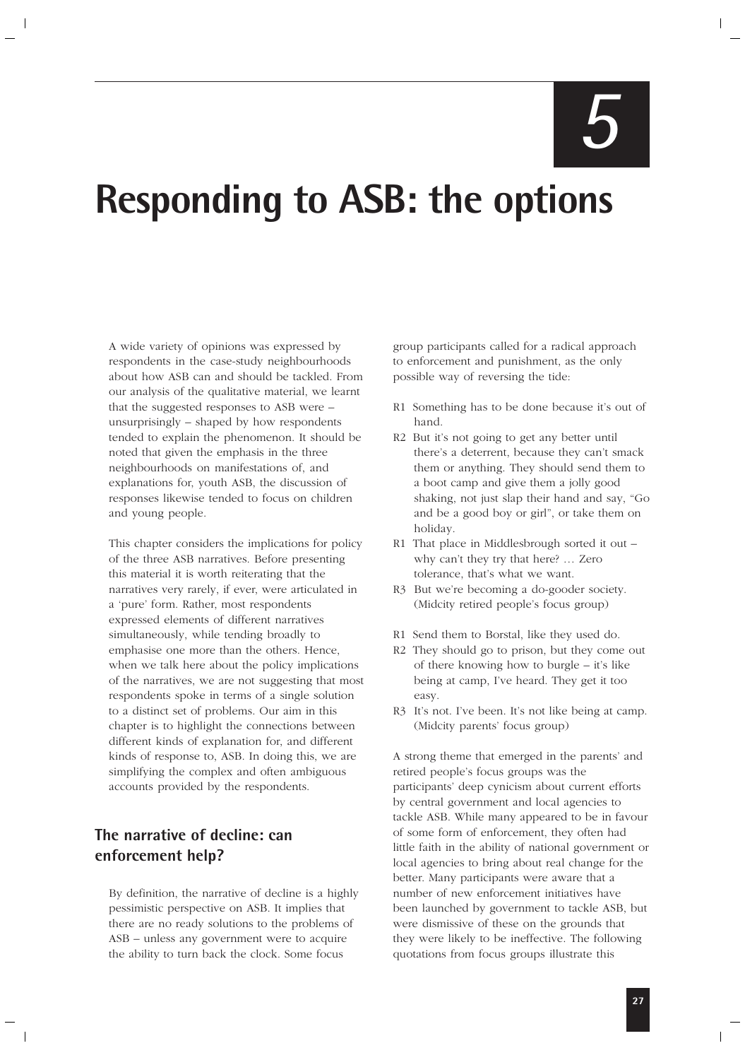# 5

# Responding to ASB: the options

A wide variety of opinions was expressed by respondents in the case-study neighbourhoods about how ASB can and should be tackled. From our analysis of the qualitative material, we learnt that the suggested responses to ASB were – unsurprisingly – shaped by how respondents tended to explain the phenomenon. It should be noted that given the emphasis in the three neighbourhoods on manifestations of, and explanations for, youth ASB, the discussion of responses likewise tended to focus on children and young people.

This chapter considers the implications for policy of the three ASB narratives. Before presenting this material it is worth reiterating that the narratives very rarely, if ever, were articulated in a 'pure' form. Rather, most respondents expressed elements of different narratives simultaneously, while tending broadly to emphasise one more than the others. Hence, when we talk here about the policy implications of the narratives, we are not suggesting that most respondents spoke in terms of a single solution to a distinct set of problems. Our aim in this chapter is to highlight the connections between different kinds of explanation for, and different kinds of response to, ASB. In doing this, we are simplifying the complex and often ambiguous accounts provided by the respondents.

## The narrative of decline: can enforcement help?

By definition, the narrative of decline is a highly pessimistic perspective on ASB. It implies that there are no ready solutions to the problems of ASB – unless any government were to acquire the ability to turn back the clock. Some focus group participants called for a radical approach to enforcement and punishment, as the only possible way of reversing the tide:

R1 Something has to be done because it's out of hand.

R2 But it's not going to get any better until there's a deterrent, because they can't smack them or anything. They should send them to a boot camp and give them a jolly good shaking, not just slap their hand and say, "Go and be a good boy or girl", or take them on holiday.

R1 That place in Middlesbrough sorted it out – why can't they try that here? … Zero tolerance, that's what we want.

R3 But we're becoming a do-gooder society. (Midcity retired people's focus group)

R1 Send them to Borstal, like they used do.

R2 They should go to prison, but they come out of there knowing how to burgle – it's like being at camp, I've heard. They get it too easy.

R3 It's not. I've been. It's not like being at camp. (Midcity parents' focus group)

A strong theme that emerged in the parents' and retired people's focus groups was the participants' deep cynicism about current efforts by central government and local agencies to tackle ASB. While many appeared to be in favour of some form of enforcement, they often had little faith in the ability of national government or local agencies to bring about real change for the better. Many participants were aware that a number of new enforcement initiatives have been launched by government to tackle ASB, but were dismissive of these on the grounds that they were likely to be ineffective. The following quotations from focus groups illustrate this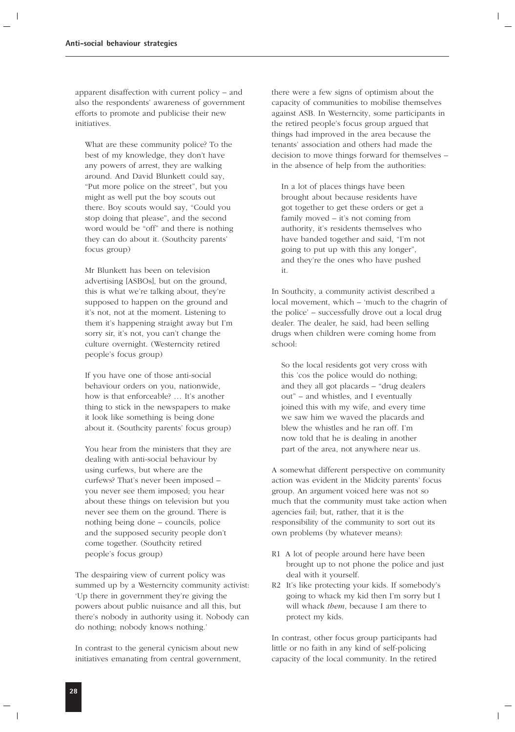apparent disaffection with current policy – and also the respondents' awareness of government efforts to promote and publicise their new initiatives.

> What are these community police? To the best of my knowledge, they don't have any powers of arrest, they are walking around. And David Blunkett could say, "Put more police on the street", but you might as well put the boy scouts out there. Boy scouts would say, "Could you stop doing that please", and the second word would be "off" and there is nothing they can do about it. (Southcity parents' focus group)

> Mr Blunkett has been on television advertising [ASBOs], but on the ground, this is what we're talking about, they're supposed to happen on the ground and it's not, not at the moment. Listening to them it's happening straight away but I'm sorry sir, it's not, you can't change the culture overnight. (Westerncity retired people's focus group)

> If you have one of those anti-social behaviour orders on you, nationwide, how is that enforceable? … It's another thing to stick in the newspapers to make it look like something is being done about it. (Southcity parents' focus group)

> You hear from the ministers that they are dealing with anti-social behaviour by using curfews, but where are the curfews? That's never been imposed – you never see them imposed; you hear about these things on television but you never see them on the ground. There is nothing being done – councils, police and the supposed security people don't come together. (Southcity retired people's focus group)

The despairing view of current policy was summed up by a Westerncity community activist: 'Up there in government they're giving the powers about public nuisance and all this, but there's nobody in authority using it. Nobody can do nothing; nobody knows nothing.'

In contrast to the general cynicism about new initiatives emanating from central government, there were a few signs of optimism about the capacity of communities to mobilise themselves against ASB. In Westerncity, some participants in the retired people's focus group argued that things had improved in the area because the tenants' association and others had made the decision to move things forward for themselves – in the absence of help from the authorities:

> In a lot of places things have been brought about because residents have got together to get these orders or get a family moved – it's not coming from authority, it's residents themselves who have banded together and said, "I'm not going to put up with this any longer", and they're the ones who have pushed it.

In Southcity, a community activist described a local movement, which – 'much to the chagrin of the police' – successfully drove out a local drug dealer. The dealer, he said, had been selling drugs when children were coming home from school:

> So the local residents got very cross with this 'cos the police would do nothing; and they all got placards – "drug dealers out" – and whistles, and I eventually joined this with my wife, and every time we saw him we waved the placards and blew the whistles and he ran off. I'm now told that he is dealing in another part of the area, not anywhere near us.

A somewhat different perspective on community action was evident in the Midcity parents' focus group. An argument voiced here was not so much that the community must take action when agencies fail; but, rather, that it is the responsibility of the community to sort out its own problems (by whatever means):

R1 A lot of people around here have been brought up to not phone the police and just deal with it yourself.

R2 It's like protecting your kids. If somebody's going to whack my kid then I'm sorry but I will whack *them*, because I am there to protect my kids.

In contrast, other focus group participants had little or no faith in any kind of self-policing capacity of the local community. In the retired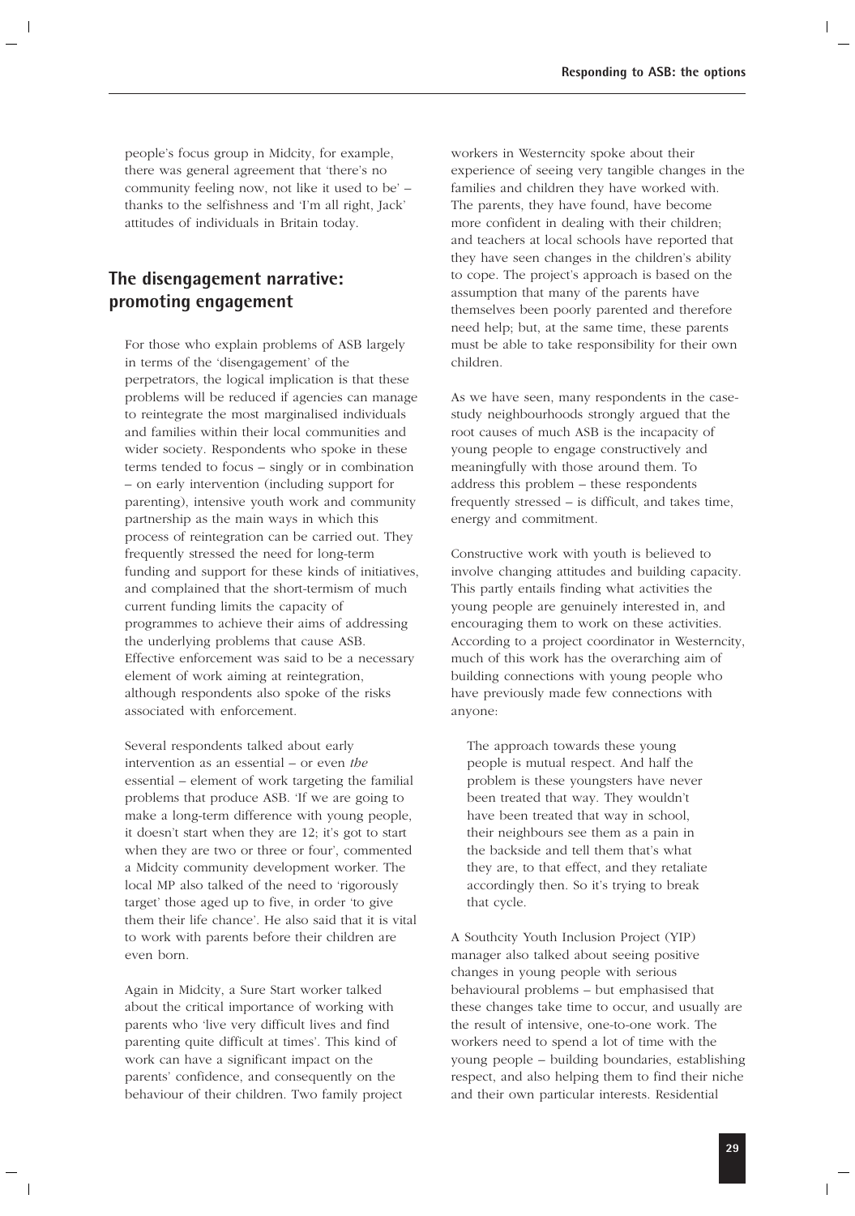people's focus group in Midcity, for example, there was general agreement that 'there's no community feeling now, not like it used to be' – thanks to the selfishness and 'I'm all right, Jack' attitudes of individuals in Britain today.

## The disengagement narrative: promoting engagement

For those who explain problems of ASB largely in terms of the 'disengagement' of the perpetrators, the logical implication is that these problems will be reduced if agencies can manage to reintegrate the most marginalised individuals and families within their local communities and wider society. Respondents who spoke in these terms tended to focus – singly or in combination – on early intervention (including support for parenting), intensive youth work and community partnership as the main ways in which this process of reintegration can be carried out. They frequently stressed the need for long-term funding and support for these kinds of initiatives, and complained that the short-termism of much current funding limits the capacity of programmes to achieve their aims of addressing the underlying problems that cause ASB. Effective enforcement was said to be a necessary element of work aiming at reintegration, although respondents also spoke of the risks associated with enforcement.

Several respondents talked about early intervention as an essential – or even *the* essential – element of work targeting the familial problems that produce ASB. 'If we are going to make a long-term difference with young people, it doesn't start when they are 12; it's got to start when they are two or three or four', commented a Midcity community development worker. The local MP also talked of the need to 'rigorously target' those aged up to five, in order 'to give them their life chance'. He also said that it is vital to work with parents before their children are even born.

Again in Midcity, a Sure Start worker talked about the critical importance of working with parents who 'live very difficult lives and find parenting quite difficult at times'. This kind of work can have a significant impact on the parents' confidence, and consequently on the behaviour of their children. Two family project workers in Westerncity spoke about their experience of seeing very tangible changes in the families and children they have worked with. The parents, they have found, have become more confident in dealing with their children; and teachers at local schools have reported that they have seen changes in the children's ability to cope. The project's approach is based on the assumption that many of the parents have themselves been poorly parented and therefore need help; but, at the same time, these parents must be able to take responsibility for their own children.

As we have seen, many respondents in the case-study neighbourhoods strongly argued that the root causes of much ASB is the incapacity of young people to engage constructively and meaningfully with those around them. To address this problem – these respondents frequently stressed – is difficult, and takes time, energy and commitment.

Constructive work with youth is believed to involve changing attitudes and building capacity. This partly entails finding what activities the young people are genuinely interested in, and encouraging them to work on these activities. According to a project coordinator in Westerncity, much of this work has the overarching aim of building connections with young people who have previously made few connections with anyone:

> The approach towards these young people is mutual respect. And half the problem is these youngsters have never been treated that way. They wouldn't have been treated that way in school, their neighbours see them as a pain in the backside and tell them that's what they are, to that effect, and they retaliate accordingly then. So it's trying to break that cycle.

A Southcity Youth Inclusion Project (YIP) manager also talked about seeing positive changes in young people with serious behavioural problems – but emphasised that these changes take time to occur, and usually are the result of intensive, one-to-one work. The workers need to spend a lot of time with the young people – building boundaries, establishing respect, and also helping them to find their niche and their own particular interests. Residential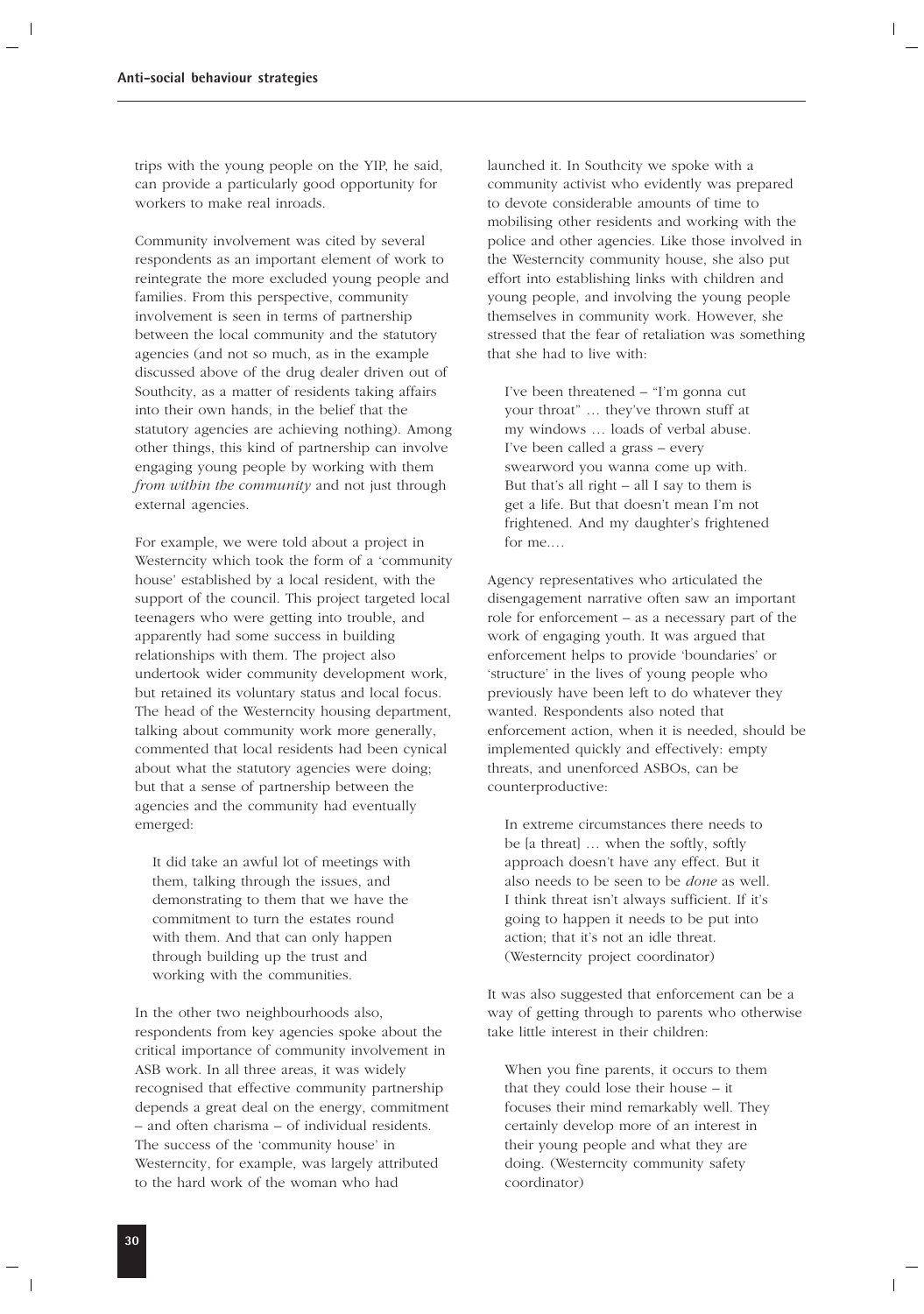trips with the young people on the YIP, he said, can provide a particularly good opportunity for workers to make real inroads.

Community involvement was cited by several respondents as an important element of work to reintegrate the more excluded young people and families. From this perspective, community involvement is seen in terms of partnership between the local community and the statutory agencies (and not so much, as in the example discussed above of the drug dealer driven out of Southcity, as a matter of residents taking affairs into their own hands, in the belief that the statutory agencies are achieving nothing). Among other things, this kind of partnership can involve engaging young people by working with them *from within the community* and not just through external agencies.

For example, we were told about a project in Westerncity which took the form of a 'community house' established by a local resident, with the support of the council. This project targeted local teenagers who were getting into trouble, and apparently had some success in building relationships with them. The project also undertook wider community development work, but retained its voluntary status and local focus. The head of the Westerncity housing department, talking about community work more generally, commented that local residents had been cynical about what the statutory agencies were doing; but that a sense of partnership between the agencies and the community had eventually emerged:

> It did take an awful lot of meetings with them, talking through the issues, and demonstrating to them that we have the commitment to turn the estates round with them. And that can only happen through building up the trust and working with the communities.

In the other two neighbourhoods also, respondents from key agencies spoke about the critical importance of community involvement in ASB work. In all three areas, it was widely recognised that effective community partnership depends a great deal on the energy, commitment – and often charisma – of individual residents. The success of the 'community house' in Westerncity, for example, was largely attributed to the hard work of the woman who had launched it. In Southcity we spoke with a community activist who evidently was prepared to devote considerable amounts of time to mobilising other residents and working with the police and other agencies. Like those involved in the Westerncity community house, she also put effort into establishing links with children and young people, and involving the young people themselves in community work. However, she stressed that the fear of retaliation was something that she had to live with:

> I've been threatened – "I'm gonna cut your throat" … they've thrown stuff at my windows … loads of verbal abuse. I've been called a grass – every swearword you wanna come up with. But that's all right – all I say to them is get a life. But that doesn't mean I'm not frightened. And my daughter's frightened for me.…

Agency representatives who articulated the disengagement narrative often saw an important role for enforcement – as a necessary part of the work of engaging youth. It was argued that enforcement helps to provide 'boundaries' or 'structure' in the lives of young people who previously have been left to do whatever they wanted. Respondents also noted that enforcement action, when it is needed, should be implemented quickly and effectively: empty threats, and unenforced ASBOs, can be counterproductive:

> In extreme circumstances there needs to be [a threat] … when the softly, softly approach doesn't have any effect. But it also needs to be seen to be *done* as well. I think threat isn't always sufficient. If it's going to happen it needs to be put into action; that it's not an idle threat. (Westerncity project coordinator)

It was also suggested that enforcement can be a way of getting through to parents who otherwise take little interest in their children:

> When you fine parents, it occurs to them that they could lose their house – it focuses their mind remarkably well. They certainly develop more of an interest in their young people and what they are doing. (Westerncity community safety coordinator)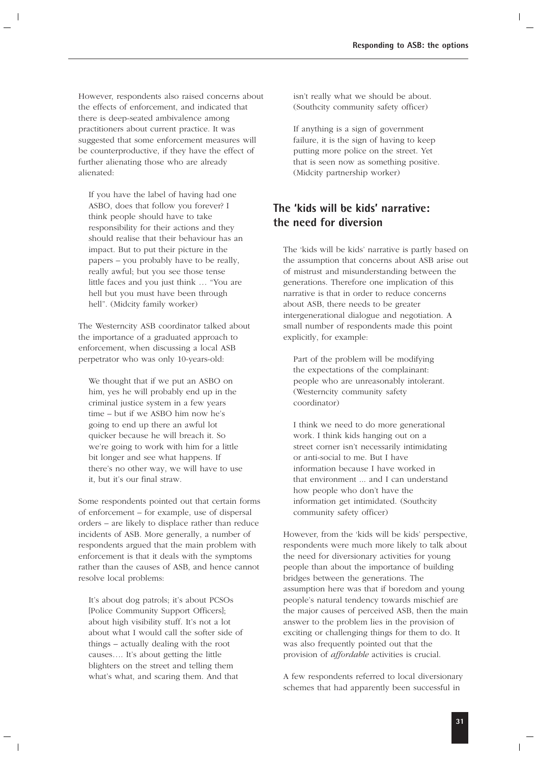However, respondents also raised concerns about the effects of enforcement, and indicated that there is deep-seated ambivalence among practitioners about current practice. It was suggested that some enforcement measures will be counterproductive, if they have the effect of further alienating those who are already alienated:

> If you have the label of having had one ASBO, does that follow you forever? I think people should have to take responsibility for their actions and they should realise that their behaviour has an impact. But to put their picture in the papers – you probably have to be really, really awful; but you see those tense little faces and you just think … "You are hell but you must have been through hell". (Midcity family worker)

The Westerncity ASB coordinator talked about the importance of a graduated approach to enforcement, when discussing a local ASB perpetrator who was only 10-years-old:

> We thought that if we put an ASBO on him, yes he will probably end up in the criminal justice system in a few years time – but if we ASBO him now he's going to end up there an awful lot quicker because he will breach it. So we're going to work with him for a little bit longer and see what happens. If there's no other way, we will have to use it, but it's our final straw.

Some respondents pointed out that certain forms of enforcement – for example, use of dispersal orders – are likely to displace rather than reduce incidents of ASB. More generally, a number of respondents argued that the main problem with enforcement is that it deals with the symptoms rather than the causes of ASB, and hence cannot resolve local problems:

> It's about dog patrols; it's about PCSOs [Police Community Support Officers]; about high visibility stuff. It's not a lot about what I would call the softer side of things – actually dealing with the root causes…. It's about getting the little blighters on the street and telling them what's what, and scaring them. And that isn't really what we should be about. (Southcity community safety officer)

> If anything is a sign of government failure, it is the sign of having to keep putting more police on the street. Yet that is seen now as something positive. (Midcity partnership worker)

## The 'kids will be kids' narrative: the need for diversion

The 'kids will be kids' narrative is partly based on the assumption that concerns about ASB arise out of mistrust and misunderstanding between the generations. Therefore one implication of this narrative is that in order to reduce concerns about ASB, there needs to be greater intergenerational dialogue and negotiation. A small number of respondents made this point explicitly, for example:

> Part of the problem will be modifying the expectations of the complainant: people who are unreasonably intolerant. (Westerncity community safety coordinator)

> I think we need to do more generational work. I think kids hanging out on a street corner isn't necessarily intimidating or anti-social to me. But I have information because I have worked in that environment ... and I can understand how people who don't have the information get intimidated. (Southcity community safety officer)

However, from the 'kids will be kids' perspective, respondents were much more likely to talk about the need for diversionary activities for young people than about the importance of building bridges between the generations. The assumption here was that if boredom and young people's natural tendency towards mischief are the major causes of perceived ASB, then the main answer to the problem lies in the provision of exciting or challenging things for them to do. It was also frequently pointed out that the provision of *affordable* activities is crucial.

A few respondents referred to local diversionary schemes that had apparently been successful in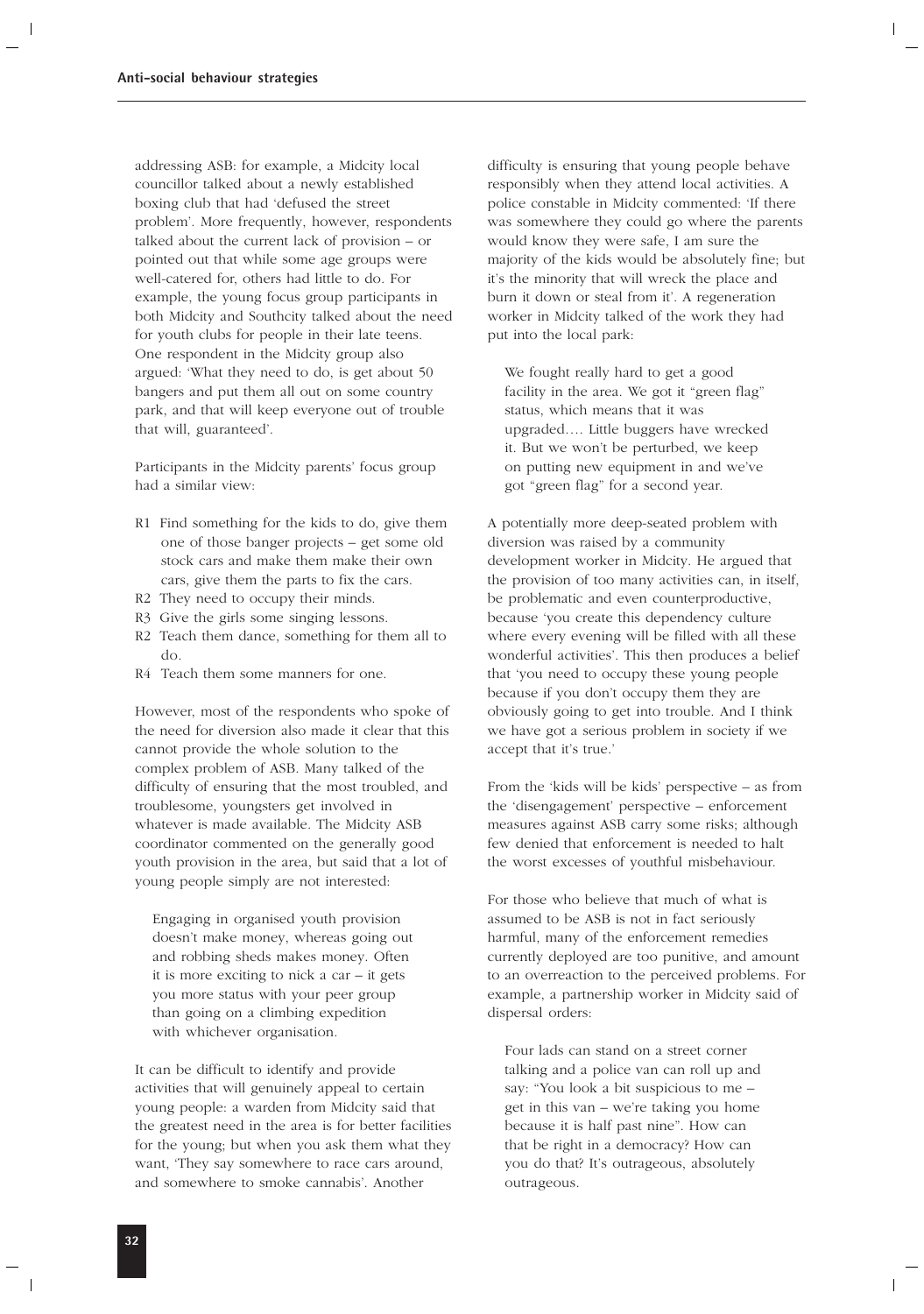addressing ASB: for example, a Midcity local councillor talked about a newly established boxing club that had 'defused the street problem'. More frequently, however, respondents talked about the current lack of provision – or pointed out that while some age groups were well-catered for, others had little to do. For example, the young focus group participants in both Midcity and Southcity talked about the need for youth clubs for people in their late teens. One respondent in the Midcity group also argued: 'What they need to do, is get about 50 bangers and put them all out on some country park, and that will keep everyone out of trouble that will, guaranteed'.

Participants in the Midcity parents' focus group had a similar view:

R1 Find something for the kids to do, give them one of those banger projects – get some old stock cars and make them make their own cars, give them the parts to fix the cars.
R2 They need to occupy their minds.
R3 Give the girls some singing lessons.
R2 Teach them dance, something for them all to do.
R4 Teach them some manners for one.

However, most of the respondents who spoke of the need for diversion also made it clear that this cannot provide the whole solution to the complex problem of ASB. Many talked of the difficulty of ensuring that the most troubled, and troublesome, youngsters get involved in whatever is made available. The Midcity ASB coordinator commented on the generally good youth provision in the area, but said that a lot of young people simply are not interested:

> Engaging in organised youth provision doesn't make money, whereas going out and robbing sheds makes money. Often it is more exciting to nick a car – it gets you more status with your peer group than going on a climbing expedition with whichever organisation.

It can be difficult to identify and provide activities that will genuinely appeal to certain young people: a warden from Midcity said that the greatest need in the area is for better facilities for the young; but when you ask them what they want, 'They say somewhere to race cars around, and somewhere to smoke cannabis'. Another difficulty is ensuring that young people behave responsibly when they attend local activities. A police constable in Midcity commented: 'If there was somewhere they could go where the parents would know they were safe, I am sure the majority of the kids would be absolutely fine; but it's the minority that will wreck the place and burn it down or steal from it'. A regeneration worker in Midcity talked of the work they had put into the local park:

> We fought really hard to get a good facility in the area. We got it "green flag" status, which means that it was upgraded…. Little buggers have wrecked it. But we won't be perturbed, we keep on putting new equipment in and we've got "green flag" for a second year.

A potentially more deep-seated problem with diversion was raised by a community development worker in Midcity. He argued that the provision of too many activities can, in itself, be problematic and even counterproductive, because 'you create this dependency culture where every evening will be filled with all these wonderful activities'. This then produces a belief that 'you need to occupy these young people because if you don't occupy them they are obviously going to get into trouble. And I think we have got a serious problem in society if we accept that it's true.'

From the 'kids will be kids' perspective – as from the 'disengagement' perspective – enforcement measures against ASB carry some risks; although few denied that enforcement is needed to halt the worst excesses of youthful misbehaviour.

For those who believe that much of what is assumed to be ASB is not in fact seriously harmful, many of the enforcement remedies currently deployed are too punitive, and amount to an overreaction to the perceived problems. For example, a partnership worker in Midcity said of dispersal orders:

> Four lads can stand on a street corner talking and a police van can roll up and say: "You look a bit suspicious to me – get in this van – we're taking you home because it is half past nine". How can that be right in a democracy? How can you do that? It's outrageous, absolutely outrageous.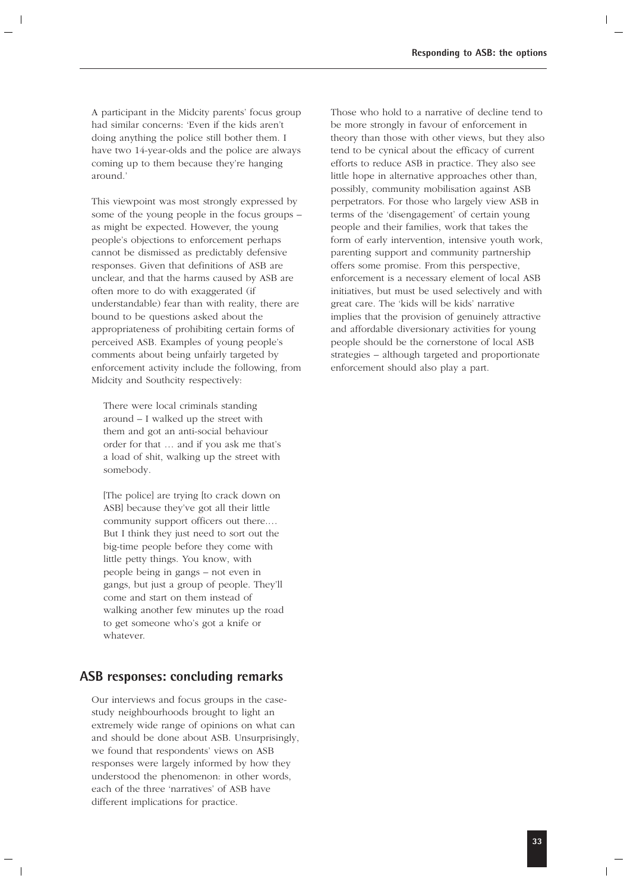A participant in the Midcity parents' focus group had similar concerns: 'Even if the kids aren't doing anything the police still bother them. I have two 14-year-olds and the police are always coming up to them because they're hanging around.'

This viewpoint was most strongly expressed by some of the young people in the focus groups – as might be expected. However, the young people's objections to enforcement perhaps cannot be dismissed as predictably defensive responses. Given that definitions of ASB are unclear, and that the harms caused by ASB are often more to do with exaggerated (if understandable) fear than with reality, there are bound to be questions asked about the appropriateness of prohibiting certain forms of perceived ASB. Examples of young people's comments about being unfairly targeted by enforcement activity include the following, from Midcity and Southcity respectively:

> There were local criminals standing around – I walked up the street with them and got an anti-social behaviour order for that … and if you ask me that's a load of shit, walking up the street with somebody.

> [The police] are trying [to crack down on ASB] because they've got all their little community support officers out there.… But I think they just need to sort out the big-time people before they come with little petty things. You know, with people being in gangs – not even in gangs, but just a group of people. They'll come and start on them instead of walking another few minutes up the road to get someone who's got a knife or whatever.

## ASB responses: concluding remarks

Our interviews and focus groups in the case-study neighbourhoods brought to light an extremely wide range of opinions on what can and should be done about ASB. Unsurprisingly, we found that respondents' views on ASB responses were largely informed by how they understood the phenomenon: in other words, each of the three 'narratives' of ASB have different implications for practice.

Those who hold to a narrative of decline tend to be more strongly in favour of enforcement in theory than those with other views, but they also tend to be cynical about the efficacy of current efforts to reduce ASB in practice. They also see little hope in alternative approaches other than, possibly, community mobilisation against ASB perpetrators. For those who largely view ASB in terms of the 'disengagement' of certain young people and their families, work that takes the form of early intervention, intensive youth work, parenting support and community partnership offers some promise. From this perspective, enforcement is a necessary element of local ASB initiatives, but must be used selectively and with great care. The 'kids will be kids' narrative implies that the provision of genuinely attractive and affordable diversionary activities for young people should be the cornerstone of local ASB strategies – although targeted and proportionate enforcement should also play a part.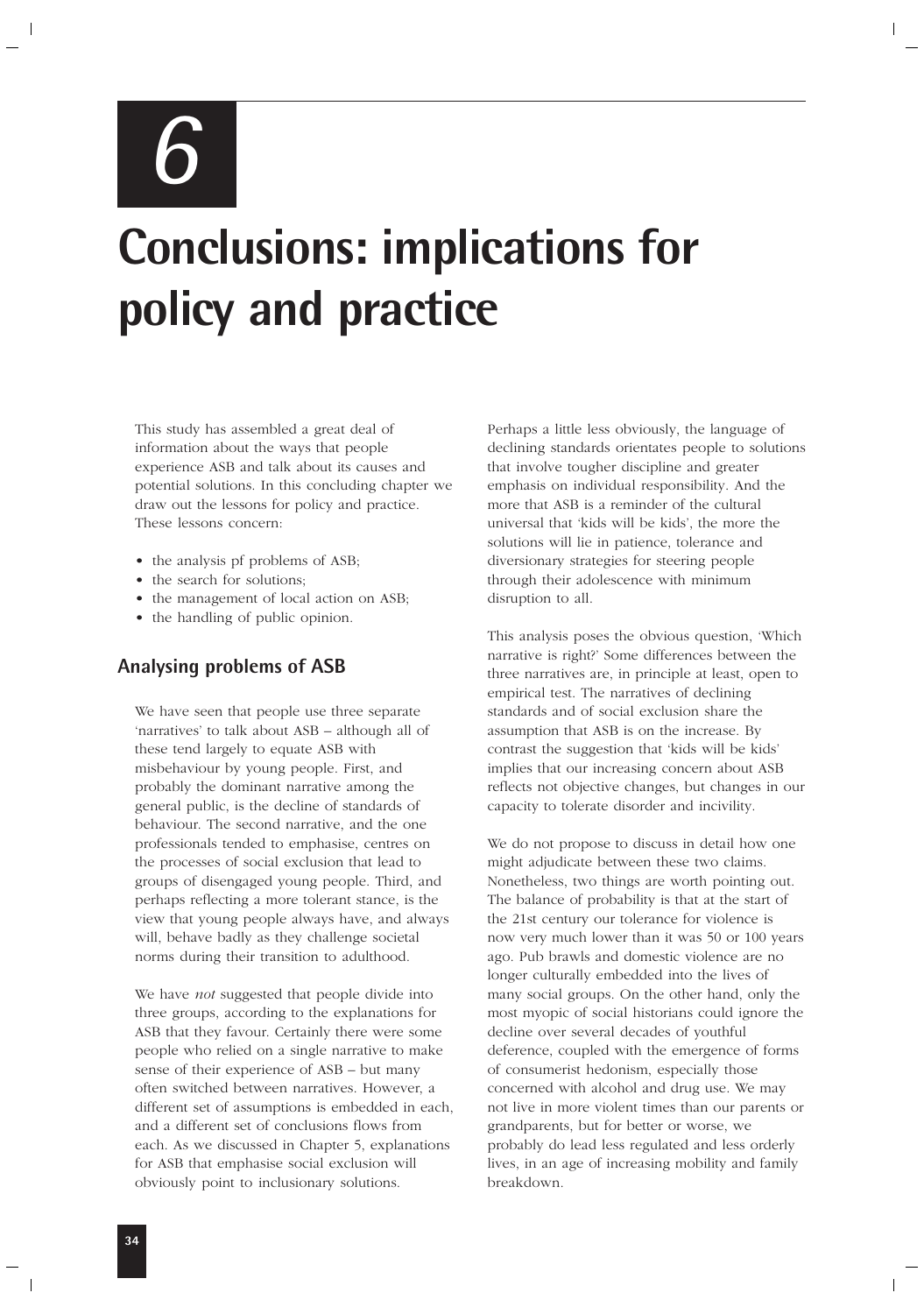# 6

# Conclusions: implications for policy and practice

This study has assembled a great deal of information about the ways that people experience ASB and talk about its causes and potential solutions. In this concluding chapter we draw out the lessons for policy and practice. These lessons concern:

- the analysis pf problems of ASB;
- the search for solutions;
- the management of local action on ASB;
- the handling of public opinion.

## Analysing problems of ASB

We have seen that people use three separate 'narratives' to talk about ASB – although all of these tend largely to equate ASB with misbehaviour by young people. First, and probably the dominant narrative among the general public, is the decline of standards of behaviour. The second narrative, and the one professionals tended to emphasise, centres on the processes of social exclusion that lead to groups of disengaged young people. Third, and perhaps reflecting a more tolerant stance, is the view that young people always have, and always will, behave badly as they challenge societal norms during their transition to adulthood.

We have *not* suggested that people divide into three groups, according to the explanations for ASB that they favour. Certainly there were some people who relied on a single narrative to make sense of their experience of ASB – but many often switched between narratives. However, a different set of assumptions is embedded in each, and a different set of conclusions flows from each. As we discussed in Chapter 5, explanations for ASB that emphasise social exclusion will obviously point to inclusionary solutions.

Perhaps a little less obviously, the language of declining standards orientates people to solutions that involve tougher discipline and greater emphasis on individual responsibility. And the more that ASB is a reminder of the cultural universal that 'kids will be kids', the more the solutions will lie in patience, tolerance and diversionary strategies for steering people through their adolescence with minimum disruption to all.

This analysis poses the obvious question, 'Which narrative is right?' Some differences between the three narratives are, in principle at least, open to empirical test. The narratives of declining standards and of social exclusion share the assumption that ASB is on the increase. By contrast the suggestion that 'kids will be kids' implies that our increasing concern about ASB reflects not objective changes, but changes in our capacity to tolerate disorder and incivility.

We do not propose to discuss in detail how one might adjudicate between these two claims. Nonetheless, two things are worth pointing out. The balance of probability is that at the start of the 21st century our tolerance for violence is now very much lower than it was 50 or 100 years ago. Pub brawls and domestic violence are no longer culturally embedded into the lives of many social groups. On the other hand, only the most myopic of social historians could ignore the decline over several decades of youthful deference, coupled with the emergence of forms of consumerist hedonism, especially those concerned with alcohol and drug use. We may not live in more violent times than our parents or grandparents, but for better or worse, we probably do lead less regulated and less orderly lives, in an age of increasing mobility and family breakdown.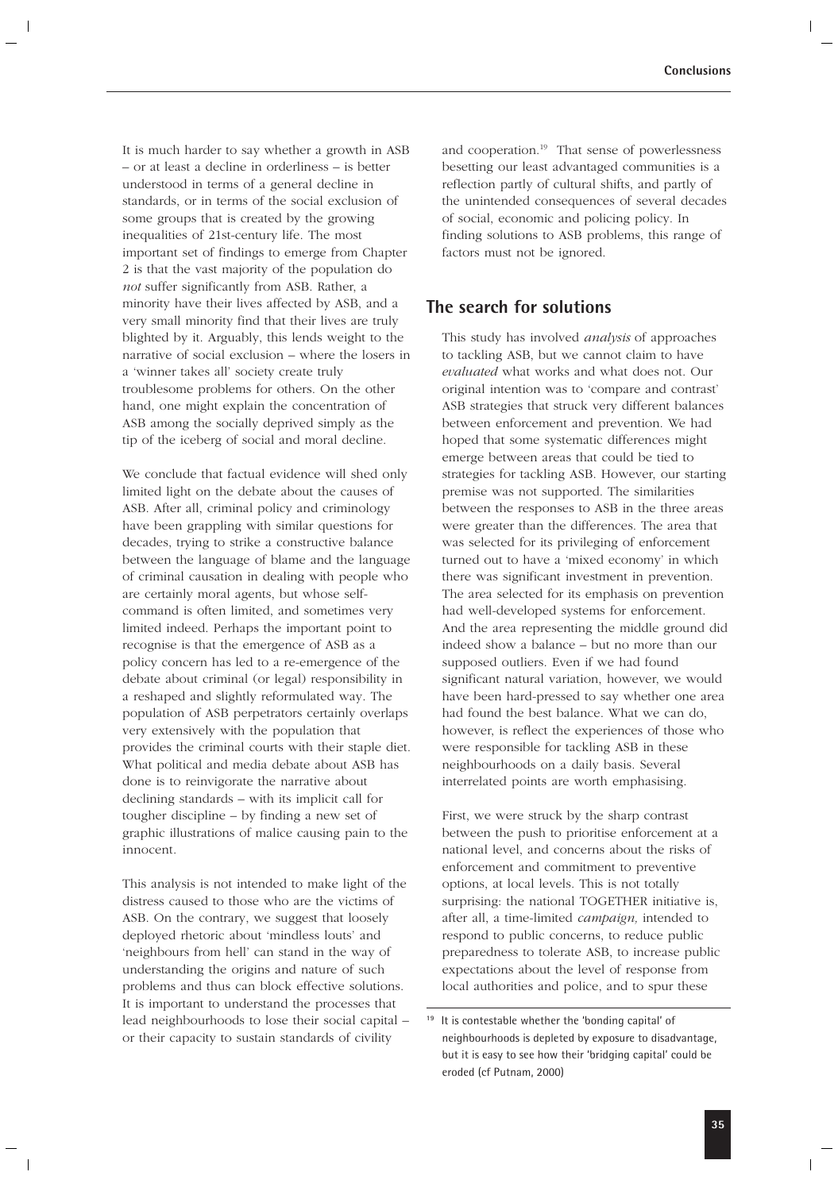It is much harder to say whether a growth in ASB – or at least a decline in orderliness – is better understood in terms of a general decline in standards, or in terms of the social exclusion of some groups that is created by the growing inequalities of 21st-century life. The most important set of findings to emerge from Chapter 2 is that the vast majority of the population do *not* suffer significantly from ASB. Rather, a minority have their lives affected by ASB, and a very small minority find that their lives are truly blighted by it. Arguably, this lends weight to the narrative of social exclusion – where the losers in a 'winner takes all' society create truly troublesome problems for others. On the other hand, one might explain the concentration of ASB among the socially deprived simply as the tip of the iceberg of social and moral decline.

We conclude that factual evidence will shed only limited light on the debate about the causes of ASB. After all, criminal policy and criminology have been grappling with similar questions for decades, trying to strike a constructive balance between the language of blame and the language of criminal causation in dealing with people who are certainly moral agents, but whose self-command is often limited, and sometimes very limited indeed. Perhaps the important point to recognise is that the emergence of ASB as a policy concern has led to a re-emergence of the debate about criminal (or legal) responsibility in a reshaped and slightly reformulated way. The population of ASB perpetrators certainly overlaps very extensively with the population that provides the criminal courts with their staple diet. What political and media debate about ASB has done is to reinvigorate the narrative about declining standards – with its implicit call for tougher discipline – by finding a new set of graphic illustrations of malice causing pain to the innocent.

This analysis is not intended to make light of the distress caused to those who are the victims of ASB. On the contrary, we suggest that loosely deployed rhetoric about 'mindless louts' and 'neighbours from hell' can stand in the way of understanding the origins and nature of such problems and thus can block effective solutions. It is important to understand the processes that lead neighbourhoods to lose their social capital – or their capacity to sustain standards of civility and cooperation.[19] That sense of powerlessness besetting our least advantaged communities is a reflection partly of cultural shifts, and partly of the unintended consequences of several decades of social, economic and policing policy. In finding solutions to ASB problems, this range of factors must not be ignored.

## The search for solutions

This study has involved *analysis* of approaches to tackling ASB, but we cannot claim to have *evaluated* what works and what does not. Our original intention was to 'compare and contrast' ASB strategies that struck very different balances between enforcement and prevention. We had hoped that some systematic differences might emerge between areas that could be tied to strategies for tackling ASB. However, our starting premise was not supported. The similarities between the responses to ASB in the three areas were greater than the differences. The area that was selected for its privileging of enforcement turned out to have a 'mixed economy' in which there was significant investment in prevention. The area selected for its emphasis on prevention had well-developed systems for enforcement. And the area representing the middle ground did indeed show a balance – but no more than our supposed outliers. Even if we had found significant natural variation, however, we would have been hard-pressed to say whether one area had found the best balance. What we can do, however, is reflect the experiences of those who were responsible for tackling ASB in these neighbourhoods on a daily basis. Several interrelated points are worth emphasising.

First, we were struck by the sharp contrast between the push to prioritise enforcement at a national level, and concerns about the risks of enforcement and commitment to preventive options, at local levels. This is not totally surprising: the national TOGETHER initiative is, after all, a time-limited *campaign,* intended to respond to public concerns, to reduce public preparedness to tolerate ASB, to increase public expectations about the level of response from local authorities and police, and to spur these

[19] It is contestable whether the 'bonding capital' of neighbourhoods is depleted by exposure to disadvantage, but it is easy to see how their 'bridging capital' could be eroded (cf Putnam, 2000)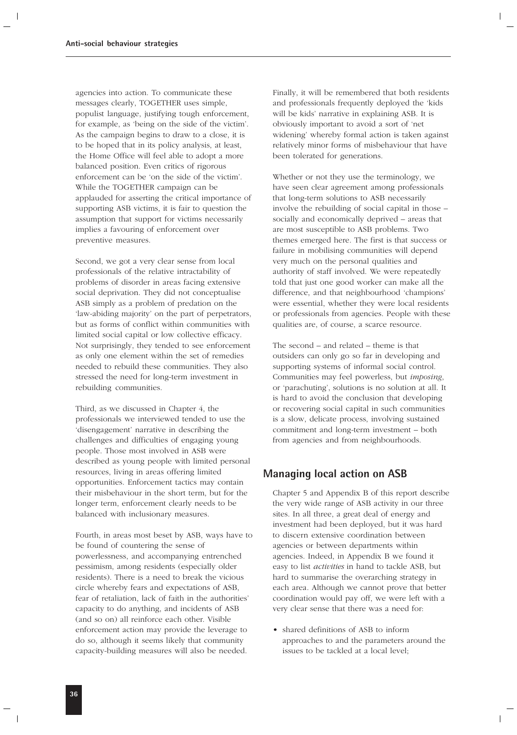agencies into action. To communicate these messages clearly, TOGETHER uses simple, populist language, justifying tough enforcement, for example, as 'being on the side of the victim'. As the campaign begins to draw to a close, it is to be hoped that in its policy analysis, at least, the Home Office will feel able to adopt a more balanced position. Even critics of rigorous enforcement can be 'on the side of the victim'. While the TOGETHER campaign can be applauded for asserting the critical importance of supporting ASB victims, it is fair to question the assumption that support for victims necessarily implies a favouring of enforcement over preventive measures.

Second, we got a very clear sense from local professionals of the relative intractability of problems of disorder in areas facing extensive social deprivation. They did not conceptualise ASB simply as a problem of predation on the 'law-abiding majority' on the part of perpetrators, but as forms of conflict within communities with limited social capital or low collective efficacy. Not surprisingly, they tended to see enforcement as only one element within the set of remedies needed to rebuild these communities. They also stressed the need for long-term investment in rebuilding communities.

Third, as we discussed in Chapter 4, the professionals we interviewed tended to use the 'disengagement' narrative in describing the challenges and difficulties of engaging young people. Those most involved in ASB were described as young people with limited personal resources, living in areas offering limited opportunities. Enforcement tactics may contain their misbehaviour in the short term, but for the longer term, enforcement clearly needs to be balanced with inclusionary measures.

Fourth, in areas most beset by ASB, ways have to be found of countering the sense of powerlessness, and accompanying entrenched pessimism, among residents (especially older residents). There is a need to break the vicious circle whereby fears and expectations of ASB, fear of retaliation, lack of faith in the authorities' capacity to do anything, and incidents of ASB (and so on) all reinforce each other. Visible enforcement action may provide the leverage to do so, although it seems likely that community capacity-building measures will also be needed.

Finally, it will be remembered that both residents and professionals frequently deployed the 'kids will be kids' narrative in explaining ASB. It is obviously important to avoid a sort of 'net widening' whereby formal action is taken against relatively minor forms of misbehaviour that have been tolerated for generations.

Whether or not they use the terminology, we have seen clear agreement among professionals that long-term solutions to ASB necessarily involve the rebuilding of social capital in those – socially and economically deprived – areas that are most susceptible to ASB problems. Two themes emerged here. The first is that success or failure in mobilising communities will depend very much on the personal qualities and authority of staff involved. We were repeatedly told that just one good worker can make all the difference, and that neighbourhood 'champions' were essential, whether they were local residents or professionals from agencies. People with these qualities are, of course, a scarce resource.

The second – and related – theme is that outsiders can only go so far in developing and supporting systems of informal social control. Communities may feel powerless, but *imposing*, or 'parachuting', solutions is no solution at all. It is hard to avoid the conclusion that developing or recovering social capital in such communities is a slow, delicate process, involving sustained commitment and long-term investment – both from agencies and from neighbourhoods.

## Managing local action on ASB

Chapter 5 and Appendix B of this report describe the very wide range of ASB activity in our three sites. In all three, a great deal of energy and investment had been deployed, but it was hard to discern extensive coordination between agencies or between departments within agencies. Indeed, in Appendix B we found it easy to list *activities* in hand to tackle ASB, but hard to summarise the overarching strategy in each area. Although we cannot prove that better coordination would pay off, we were left with a very clear sense that there was a need for:

- shared definitions of ASB to inform approaches to and the parameters around the issues to be tackled at a local level;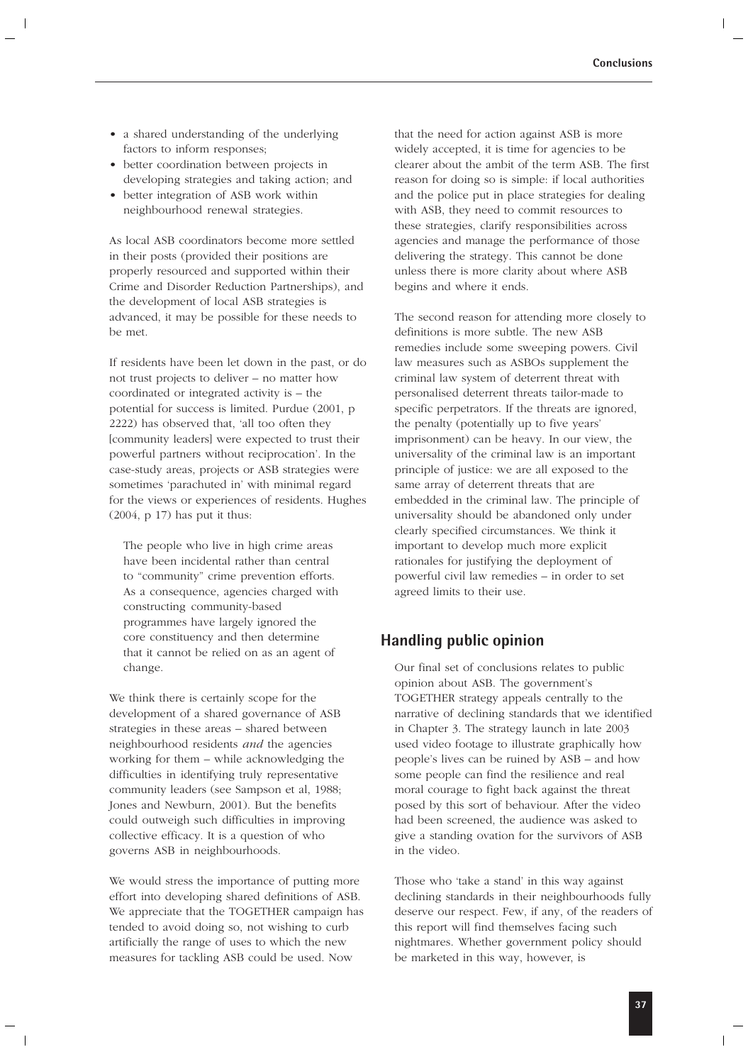- a shared understanding of the underlying factors to inform responses;
- better coordination between projects in developing strategies and taking action; and
- better integration of ASB work within neighbourhood renewal strategies.

As local ASB coordinators become more settled in their posts (provided their positions are properly resourced and supported within their Crime and Disorder Reduction Partnerships), and the development of local ASB strategies is advanced, it may be possible for these needs to be met.

If residents have been let down in the past, or do not trust projects to deliver – no matter how coordinated or integrated activity is – the potential for success is limited. Purdue (2001, p 2222) has observed that, 'all too often they [community leaders] were expected to trust their powerful partners without reciprocation'. In the case-study areas, projects or ASB strategies were sometimes 'parachuted in' with minimal regard for the views or experiences of residents. Hughes (2004, p 17) has put it thus:

> The people who live in high crime areas have been incidental rather than central to "community" crime prevention efforts. As a consequence, agencies charged with constructing community-based programmes have largely ignored the core constituency and then determine that it cannot be relied on as an agent of change.

We think there is certainly scope for the development of a shared governance of ASB strategies in these areas – shared between neighbourhood residents *and* the agencies working for them – while acknowledging the difficulties in identifying truly representative community leaders (see Sampson et al, 1988; Jones and Newburn, 2001). But the benefits could outweigh such difficulties in improving collective efficacy. It is a question of who governs ASB in neighbourhoods.

We would stress the importance of putting more effort into developing shared definitions of ASB. We appreciate that the TOGETHER campaign has tended to avoid doing so, not wishing to curb artificially the range of uses to which the new measures for tackling ASB could be used. Now that the need for action against ASB is more widely accepted, it is time for agencies to be clearer about the ambit of the term ASB. The first reason for doing so is simple: if local authorities and the police put in place strategies for dealing with ASB, they need to commit resources to these strategies, clarify responsibilities across agencies and manage the performance of those delivering the strategy. This cannot be done unless there is more clarity about where ASB begins and where it ends.

The second reason for attending more closely to definitions is more subtle. The new ASB remedies include some sweeping powers. Civil law measures such as ASBOs supplement the criminal law system of deterrent threat with personalised deterrent threats tailor-made to specific perpetrators. If the threats are ignored, the penalty (potentially up to five years' imprisonment) can be heavy. In our view, the universality of the criminal law is an important principle of justice: we are all exposed to the same array of deterrent threats that are embedded in the criminal law. The principle of universality should be abandoned only under clearly specified circumstances. We think it important to develop much more explicit rationales for justifying the deployment of powerful civil law remedies – in order to set agreed limits to their use.

## Handling public opinion

Our final set of conclusions relates to public opinion about ASB. The government's TOGETHER strategy appeals centrally to the narrative of declining standards that we identified in Chapter 3. The strategy launch in late 2003 used video footage to illustrate graphically how people's lives can be ruined by ASB – and how some people can find the resilience and real moral courage to fight back against the threat posed by this sort of behaviour. After the video had been screened, the audience was asked to give a standing ovation for the survivors of ASB in the video.

Those who 'take a stand' in this way against declining standards in their neighbourhoods fully deserve our respect. Few, if any, of the readers of this report will find themselves facing such nightmares. Whether government policy should be marketed in this way, however, is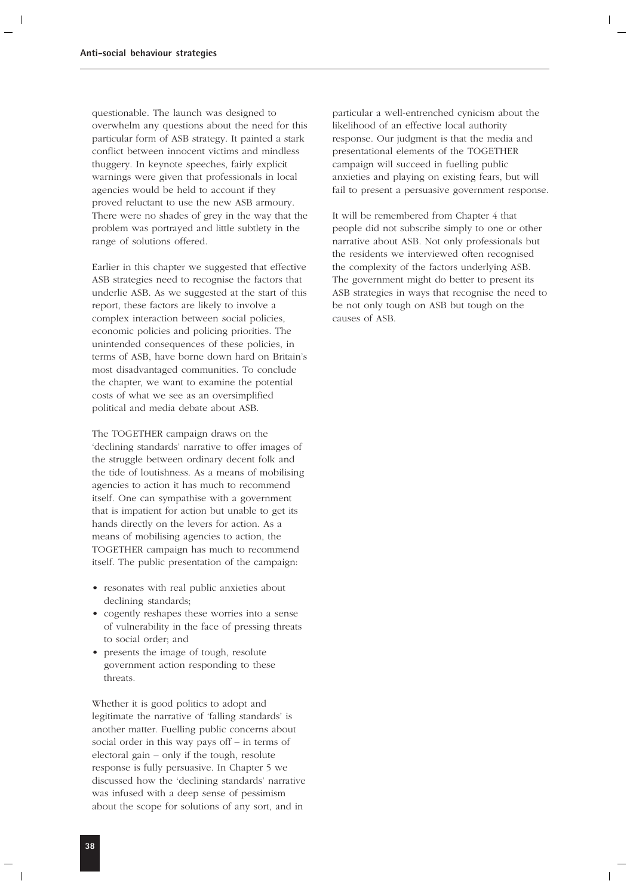questionable. The launch was designed to overwhelm any questions about the need for this particular form of ASB strategy. It painted a stark conflict between innocent victims and mindless thuggery. In keynote speeches, fairly explicit warnings were given that professionals in local agencies would be held to account if they proved reluctant to use the new ASB armoury. There were no shades of grey in the way that the problem was portrayed and little subtlety in the range of solutions offered.

Earlier in this chapter we suggested that effective ASB strategies need to recognise the factors that underlie ASB. As we suggested at the start of this report, these factors are likely to involve a complex interaction between social policies, economic policies and policing priorities. The unintended consequences of these policies, in terms of ASB, have borne down hard on Britain's most disadvantaged communities. To conclude the chapter, we want to examine the potential costs of what we see as an oversimplified political and media debate about ASB.

The TOGETHER campaign draws on the 'declining standards' narrative to offer images of the struggle between ordinary decent folk and the tide of loutishness. As a means of mobilising agencies to action it has much to recommend itself. One can sympathise with a government that is impatient for action but unable to get its hands directly on the levers for action. As a means of mobilising agencies to action, the TOGETHER campaign has much to recommend itself. The public presentation of the campaign:

- resonates with real public anxieties about declining standards;
- cogently reshapes these worries into a sense of vulnerability in the face of pressing threats to social order; and
- presents the image of tough, resolute government action responding to these threats.

Whether it is good politics to adopt and legitimate the narrative of 'falling standards' is another matter. Fuelling public concerns about social order in this way pays off – in terms of electoral gain – only if the tough, resolute response is fully persuasive. In Chapter 5 we discussed how the 'declining standards' narrative was infused with a deep sense of pessimism about the scope for solutions of any sort, and in particular a well-entrenched cynicism about the likelihood of an effective local authority response. Our judgment is that the media and presentational elements of the TOGETHER campaign will succeed in fuelling public anxieties and playing on existing fears, but will fail to present a persuasive government response.

It will be remembered from Chapter 4 that people did not subscribe simply to one or other narrative about ASB. Not only professionals but the residents we interviewed often recognised the complexity of the factors underlying ASB. The government might do better to present its ASB strategies in ways that recognise the need to be not only tough on ASB but tough on the causes of ASB.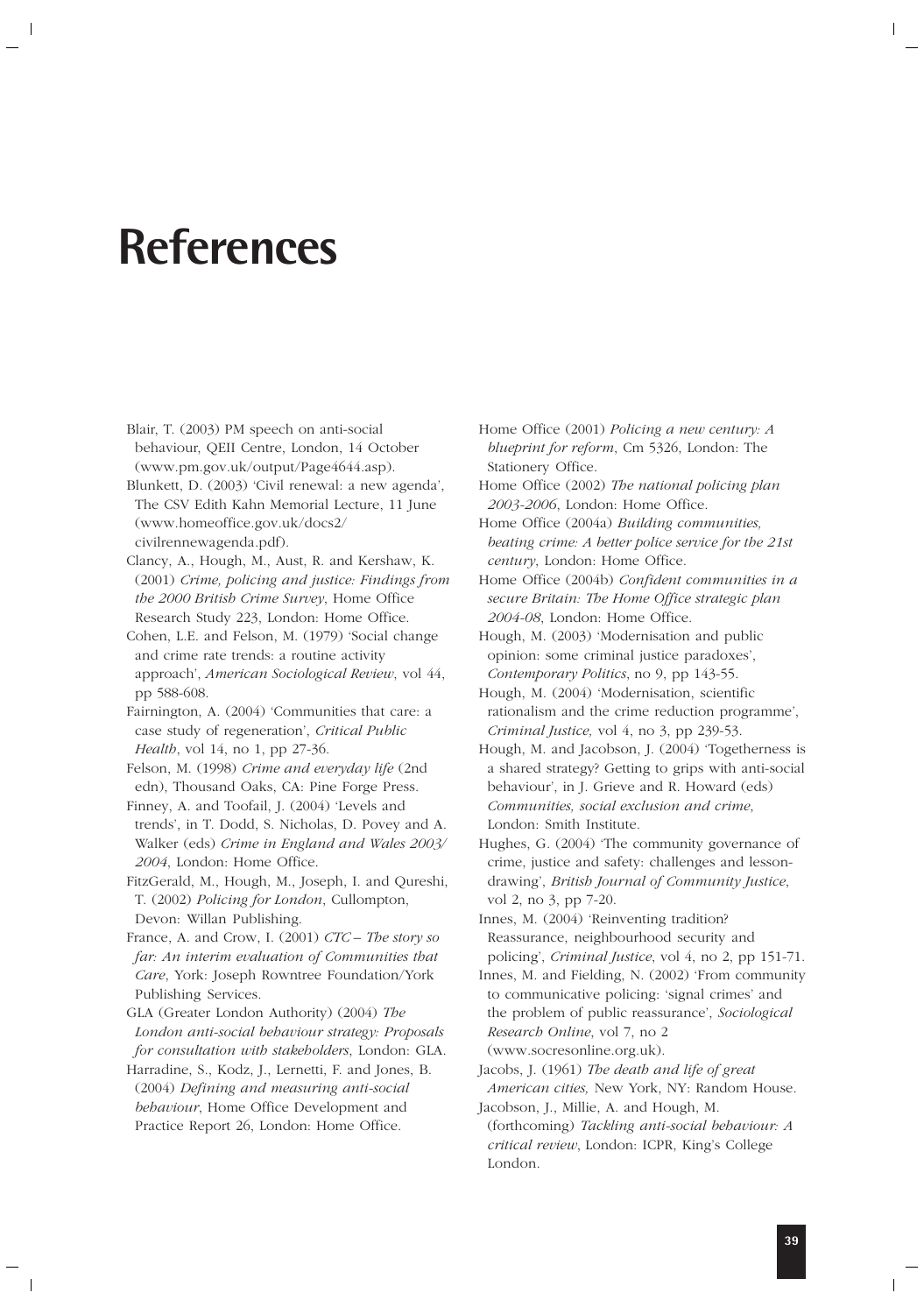# References

Blair, T. (2003) PM speech on anti-social behaviour, QEII Centre, London, 14 October (www.pm.gov.uk/output/Page4644.asp).

Blunkett, D. (2003) 'Civil renewal: a new agenda', The CSV Edith Kahn Memorial Lecture, 11 June (www.homeoffice.gov.uk/docs2/civilrennewagenda.pdf).

Clancy, A., Hough, M., Aust, R. and Kershaw, K. (2001) *Crime, policing and justice: Findings from the 2000 British Crime Survey*, Home Office Research Study 223, London: Home Office.

Cohen, L.E. and Felson, M. (1979) 'Social change and crime rate trends: a routine activity approach', *American Sociological Review*, vol 44, pp 588-608.

Fairnington, A. (2004) 'Communities that care: a case study of regeneration', *Critical Public Health*, vol 14, no 1, pp 27-36.

Felson, M. (1998) *Crime and everyday life* (2nd edn), Thousand Oaks, CA: Pine Forge Press.

Finney, A. and Toofail, J. (2004) 'Levels and trends', in T. Dodd, S. Nicholas, D. Povey and A. Walker (eds) *Crime in England and Wales 2003/2004*, London: Home Office.

FitzGerald, M., Hough, M., Joseph, I. and Qureshi, T. (2002) *Policing for London*, Cullompton, Devon: Willan Publishing.

France, A. and Crow, I. (2001) *CTC – The story so far: An interim evaluation of Communities that Care*, York: Joseph Rowntree Foundation/York Publishing Services.

GLA (Greater London Authority) (2004) *The London anti-social behaviour strategy: Proposals for consultation with stakeholders*, London: GLA.

Harradine, S., Kodz, J., Lernetti, F. and Jones, B. (2004) *Defining and measuring anti-social behaviour*, Home Office Development and Practice Report 26, London: Home Office.

Home Office (2001) *Policing a new century: A blueprint for reform*, Cm 5326, London: The Stationery Office.

Home Office (2002) *The national policing plan 2003-2006*, London: Home Office.

Home Office (2004a) *Building communities, beating crime: A better police service for the 21st century*, London: Home Office.

Home Office (2004b) *Confident communities in a secure Britain: The Home Office strategic plan 2004-08*, London: Home Office.

Hough, M. (2003) 'Modernisation and public opinion: some criminal justice paradoxes', *Contemporary Politics*, no 9, pp 143-55.

Hough, M. (2004) 'Modernisation, scientific rationalism and the crime reduction programme', *Criminal Justice,* vol 4, no 3, pp 239-53.

Hough, M. and Jacobson, J. (2004) 'Togetherness is a shared strategy? Getting to grips with anti-social behaviour', in J. Grieve and R. Howard (eds) *Communities, social exclusion and crime*, London: Smith Institute.

Hughes, G. (2004) 'The community governance of crime, justice and safety: challenges and lesson-drawing', *British Journal of Community Justice*, vol 2, no 3, pp 7-20.

Innes, M. (2004) 'Reinventing tradition? Reassurance, neighbourhood security and policing', *Criminal Justice*, vol 4, no 2, pp 151-71.

Innes, M. and Fielding, N. (2002) 'From community to communicative policing: 'signal crimes' and the problem of public reassurance', *Sociological Research Online*, vol 7, no 2 (www.socresonline.org.uk).

Jacobs, J. (1961) *The death and life of great American cities,* New York, NY: Random House.

Jacobson, J., Millie, A. and Hough, M. (forthcoming) *Tackling anti-social behaviour: A critical review*, London: ICPR, King's College London.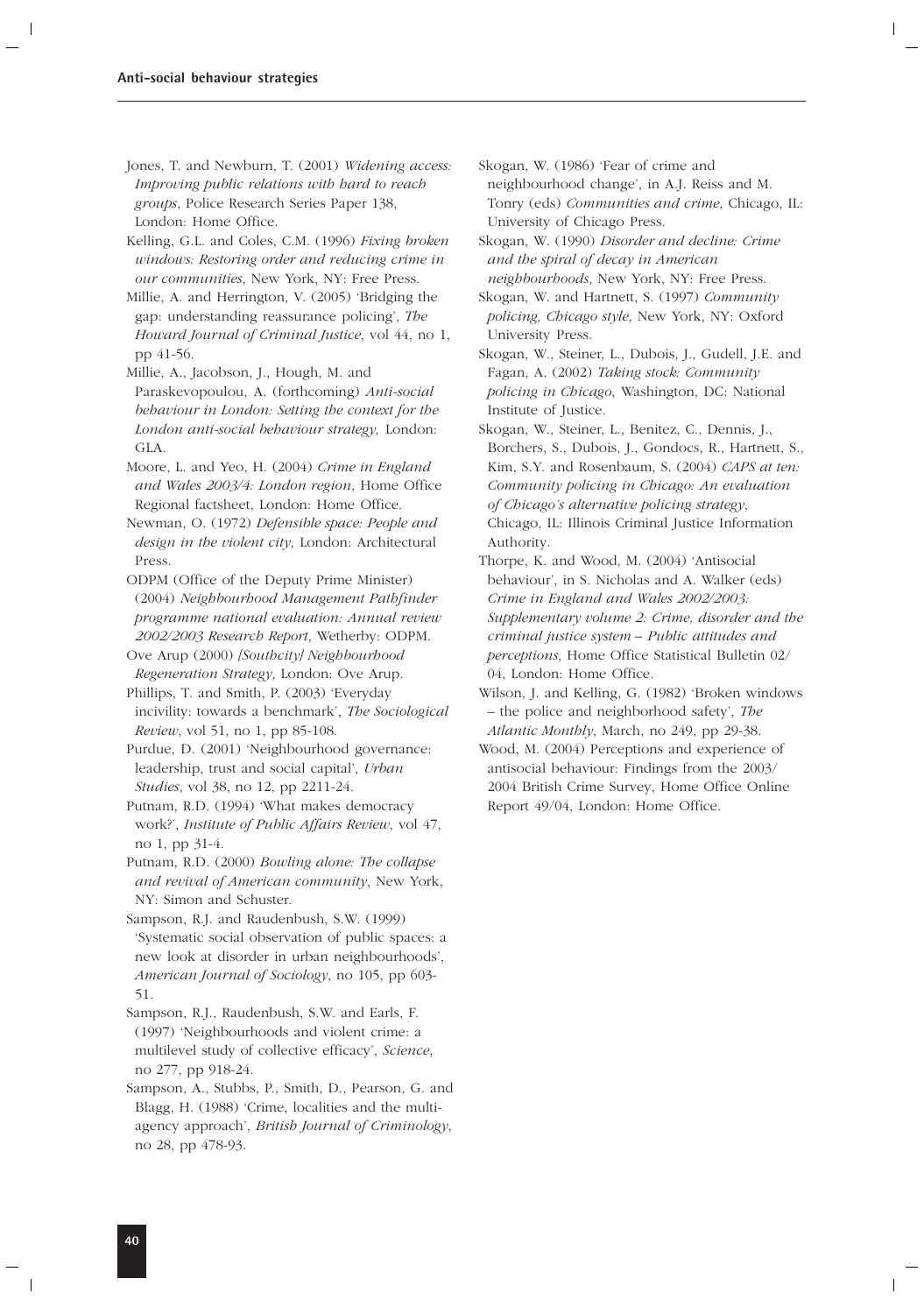Jones, T. and Newburn, T. (2001) *Widening access: Improving public relations with hard to reach groups*, Police Research Series Paper 138, London: Home Office.

Kelling, G.L. and Coles, C.M. (1996) *Fixing broken windows: Restoring order and reducing crime in our communities*, New York, NY: Free Press.

Millie, A. and Herrington, V. (2005) 'Bridging the gap: understanding reassurance policing', *The Howard Journal of Criminal Justice*, vol 44, no 1, pp 41-56.

Millie, A., Jacobson, J., Hough, M. and Paraskevopoulou, A. (forthcoming) *Anti-social behaviour in London: Setting the context for the London anti-social behaviour strategy,* London: GLA.

Moore, L. and Yeo, H. (2004) *Crime in England and Wales 2003/4: London region*, Home Office Regional factsheet, London: Home Office.

Newman, O. (1972) *Defensible space: People and design in the violent city*, London: Architectural Press.

ODPM (Office of the Deputy Prime Minister) (2004) *Neighbourhood Management Pathfinder programme national evaluation: Annual review 2002/2003 Research Report*, Wetherby: ODPM.

Ove Arup (2000) *[Southcity] Neighbourhood Regeneration Strategy*, London: Ove Arup.

Phillips, T. and Smith, P. (2003) 'Everyday incivility: towards a benchmark', *The Sociological Review*, vol 51, no 1, pp 85-108.

Purdue, D. (2001) 'Neighbourhood governance: leadership, trust and social capital', *Urban Studies*, vol 38, no 12, pp 2211-24.

Putnam, R.D. (1994) 'What makes democracy work?', *Institute of Public Affairs Review*, vol 47, no 1, pp 31-4.

Putnam, R.D. (2000) *Bowling alone: The collapse and revival of American community*, New York, NY: Simon and Schuster.

Sampson, R.J. and Raudenbush, S.W. (1999) 'Systematic social observation of public spaces: a new look at disorder in urban neighbourhoods', *American Journal of Sociology*, no 105, pp 603-51.

Sampson, R.J., Raudenbush, S.W. and Earls, F. (1997) 'Neighbourhoods and violent crime: a multilevel study of collective efficacy', *Science*, no 277, pp 918-24.

Sampson, A., Stubbs, P., Smith, D., Pearson, G. and Blagg, H. (1988) 'Crime, localities and the multi-agency approach', *British Journal of Criminology*, no 28, pp 478-93.

Skogan, W. (1986) 'Fear of crime and neighbourhood change', in A.J. Reiss and M. Tonry (eds) *Communities and crime*, Chicago, IL: University of Chicago Press.

Skogan, W. (1990) *Disorder and decline: Crime and the spiral of decay in American neighbourhoods*, New York, NY: Free Press.

Skogan, W. and Hartnett, S. (1997) *Community policing, Chicago style*, New York, NY: Oxford University Press.

Skogan, W., Steiner, L., Dubois, J., Gudell, J.E. and Fagan, A. (2002) *Taking stock: Community policing in Chicago*, Washington, DC: National Institute of Justice.

Skogan, W., Steiner, L., Benitez, C., Dennis, J., Borchers, S., Dubois, J., Gondocs, R., Hartnett, S., Kim, S.Y. and Rosenbaum, S. (2004) *CAPS at ten: Community policing in Chicago: An evaluation of Chicago's alternative policing strategy*, Chicago, IL: Illinois Criminal Justice Information Authority.

Thorpe, K. and Wood, M. (2004) 'Antisocial behaviour', in S. Nicholas and A. Walker (eds) *Crime in England and Wales 2002/2003: Supplementary volume 2: Crime, disorder and the criminal justice system – Public attitudes and perceptions*, Home Office Statistical Bulletin 02/04, London: Home Office.

Wilson, J. and Kelling, G. (1982) 'Broken windows – the police and neighborhood safety', *The Atlantic Monthly*, March, no 249, pp 29-38.

Wood, M. (2004) Perceptions and experience of antisocial behaviour: Findings from the 2003/2004 British Crime Survey, Home Office Online Report 49/04, London: Home Office.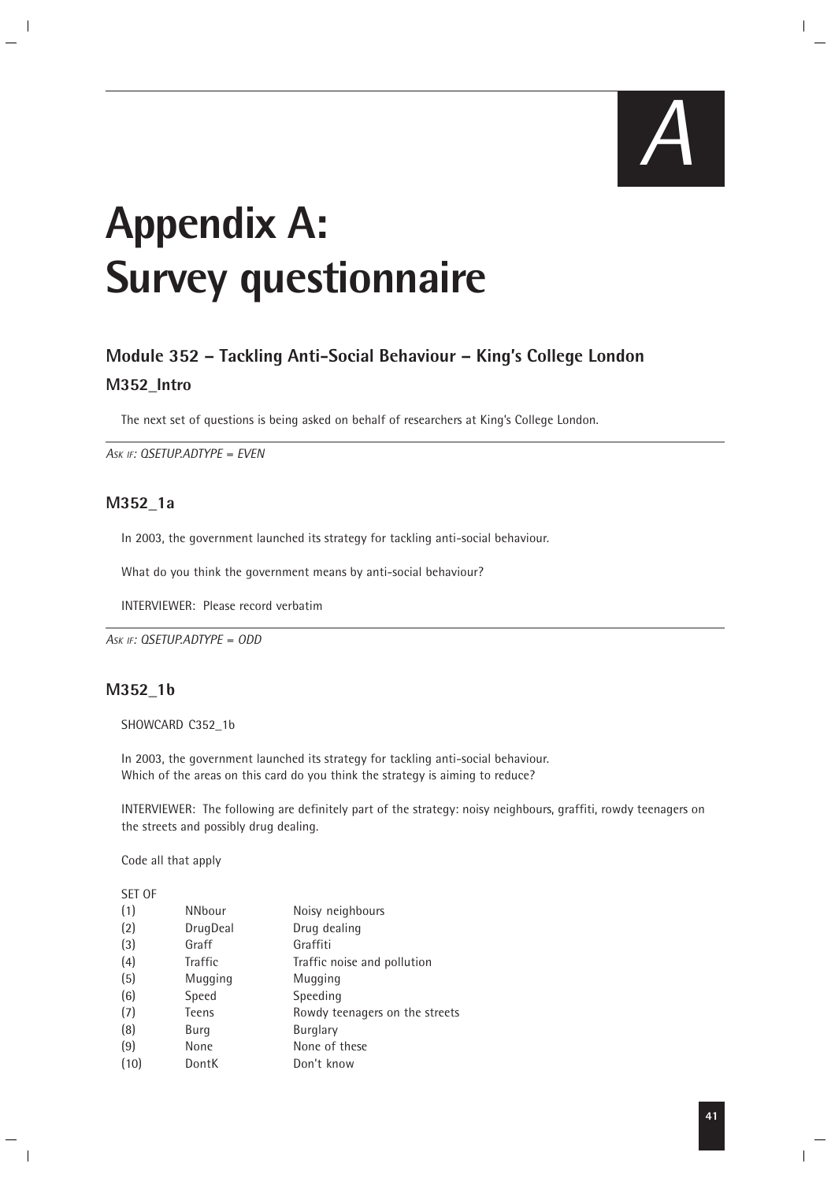# Appendix A: Survey questionnaire

## Module 352 – Tackling Anti-Social Behaviour – King's College London

### M352_Intro

The next set of questions is being asked on behalf of researchers at King's College London.

---

*Ask if: QSETUP.ADTYPE = EVEN*

### M352_1a

In 2003, the government launched its strategy for tackling anti-social behaviour.

What do you think the government means by anti-social behaviour?

INTERVIEWER: Please record verbatim

---

*Ask if: QSETUP.ADTYPE = ODD*

### M352_1b

SHOWCARD C352_1b

In 2003, the government launched its strategy for tackling anti-social behaviour.
Which of the areas on this card do you think the strategy is aiming to reduce?

INTERVIEWER: The following are definitely part of the strategy: noisy neighbours, graffiti, rowdy teenagers on the streets and possibly drug dealing.

Code all that apply

SET OF

| | | |
|---|---|---|
| (1) | NNbour | Noisy neighbours |
| (2) | DrugDeal | Drug dealing |
| (3) | Graff | Graffiti |
| (4) | Traffic | Traffic noise and pollution |
| (5) | Mugging | Mugging |
| (6) | Speed | Speeding |
| (7) | Teens | Rowdy teenagers on the streets |
| (8) | Burg | Burglary |
| (9) | None | None of these |
| (10) | DontK | Don't know |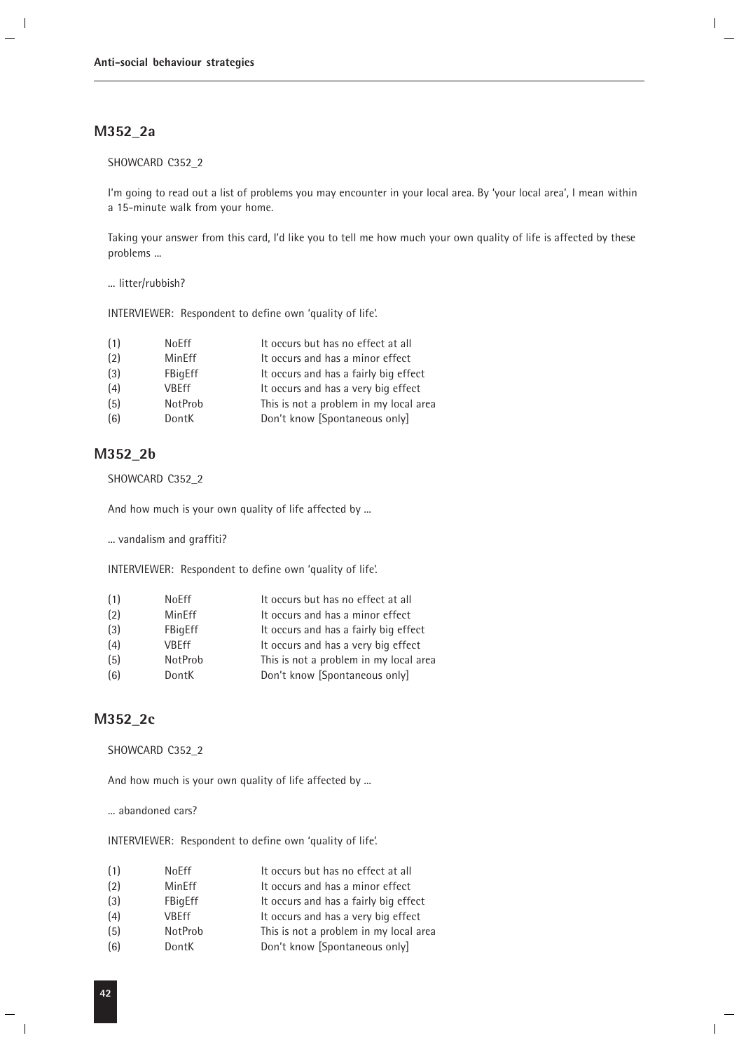## M352_2a

SHOWCARD C352_2

I'm going to read out a list of problems you may encounter in your local area. By 'your local area', I mean within a 15-minute walk from your home.

Taking your answer from this card, I'd like you to tell me how much your own quality of life is affected by these problems ...

... litter/rubbish?

INTERVIEWER: Respondent to define own 'quality of life'.

| | | |
|---|---|---|
| (1) | NoEff | It occurs but has no effect at all |
| (2) | MinEff | It occurs and has a minor effect |
| (3) | FBigEff | It occurs and has a fairly big effect |
| (4) | VBEff | It occurs and has a very big effect |
| (5) | NotProb | This is not a problem in my local area |
| (6) | DontK | Don't know [Spontaneous only] |

## M352_2b

SHOWCARD C352_2

And how much is your own quality of life affected by ...

... vandalism and graffiti?

INTERVIEWER: Respondent to define own 'quality of life'.

| | | |
|---|---|---|
| (1) | NoEff | It occurs but has no effect at all |
| (2) | MinEff | It occurs and has a minor effect |
| (3) | FBigEff | It occurs and has a fairly big effect |
| (4) | VBEff | It occurs and has a very big effect |
| (5) | NotProb | This is not a problem in my local area |
| (6) | DontK | Don't know [Spontaneous only] |

## M352_2c

SHOWCARD C352_2

And how much is your own quality of life affected by ...

... abandoned cars?

INTERVIEWER: Respondent to define own 'quality of life'.

| | | |
|---|---|---|
| (1) | NoEff | It occurs but has no effect at all |
| (2) | MinEff | It occurs and has a minor effect |
| (3) | FBigEff | It occurs and has a fairly big effect |
| (4) | VBEff | It occurs and has a very big effect |
| (5) | NotProb | This is not a problem in my local area |
| (6) | DontK | Don't know [Spontaneous only] |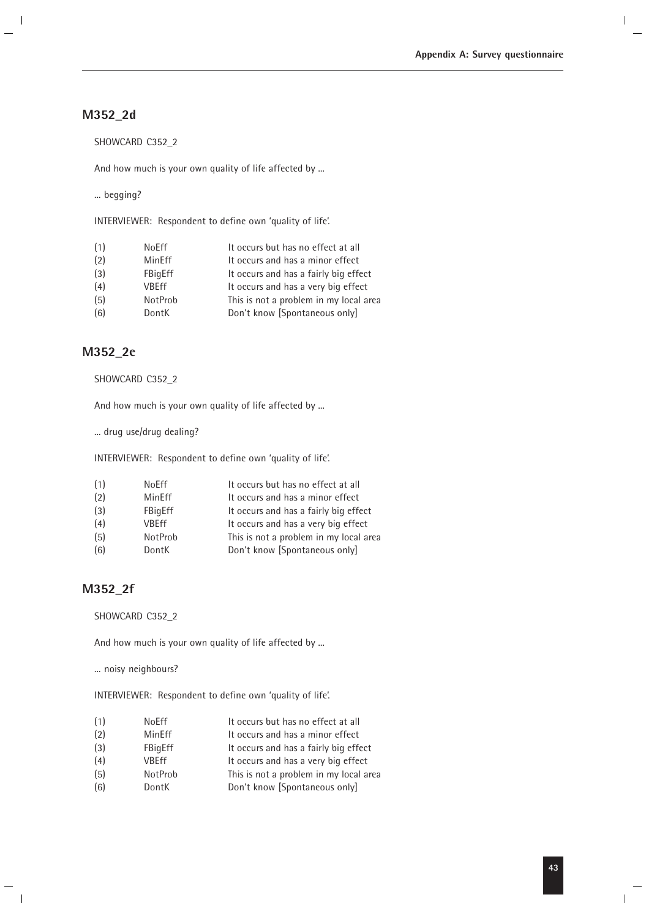## M352_2d

SHOWCARD C352_2

And how much is your own quality of life affected by ...

... begging?

INTERVIEWER: Respondent to define own 'quality of life'.

| | | |
|---|---|---|
| (1) | NoEff | It occurs but has no effect at all |
| (2) | MinEff | It occurs and has a minor effect |
| (3) | FBigEff | It occurs and has a fairly big effect |
| (4) | VBEff | It occurs and has a very big effect |
| (5) | NotProb | This is not a problem in my local area |
| (6) | DontK | Don't know [Spontaneous only] |

## M352_2e

SHOWCARD C352_2

And how much is your own quality of life affected by ...

... drug use/drug dealing?

INTERVIEWER: Respondent to define own 'quality of life'.

| | | |
|---|---|---|
| (1) | NoEff | It occurs but has no effect at all |
| (2) | MinEff | It occurs and has a minor effect |
| (3) | FBigEff | It occurs and has a fairly big effect |
| (4) | VBEff | It occurs and has a very big effect |
| (5) | NotProb | This is not a problem in my local area |
| (6) | DontK | Don't know [Spontaneous only] |

## M352_2f

SHOWCARD C352_2

And how much is your own quality of life affected by ...

... noisy neighbours?

INTERVIEWER: Respondent to define own 'quality of life'.

| | | |
|---|---|---|
| (1) | NoEff | It occurs but has no effect at all |
| (2) | MinEff | It occurs and has a minor effect |
| (3) | FBigEff | It occurs and has a fairly big effect |
| (4) | VBEff | It occurs and has a very big effect |
| (5) | NotProb | This is not a problem in my local area |
| (6) | DontK | Don't know [Spontaneous only] |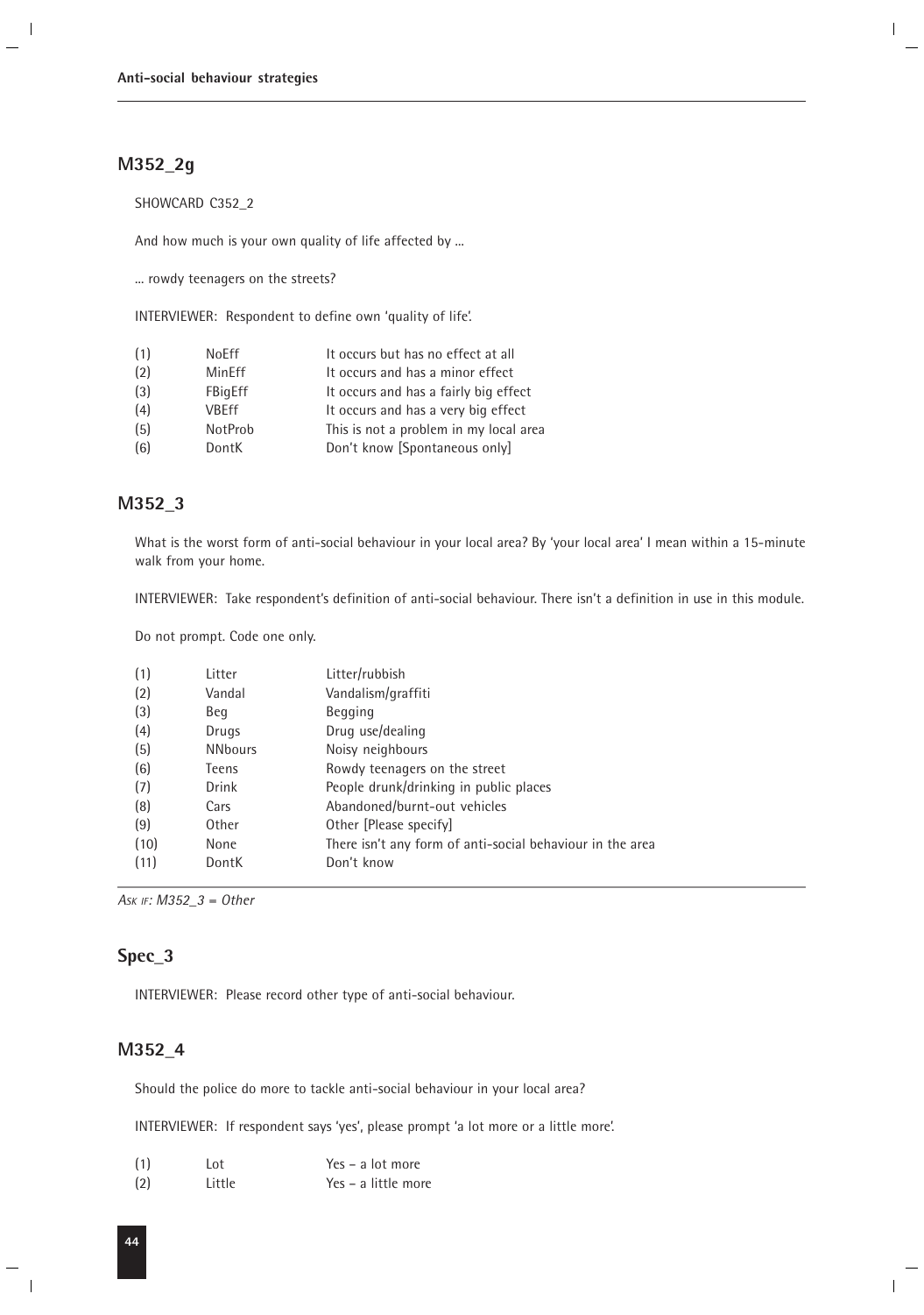## M352_2g

SHOWCARD C352_2

And how much is your own quality of life affected by ...

... rowdy teenagers on the streets?

INTERVIEWER: Respondent to define own 'quality of life'.

| | | |
|---|---|---|
| (1) | NoEff | It occurs but has no effect at all |
| (2) | MinEff | It occurs and has a minor effect |
| (3) | FBigEff | It occurs and has a fairly big effect |
| (4) | VBEff | It occurs and has a very big effect |
| (5) | NotProb | This is not a problem in my local area |
| (6) | DontK | Don't know [Spontaneous only] |

## M352_3

What is the worst form of anti-social behaviour in your local area? By 'your local area' I mean within a 15-minute walk from your home.

INTERVIEWER: Take respondent's definition of anti-social behaviour. There isn't a definition in use in this module.

Do not prompt. Code one only.

| | | |
|---|---|---|
| (1) | Litter | Litter/rubbish |
| (2) | Vandal | Vandalism/graffiti |
| (3) | Beg | Begging |
| (4) | Drugs | Drug use/dealing |
| (5) | NNbours | Noisy neighbours |
| (6) | Teens | Rowdy teenagers on the street |
| (7) | Drink | People drunk/drinking in public places |
| (8) | Cars | Abandoned/burnt-out vehicles |
| (9) | Other | Other [Please specify] |
| (10) | None | There isn't any form of anti-social behaviour in the area |
| (11) | DontK | Don't know |

*Ask if: M352_3 = Other*

## Spec_3

INTERVIEWER: Please record other type of anti-social behaviour.

## M352_4

Should the police do more to tackle anti-social behaviour in your local area?

INTERVIEWER: If respondent says 'yes', please prompt 'a lot more or a little more'.

| | | |
|---|---|---|
| (1) | Lot | Yes – a lot more |
| (2) | Little | Yes – a little more |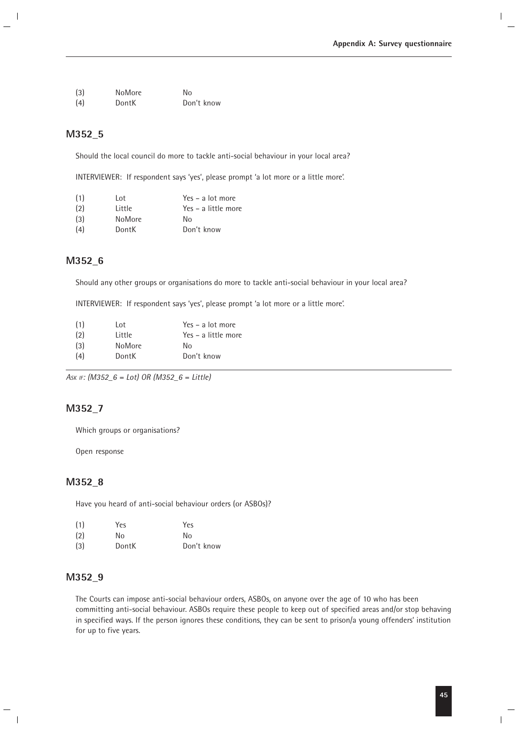| (3) | NoMore | No |
|---|---|---|
| (4) | DontK | Don't know |

## M352_5

Should the local council do more to tackle anti-social behaviour in your local area?

INTERVIEWER: If respondent says 'yes', please prompt 'a lot more or a little more'.

| (1) | Lot | Yes – a lot more |
|---|---|---|
| (2) | Little | Yes – a little more |
| (3) | NoMore | No |
| (4) | DontK | Don't know |

## M352_6

Should any other groups or organisations do more to tackle anti-social behaviour in your local area?

INTERVIEWER: If respondent says 'yes', please prompt 'a lot more or a little more'.

| (1) | Lot | Yes – a lot more |
|---|---|---|
| (2) | Little | Yes – a little more |
| (3) | NoMore | No |
| (4) | DontK | Don't know |

---

*Ask if: (M352_6 = Lot) OR (M352_6 = Little)*

## M352_7

Which groups or organisations?

Open response

## M352_8

Have you heard of anti-social behaviour orders (or ASBOs)?

| (1) | Yes | Yes |
|---|---|---|
| (2) | No | No |
| (3) | DontK | Don't know |

## M352_9

The Courts can impose anti-social behaviour orders, ASBOs, on anyone over the age of 10 who has been committing anti-social behaviour. ASBOs require these people to keep out of specified areas and/or stop behaving in specified ways. If the person ignores these conditions, they can be sent to prison/a young offenders' institution for up to five years.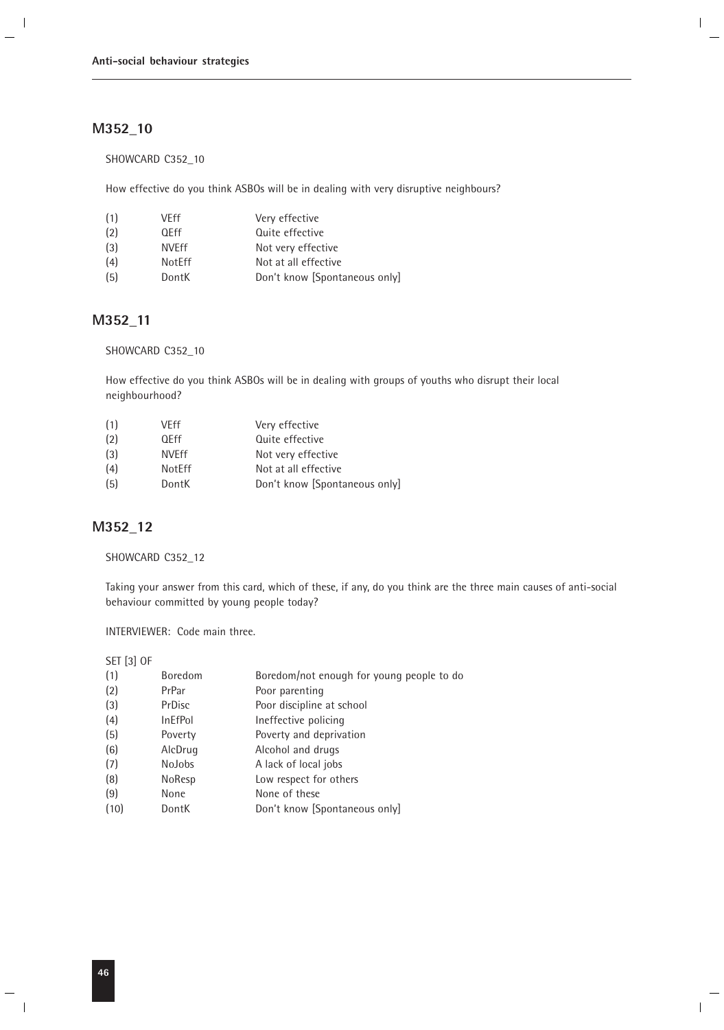## M352_10

SHOWCARD C352_10

How effective do you think ASBOs will be in dealing with very disruptive neighbours?

| | | |
|---|---|---|
| (1) | VEff | Very effective |
| (2) | QEff | Quite effective |
| (3) | NVEff | Not very effective |
| (4) | NotEff | Not at all effective |
| (5) | DontK | Don't know [Spontaneous only] |

## M352_11

SHOWCARD C352_10

How effective do you think ASBOs will be in dealing with groups of youths who disrupt their local neighbourhood?

| | | |
|---|---|---|
| (1) | VEff | Very effective |
| (2) | QEff | Quite effective |
| (3) | NVEff | Not very effective |
| (4) | NotEff | Not at all effective |
| (5) | DontK | Don't know [Spontaneous only] |

## M352_12

SHOWCARD C352_12

Taking your answer from this card, which of these, if any, do you think are the three main causes of anti-social behaviour committed by young people today?

INTERVIEWER: Code main three.

SET [3] OF

| | | |
|---|---|---|
| (1) | Boredom | Boredom/not enough for young people to do |
| (2) | PrPar | Poor parenting |
| (3) | PrDisc | Poor discipline at school |
| (4) | InEfPol | Ineffective policing |
| (5) | Poverty | Poverty and deprivation |
| (6) | AlcDrug | Alcohol and drugs |
| (7) | NoJobs | A lack of local jobs |
| (8) | NoResp | Low respect for others |
| (9) | None | None of these |
| (10) | DontK | Don't know [Spontaneous only] |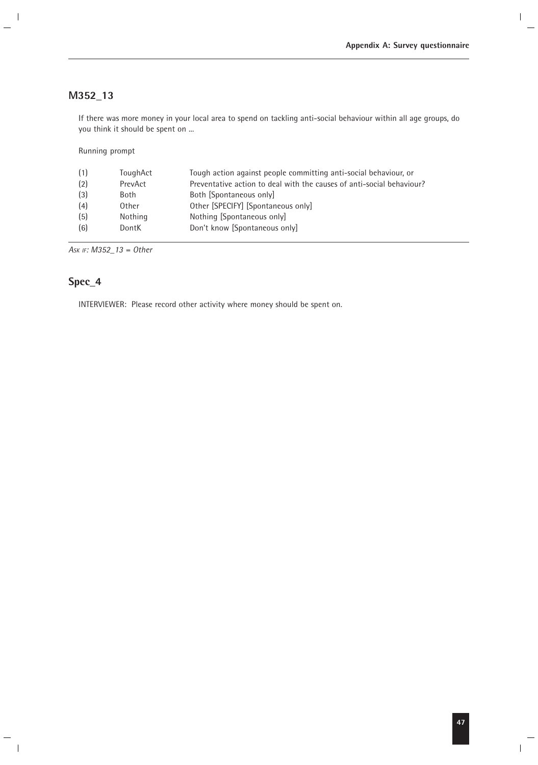## M352_13

If there was more money in your local area to spend on tackling anti-social behaviour within all age groups, do you think it should be spent on ...

Running prompt

| | | |
|---|---|---|
| (1) | ToughAct | Tough action against people committing anti-social behaviour, or |
| (2) | PrevAct | Preventative action to deal with the causes of anti-social behaviour? |
| (3) | Both | Both [Spontaneous only] |
| (4) | Other | Other [SPECIFY] [Spontaneous only] |
| (5) | Nothing | Nothing [Spontaneous only] |
| (6) | DontK | Don't know [Spontaneous only] |

*Ask if: M352_13 = Other*

## Spec_4

INTERVIEWER: Please record other activity where money should be spent on.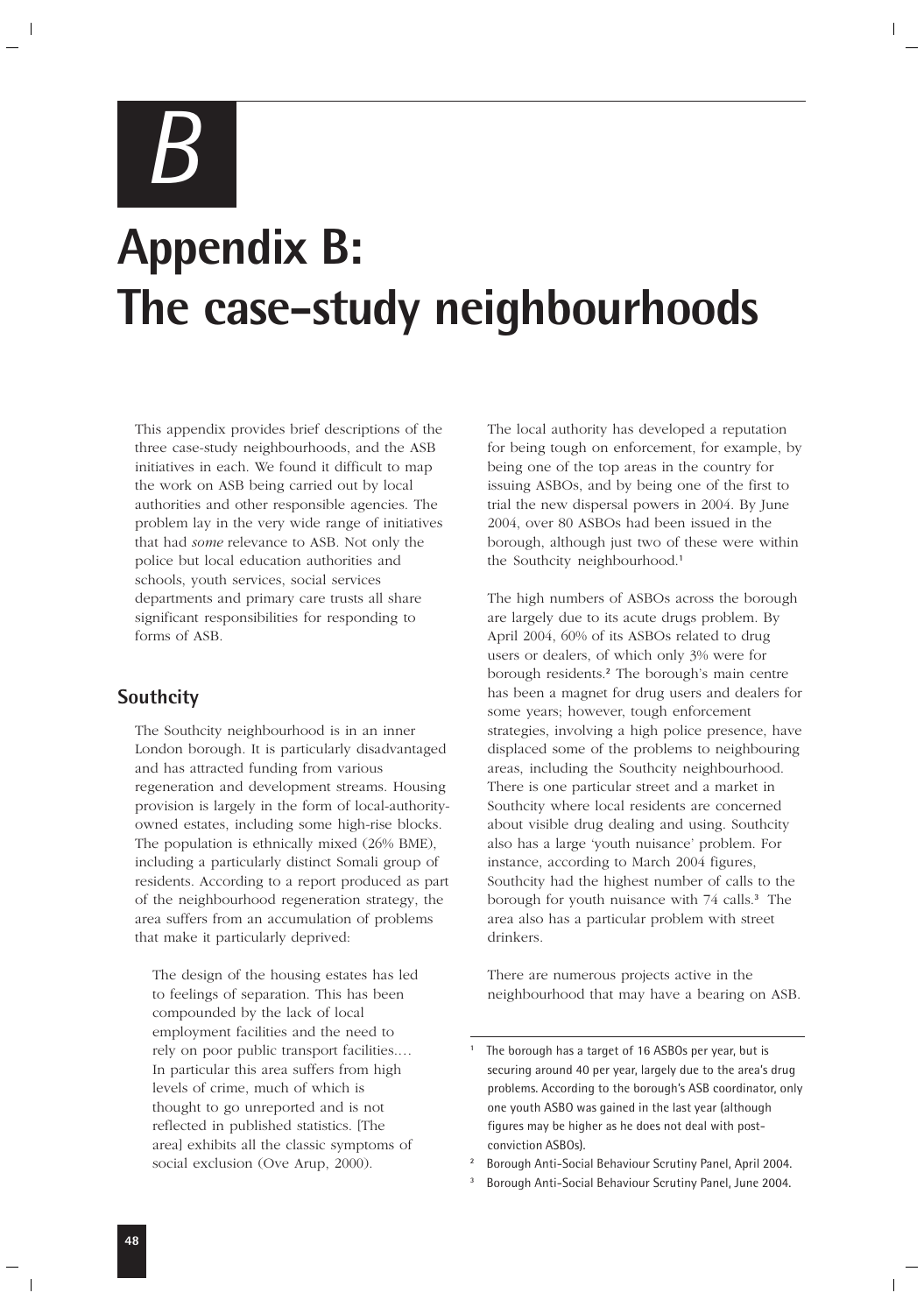# Appendix B: The case-study neighbourhoods

This appendix provides brief descriptions of the three case-study neighbourhoods, and the ASB initiatives in each. We found it difficult to map the work on ASB being carried out by local authorities and other responsible agencies. The problem lay in the very wide range of initiatives that had *some* relevance to ASB. Not only the police but local education authorities and schools, youth services, social services departments and primary care trusts all share significant responsibilities for responding to forms of ASB.

## Southcity

The Southcity neighbourhood is in an inner London borough. It is particularly disadvantaged and has attracted funding from various regeneration and development streams. Housing provision is largely in the form of local-authority-owned estates, including some high-rise blocks. The population is ethnically mixed (26% BME), including a particularly distinct Somali group of residents. According to a report produced as part of the neighbourhood regeneration strategy, the area suffers from an accumulation of problems that make it particularly deprived:

> The design of the housing estates has led to feelings of separation. This has been compounded by the lack of local employment facilities and the need to rely on poor public transport facilities.… In particular this area suffers from high levels of crime, much of which is thought to go unreported and is not reflected in published statistics. [The area] exhibits all the classic symptoms of social exclusion (Ove Arup, 2000).

The local authority has developed a reputation for being tough on enforcement, for example, by being one of the top areas in the country for issuing ASBOs, and by being one of the first to trial the new dispersal powers in 2004. By June 2004, over 80 ASBOs had been issued in the borough, although just two of these were within the Southcity neighbourhood.[1]

The high numbers of ASBOs across the borough are largely due to its acute drugs problem. By April 2004, 60% of its ASBOs related to drug users or dealers, of which only 3% were for borough residents.[2] The borough's main centre has been a magnet for drug users and dealers for some years; however, tough enforcement strategies, involving a high police presence, have displaced some of the problems to neighbouring areas, including the Southcity neighbourhood. There is one particular street and a market in Southcity where local residents are concerned about visible drug dealing and using. Southcity also has a large 'youth nuisance' problem. For instance, according to March 2004 figures, Southcity had the highest number of calls to the borough for youth nuisance with 74 calls.[3] The area also has a particular problem with street drinkers.

There are numerous projects active in the neighbourhood that may have a bearing on ASB.

---

[1] The borough has a target of 16 ASBOs per year, but is securing around 40 per year, largely due to the area's drug problems. According to the borough's ASB coordinator, only one youth ASBO was gained in the last year (although figures may be higher as he does not deal with post-conviction ASBOs).

[2] Borough Anti-Social Behaviour Scrutiny Panel, April 2004.

[3] Borough Anti-Social Behaviour Scrutiny Panel, June 2004.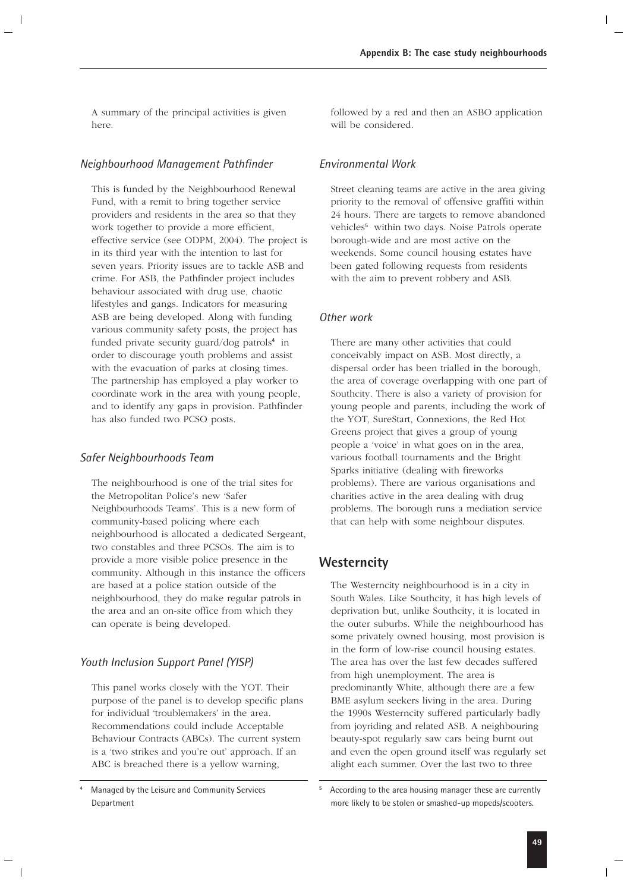A summary of the principal activities is given here.

### *Neighbourhood Management Pathfinder*

This is funded by the Neighbourhood Renewal Fund, with a remit to bring together service providers and residents in the area so that they work together to provide a more efficient, effective service (see ODPM, 2004). The project is in its third year with the intention to last for seven years. Priority issues are to tackle ASB and crime. For ASB, the Pathfinder project includes behaviour associated with drug use, chaotic lifestyles and gangs. Indicators for measuring ASB are being developed. Along with funding various community safety posts, the project has funded private security guard/dog patrols[4] in order to discourage youth problems and assist with the evacuation of parks at closing times. The partnership has employed a play worker to coordinate work in the area with young people, and to identify any gaps in provision. Pathfinder has also funded two PCSO posts.

### *Safer Neighbourhoods Team*

The neighbourhood is one of the trial sites for the Metropolitan Police's new 'Safer Neighbourhoods Teams'. This is a new form of community-based policing where each neighbourhood is allocated a dedicated Sergeant, two constables and three PCSOs. The aim is to provide a more visible police presence in the community. Although in this instance the officers are based at a police station outside of the neighbourhood, they do make regular patrols in the area and an on-site office from which they can operate is being developed.

### *Youth Inclusion Support Panel (YISP)*

This panel works closely with the YOT. Their purpose of the panel is to develop specific plans for individual 'troublemakers' in the area. Recommendations could include Acceptable Behaviour Contracts (ABCs). The current system is a 'two strikes and you're out' approach. If an ABC is breached there is a yellow warning, followed by a red and then an ASBO application will be considered.

### *Environmental Work*

Street cleaning teams are active in the area giving priority to the removal of offensive graffiti within 24 hours. There are targets to remove abandoned vehicles[5] within two days. Noise Patrols operate borough-wide and are most active on the weekends. Some council housing estates have been gated following requests from residents with the aim to prevent robbery and ASB.

### *Other work*

There are many other activities that could conceivably impact on ASB. Most directly, a dispersal order has been trialled in the borough, the area of coverage overlapping with one part of Southcity. There is also a variety of provision for young people and parents, including the work of the YOT, SureStart, Connexions, the Red Hot Greens project that gives a group of young people a 'voice' in what goes on in the area, various football tournaments and the Bright Sparks initiative (dealing with fireworks problems). There are various organisations and charities active in the area dealing with drug problems. The borough runs a mediation service that can help with some neighbour disputes.

## Westerncity

The Westerncity neighbourhood is in a city in South Wales. Like Southcity, it has high levels of deprivation but, unlike Southcity, it is located in the outer suburbs. While the neighbourhood has some privately owned housing, most provision is in the form of low-rise council housing estates. The area has over the last few decades suffered from high unemployment. The area is predominantly White, although there are a few BME asylum seekers living in the area. During the 1990s Westerncity suffered particularly badly from joyriding and related ASB. A neighbouring beauty-spot regularly saw cars being burnt out and even the open ground itself was regularly set alight each summer. Over the last two to three

[4] Managed by the Leisure and Community Services Department

[5] According to the area housing manager these are currently more likely to be stolen or smashed-up mopeds/scooters.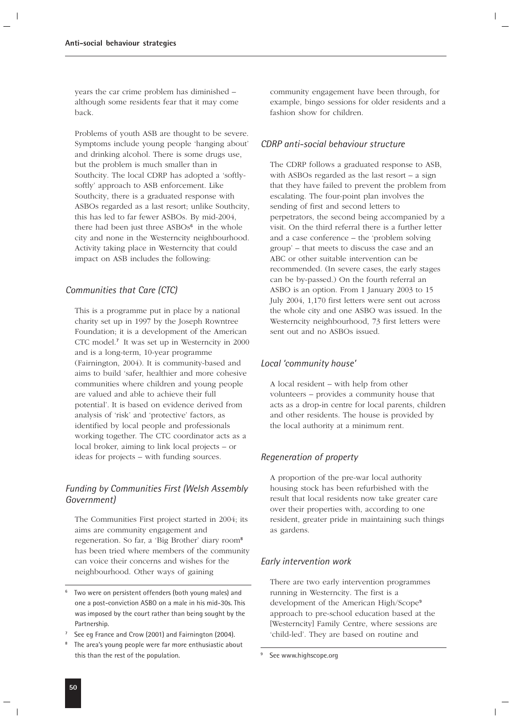years the car crime problem has diminished – although some residents fear that it may come back.

Problems of youth ASB are thought to be severe. Symptoms include young people 'hanging about' and drinking alcohol. There is some drugs use, but the problem is much smaller than in Southcity. The local CDRP has adopted a 'softly-softly' approach to ASB enforcement. Like Southcity, there is a graduated response with ASBOs regarded as a last resort; unlike Southcity, this has led to far fewer ASBOs. By mid-2004, there had been just three ASBOs[6] in the whole city and none in the Westerncity neighbourhood. Activity taking place in Westerncity that could impact on ASB includes the following:

### *Communities that Care (CTC)*

This is a programme put in place by a national charity set up in 1997 by the Joseph Rowntree Foundation; it is a development of the American CTC model.[7] It was set up in Westerncity in 2000 and is a long-term, 10-year programme (Fairnington, 2004). It is community-based and aims to build 'safer, healthier and more cohesive communities where children and young people are valued and able to achieve their full potential'. It is based on evidence derived from analysis of 'risk' and 'protective' factors, as identified by local people and professionals working together. The CTC coordinator acts as a local broker, aiming to link local projects – or ideas for projects – with funding sources.

### *Funding by Communities First (Welsh Assembly Government)*

The Communities First project started in 2004; its aims are community engagement and regeneration. So far, a 'Big Brother' diary room[8] has been tried where members of the community can voice their concerns and wishes for the neighbourhood. Other ways of gaining community engagement have been through, for example, bingo sessions for older residents and a fashion show for children.

### *CDRP anti-social behaviour structure*

The CDRP follows a graduated response to ASB, with ASBOs regarded as the last resort – a sign that they have failed to prevent the problem from escalating. The four-point plan involves the sending of first and second letters to perpetrators, the second being accompanied by a visit. On the third referral there is a further letter and a case conference – the 'problem solving group' – that meets to discuss the case and an ABC or other suitable intervention can be recommended. (In severe cases, the early stages can be by-passed.) On the fourth referral an ASBO is an option. From 1 January 2003 to 15 July 2004, 1,170 first letters were sent out across the whole city and one ASBO was issued. In the Westerncity neighbourhood, 73 first letters were sent out and no ASBOs issued.

### *Local 'community house'*

A local resident – with help from other volunteers – provides a community house that acts as a drop-in centre for local parents, children and other residents. The house is provided by the local authority at a minimum rent.

### *Regeneration of property*

A proportion of the pre-war local authority housing stock has been refurbished with the result that local residents now take greater care over their properties with, according to one resident, greater pride in maintaining such things as gardens.

### *Early intervention work*

There are two early intervention programmes running in Westerncity. The first is a development of the American High/Scope[9] approach to pre-school education based at the [Westerncity] Family Centre, where sessions are 'child-led'. They are based on routine and

---

[6] Two were on persistent offenders (both young males) and one a post-conviction ASBO on a male in his mid-30s. This was imposed by the court rather than being sought by the Partnership.

[7] See eg France and Crow (2001) and Fairnington (2004).

[8] The area's young people were far more enthusiastic about this than the rest of the population.

[9] See www.highscope.org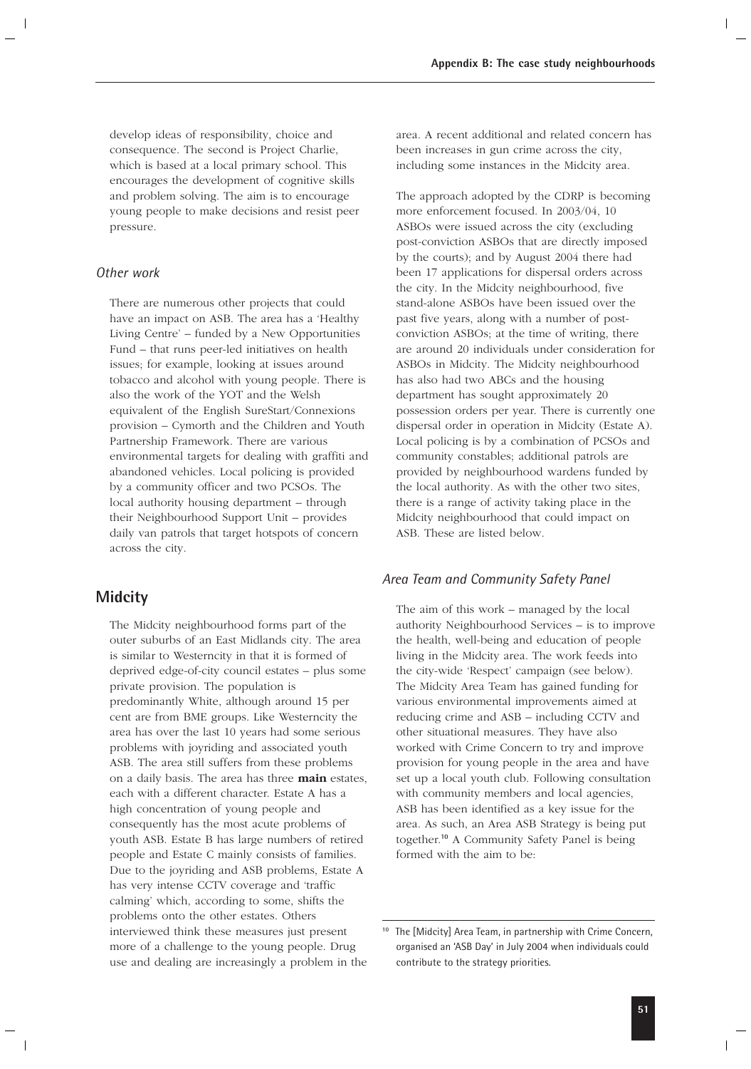develop ideas of responsibility, choice and consequence. The second is Project Charlie, which is based at a local primary school. This encourages the development of cognitive skills and problem solving. The aim is to encourage young people to make decisions and resist peer pressure.

### *Other work*

There are numerous other projects that could have an impact on ASB. The area has a 'Healthy Living Centre' – funded by a New Opportunities Fund – that runs peer-led initiatives on health issues; for example, looking at issues around tobacco and alcohol with young people. There is also the work of the YOT and the Welsh equivalent of the English SureStart/Connexions provision – Cymorth and the Children and Youth Partnership Framework. There are various environmental targets for dealing with graffiti and abandoned vehicles. Local policing is provided by a community officer and two PCSOs. The local authority housing department – through their Neighbourhood Support Unit – provides daily van patrols that target hotspots of concern across the city.

## Midcity

The Midcity neighbourhood forms part of the outer suburbs of an East Midlands city. The area is similar to Westerncity in that it is formed of deprived edge-of-city council estates – plus some private provision. The population is predominantly White, although around 15 per cent are from BME groups. Like Westerncity the area has over the last 10 years had some serious problems with joyriding and associated youth ASB. The area still suffers from these problems on a daily basis. The area has three **main** estates, each with a different character. Estate A has a high concentration of young people and consequently has the most acute problems of youth ASB. Estate B has large numbers of retired people and Estate C mainly consists of families. Due to the joyriding and ASB problems, Estate A has very intense CCTV coverage and 'traffic calming' which, according to some, shifts the problems onto the other estates. Others interviewed think these measures just present more of a challenge to the young people. Drug use and dealing are increasingly a problem in the area. A recent additional and related concern has been increases in gun crime across the city, including some instances in the Midcity area.

The approach adopted by the CDRP is becoming more enforcement focused. In 2003/04, 10 ASBOs were issued across the city (excluding post-conviction ASBOs that are directly imposed by the courts); and by August 2004 there had been 17 applications for dispersal orders across the city. In the Midcity neighbourhood, five stand-alone ASBOs have been issued over the past five years, along with a number of post-conviction ASBOs; at the time of writing, there are around 20 individuals under consideration for ASBOs in Midcity. The Midcity neighbourhood has also had two ABCs and the housing department has sought approximately 20 possession orders per year. There is currently one dispersal order in operation in Midcity (Estate A). Local policing is by a combination of PCSOs and community constables; additional patrols are provided by neighbourhood wardens funded by the local authority. As with the other two sites, there is a range of activity taking place in the Midcity neighbourhood that could impact on ASB. These are listed below.

### *Area Team and Community Safety Panel*

The aim of this work – managed by the local authority Neighbourhood Services – is to improve the health, well-being and education of people living in the Midcity area. The work feeds into the city-wide 'Respect' campaign (see below). The Midcity Area Team has gained funding for various environmental improvements aimed at reducing crime and ASB – including CCTV and other situational measures. They have also worked with Crime Concern to try and improve provision for young people in the area and have set up a local youth club. Following consultation with community members and local agencies, ASB has been identified as a key issue for the area. As such, an Area ASB Strategy is being put together.[10] A Community Safety Panel is being formed with the aim to be:

[10] The [Midcity] Area Team, in partnership with Crime Concern, organised an 'ASB Day' in July 2004 when individuals could contribute to the strategy priorities.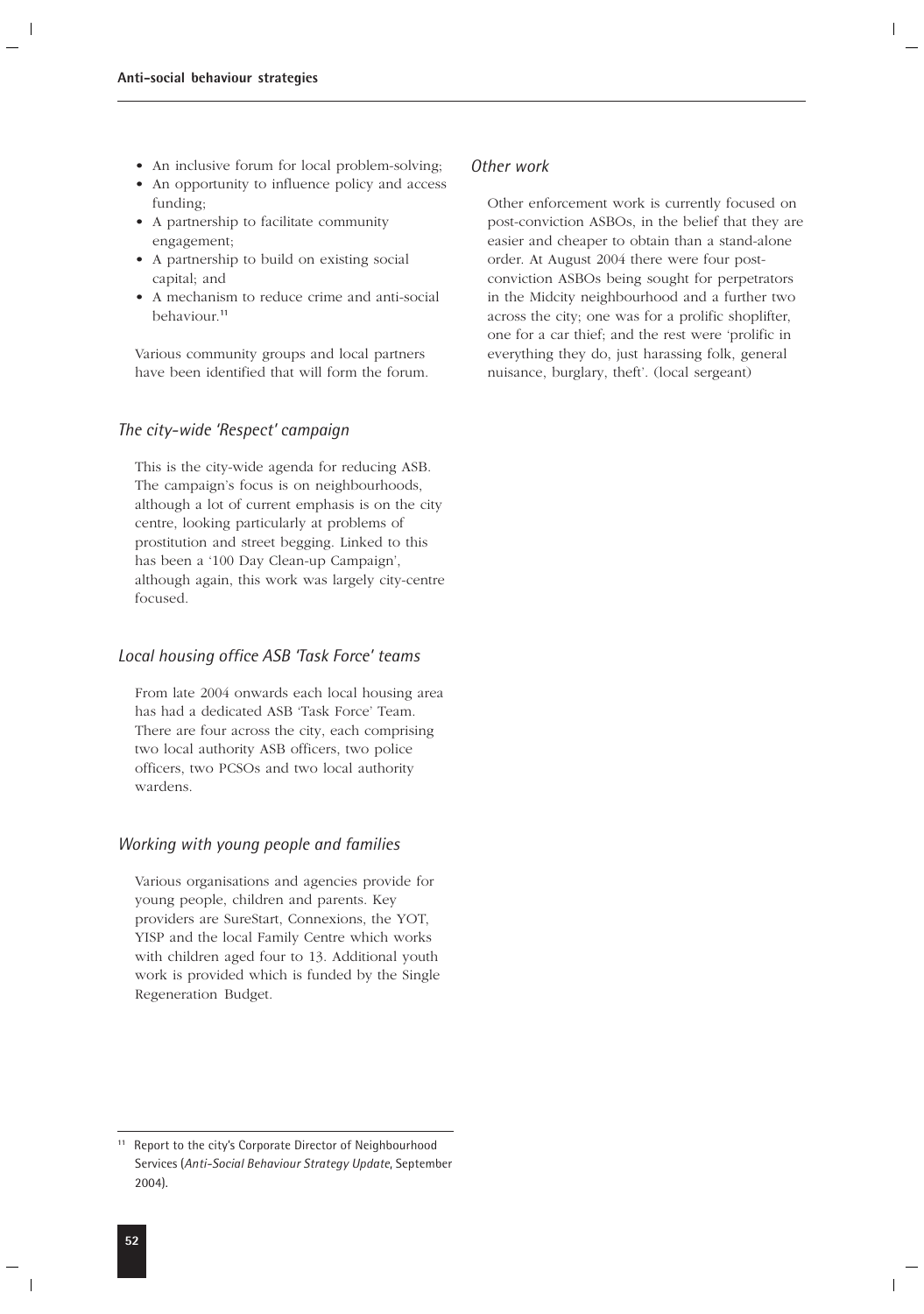- An inclusive forum for local problem-solving;
- An opportunity to influence policy and access funding;
- A partnership to facilitate community engagement;
- A partnership to build on existing social capital; and
- A mechanism to reduce crime and anti-social behaviour.[11]

Various community groups and local partners have been identified that will form the forum.

### *The city-wide 'Respect' campaign*

This is the city-wide agenda for reducing ASB. The campaign's focus is on neighbourhoods, although a lot of current emphasis is on the city centre, looking particularly at problems of prostitution and street begging. Linked to this has been a '100 Day Clean-up Campaign', although again, this work was largely city-centre focused.

### *Local housing office ASB 'Task Force' teams*

From late 2004 onwards each local housing area has had a dedicated ASB 'Task Force' Team. There are four across the city, each comprising two local authority ASB officers, two police officers, two PCSOs and two local authority wardens.

### *Working with young people and families*

Various organisations and agencies provide for young people, children and parents. Key providers are SureStart, Connexions, the YOT, YISP and the local Family Centre which works with children aged four to 13. Additional youth work is provided which is funded by the Single Regeneration Budget.

### *Other work*

Other enforcement work is currently focused on post-conviction ASBOs, in the belief that they are easier and cheaper to obtain than a stand-alone order. At August 2004 there were four post-conviction ASBOs being sought for perpetrators in the Midcity neighbourhood and a further two across the city; one was for a prolific shoplifter, one for a car thief; and the rest were 'prolific in everything they do, just harassing folk, general nuisance, burglary, theft'. (local sergeant)

---

[11] Report to the city's Corporate Director of Neighbourhood Services (*Anti-Social Behaviour Strategy Update*, September 2004).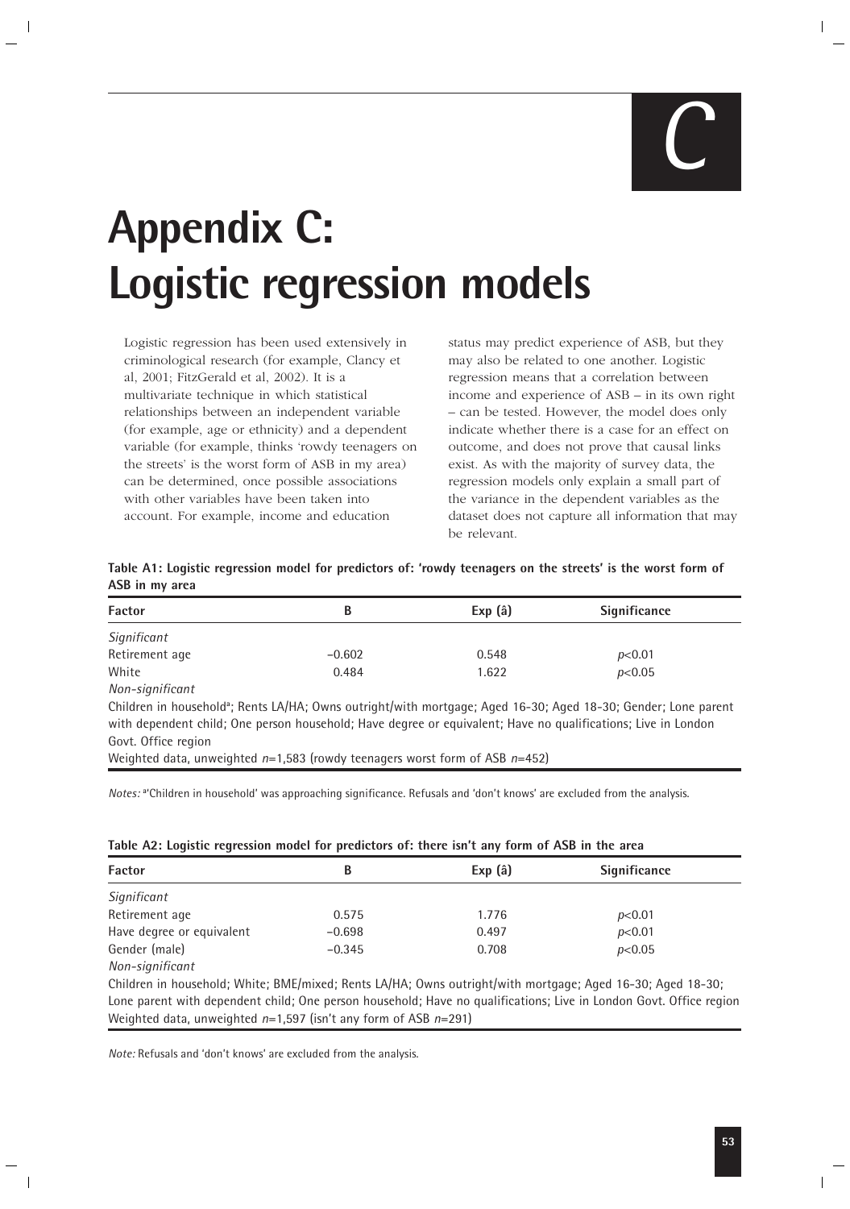# Appendix C: Logistic regression models

Logistic regression has been used extensively in criminological research (for example, Clancy et al, 2001; FitzGerald et al, 2002). It is a multivariate technique in which statistical relationships between an independent variable (for example, age or ethnicity) and a dependent variable (for example, thinks 'rowdy teenagers on the streets' is the worst form of ASB in my area) can be determined, once possible associations with other variables have been taken into account. For example, income and education status may predict experience of ASB, but they may also be related to one another. Logistic regression means that a correlation between income and experience of ASB – in its own right – can be tested. However, the model does only indicate whether there is a case for an effect on outcome, and does not prove that causal links exist. As with the majority of survey data, the regression models only explain a small part of the variance in the dependent variables as the dataset does not capture all information that may be relevant.

**Table A1: Logistic regression model for predictors of: 'rowdy teenagers on the streets' is the worst form of ASB in my area**

| Factor | B | Exp (â) | Significance |
|---|---|---|---|
| *Significant* | | | |
| Retirement age | –0.602 | 0.548 | $p<0.01$ |
| White | 0.484 | 1.622 | $p<0.05$ |
| *Non-significant* | | | |
| Children in household[a]; Rents LA/HA; Owns outright/with mortgage; Aged 16-30; Aged 18-30; Gender; Lone parent with dependent child; One person household; Have degree or equivalent; Have no qualifications; Live in London Govt. Office region | | | |
| Weighted data, unweighted $n$=1,583 (rowdy teenagers worst form of ASB $n$=452) | | | |

*Notes:* [a]'Children in household' was approaching significance. Refusals and 'don't knows' are excluded from the analysis.

**Table A2: Logistic regression model for predictors of: there isn't any form of ASB in the area**

| Factor | B | Exp (â) | Significance |
|---|---|---|---|
| *Significant* | | | |
| Retirement age | 0.575 | 1.776 | $p<0.01$ |
| Have degree or equivalent | –0.698 | 0.497 | $p<0.01$ |
| Gender (male) | –0.345 | 0.708 | $p<0.05$ |
| *Non-significant* | | | |
| Children in household; White; BME/mixed; Rents LA/HA; Owns outright/with mortgage; Aged 16-30; Aged 18-30; Lone parent with dependent child; One person household; Have no qualifications; Live in London Govt. Office region | | | |
| Weighted data, unweighted $n$=1,597 (isn't any form of ASB $n$=291) | | | |

*Note:* Refusals and 'don't knows' are excluded from the analysis.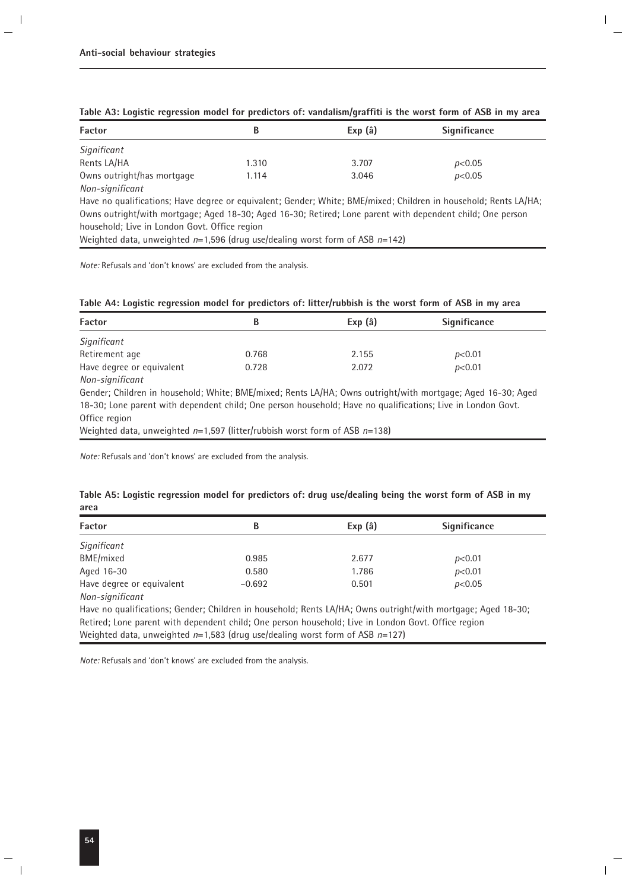**Table A3: Logistic regression model for predictors of: vandalism/graffiti is the worst form of ASB in my area**

| Factor | B | Exp (â) | Significance |
|---|---|---|---|
| *Significant* | | | |
| Rents LA/HA | 1.310 | 3.707 | $p<0.05$ |
| Owns outright/has mortgage | 1.114 | 3.046 | $p<0.05$ |
| *Non-significant* | | | |
| Have no qualifications; Have degree or equivalent; Gender; White; BME/mixed; Children in household; Rents LA/HA; Owns outright/with mortgage; Aged 18-30; Aged 16-30; Retired; Lone parent with dependent child; One person household; Live in London Govt. Office region | | | |
| Weighted data, unweighted $n$=1,596 (drug use/dealing worst form of ASB $n$=142) | | | |

*Note:* Refusals and 'don't knows' are excluded from the analysis.

**Table A4: Logistic regression model for predictors of: litter/rubbish is the worst form of ASB in my area**

| Factor | B | Exp (â) | Significance |
|---|---|---|---|
| *Significant* | | | |
| Retirement age | 0.768 | 2.155 | $p<0.01$ |
| Have degree or equivalent | 0.728 | 2.072 | $p<0.01$ |
| *Non-significant* | | | |
| Gender; Children in household; White; BME/mixed; Rents LA/HA; Owns outright/with mortgage; Aged 16-30; Aged 18-30; Lone parent with dependent child; One person household; Have no qualifications; Live in London Govt. Office region | | | |
| Weighted data, unweighted $n$=1,597 (litter/rubbish worst form of ASB $n$=138) | | | |

*Note:* Refusals and 'don't knows' are excluded from the analysis.

**Table A5: Logistic regression model for predictors of: drug use/dealing being the worst form of ASB in my area**

| Factor | B | Exp (â) | Significance |
|---|---|---|---|
| *Significant* | | | |
| BME/mixed | 0.985 | 2.677 | $p<0.01$ |
| Aged 16-30 | 0.580 | 1.786 | $p<0.01$ |
| Have degree or equivalent | −0.692 | 0.501 | $p<0.05$ |
| *Non-significant* | | | |
| Have no qualifications; Gender; Children in household; Rents LA/HA; Owns outright/with mortgage; Aged 18-30; Retired; Lone parent with dependent child; One person household; Live in London Govt. Office region | | | |
| Weighted data, unweighted $n$=1,583 (drug use/dealing worst form of ASB $n$=127) | | | |

*Note:* Refusals and 'don't knows' are excluded from the analysis.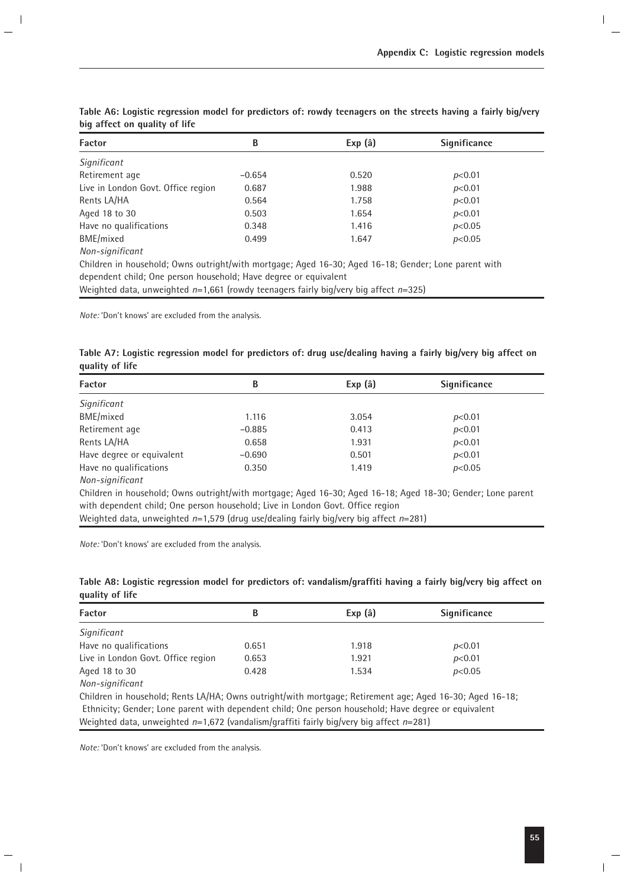**Table A6: Logistic regression model for predictors of: rowdy teenagers on the streets having a fairly big/very big affect on quality of life**

| Factor | B | Exp (â) | Significance |
|---|---|---|---|
| *Significant* | | | |
| Retirement age | −0.654 | 0.520 | $p<0.01$ |
| Live in London Govt. Office region | 0.687 | 1.988 | $p<0.01$ |
| Rents LA/HA | 0.564 | 1.758 | $p<0.01$ |
| Aged 18 to 30 | 0.503 | 1.654 | $p<0.01$ |
| Have no qualifications | 0.348 | 1.416 | $p<0.05$ |
| BME/mixed | 0.499 | 1.647 | $p<0.05$ |
| *Non-significant* | | | |
| Children in household; Owns outright/with mortgage; Aged 16-30; Aged 16-18; Gender; Lone parent with dependent child; One person household; Have degree or equivalent | | | |
| Weighted data, unweighted $n$=1,661 (rowdy teenagers fairly big/very big affect $n$=325) | | | |

*Note:* 'Don't knows' are excluded from the analysis.

**Table A7: Logistic regression model for predictors of: drug use/dealing having a fairly big/very big affect on quality of life**

| Factor | B | Exp (â) | Significance |
|---|---|---|---|
| *Significant* | | | |
| BME/mixed | 1.116 | 3.054 | $p<0.01$ |
| Retirement age | −0.885 | 0.413 | $p<0.01$ |
| Rents LA/HA | 0.658 | 1.931 | $p<0.01$ |
| Have degree or equivalent | −0.690 | 0.501 | $p<0.01$ |
| Have no qualifications | 0.350 | 1.419 | $p<0.05$ |
| *Non-significant* | | | |
| Children in household; Owns outright/with mortgage; Aged 16-30; Aged 16-18; Aged 18-30; Gender; Lone parent with dependent child; One person household; Live in London Govt. Office region | | | |
| Weighted data, unweighted $n$=1,579 (drug use/dealing fairly big/very big affect $n$=281) | | | |

*Note:* 'Don't knows' are excluded from the analysis.

**Table A8: Logistic regression model for predictors of: vandalism/graffiti having a fairly big/very big affect on quality of life**

| Factor | B | Exp (â) | Significance |
|---|---|---|---|
| *Significant* | | | |
| Have no qualifications | 0.651 | 1.918 | $p<0.01$ |
| Live in London Govt. Office region | 0.653 | 1.921 | $p<0.01$ |
| Aged 18 to 30 | 0.428 | 1.534 | $p<0.05$ |
| *Non-significant* | | | |
| Children in household; Rents LA/HA; Owns outright/with mortgage; Retirement age; Aged 16-30; Aged 16-18; Ethnicity; Gender; Lone parent with dependent child; One person household; Have degree or equivalent | | | |
| Weighted data, unweighted $n$=1,672 (vandalism/graffiti fairly big/very big affect $n$=281) | | | |

*Note:* 'Don't knows' are excluded from the analysis.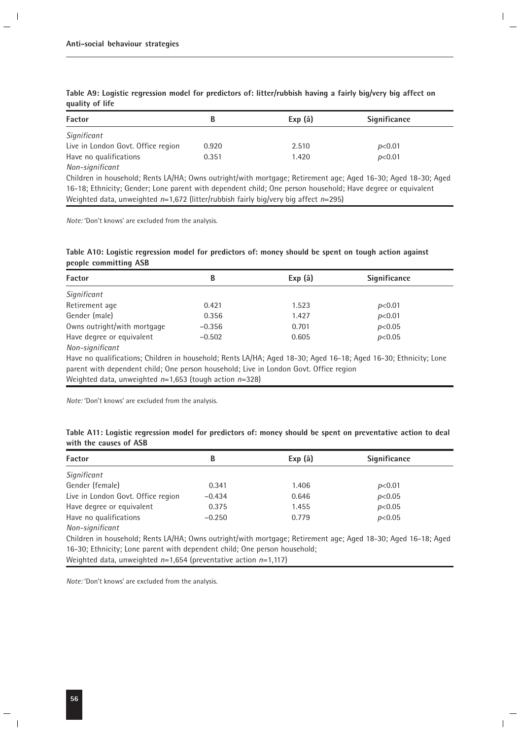**Table A9: Logistic regression model for predictors of: litter/rubbish having a fairly big/very big affect on quality of life**

| Factor | B | Exp (â) | Significance |
|---|---|---|---|
| *Significant* | | | |
| Live in London Govt. Office region | 0.920 | 2.510 | $p<0.01$ |
| Have no qualifications | 0.351 | 1.420 | $p<0.01$ |
| *Non-significant* | | | |
| Children in household; Rents LA/HA; Owns outright/with mortgage; Retirement age; Aged 16-30; Aged 18-30; Aged 16-18; Ethnicity; Gender; Lone parent with dependent child; One person household; Have degree or equivalent | | | |
| Weighted data, unweighted $n$=1,672 (litter/rubbish fairly big/very big affect $n$=295) | | | |

*Note:* 'Don't knows' are excluded from the analysis.

**Table A10: Logistic regression model for predictors of: money should be spent on tough action against people committing ASB**

| Factor | B | Exp (â) | Significance |
|---|---|---|---|
| *Significant* | | | |
| Retirement age | 0.421 | 1.523 | $p<0.01$ |
| Gender (male) | 0.356 | 1.427 | $p<0.01$ |
| Owns outright/with mortgage | −0.356 | 0.701 | $p<0.05$ |
| Have degree or equivalent | −0.502 | 0.605 | $p<0.05$ |
| *Non-significant* | | | |
| Have no qualifications; Children in household; Rents LA/HA; Aged 18-30; Aged 16-18; Aged 16-30; Ethnicity; Lone parent with dependent child; One person household; Live in London Govt. Office region | | | |
| Weighted data, unweighted $n$=1,653 (tough action $n$=328) | | | |

*Note:* 'Don't knows' are excluded from the analysis.

**Table A11: Logistic regression model for predictors of: money should be spent on preventative action to deal with the causes of ASB**

| Factor | B | Exp (â) | Significance |
|---|---|---|---|
| *Significant* | | | |
| Gender (female) | 0.341 | 1.406 | $p<0.01$ |
| Live in London Govt. Office region | −0.434 | 0.646 | $p<0.05$ |
| Have degree or equivalent | 0.375 | 1.455 | $p<0.05$ |
| Have no qualifications | −0.250 | 0.779 | $p<0.05$ |
| *Non-significant* | | | |
| Children in household; Rents LA/HA; Owns outright/with mortgage; Retirement age; Aged 18-30; Aged 16-18; Aged 16-30; Ethnicity; Lone parent with dependent child; One person household; | | | |
| Weighted data, unweighted $n$=1,654 (preventative action $n$=1,117) | | | |

*Note:* 'Don't knows' are excluded from the analysis.